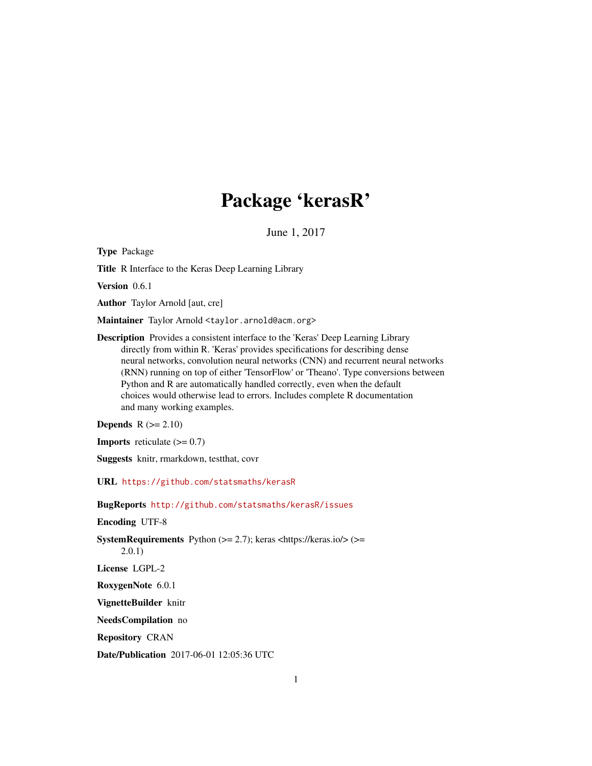# Package 'kerasR'

June 1, 2017

**Type** Package

**Title** R Interface to the Keras Deep Learning Library

**Version** 0.6.1

**Author** Taylor Arnold [aut, cre]

**Maintainer** Taylor Arnold <taylor.arnold@acm.org>

**Description** Provides a consistent interface to the 'Keras' Deep Learning Library directly from within R. 'Keras' provides specifications for describing dense neural networks, convolution neural networks (CNN) and recurrent neural networks (RNN) running on top of either 'TensorFlow' or 'Theano'. Type conversions between Python and R are automatically handled correctly, even when the default choices would otherwise lead to errors. Includes complete R documentation and many working examples.

**Depends** R (>= 2.10)

**Imports** reticulate (>= 0.7)

**Suggests** knitr, rmarkdown, testthat, covr

**URL** https://github.com/statsmaths/kerasR

**BugReports** http://github.com/statsmaths/kerasR/issues

**Encoding** UTF-8

**SystemRequirements** Python (>= 2.7); keras <https://keras.io/> (>= 2.0.1)

**License** LGPL-2

**RoxygenNote** 6.0.1

**VignetteBuilder** knitr

**NeedsCompilation** no

**Repository** CRAN

**Date/Publication** 2017-06-01 12:05:36 UTC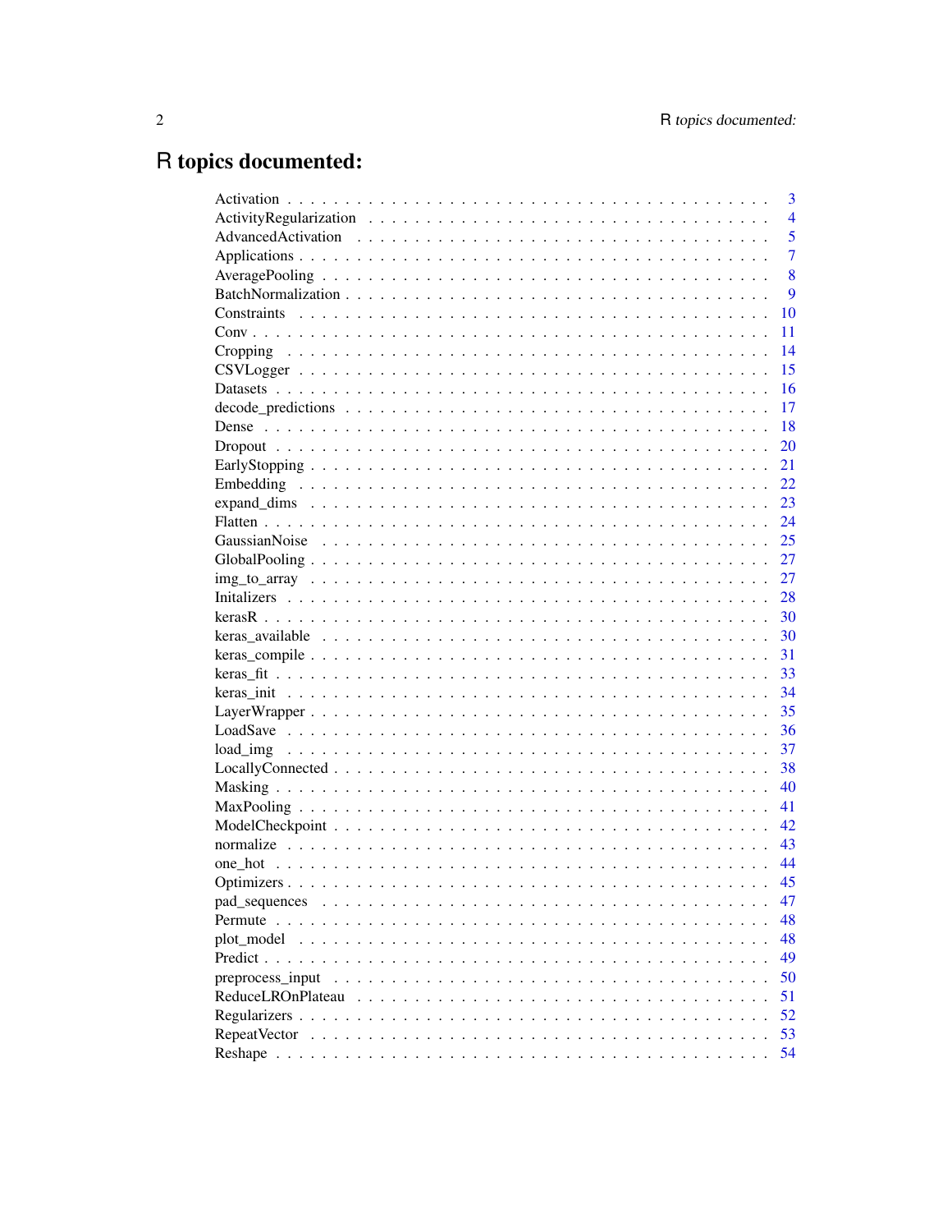# R topics documented:

| | |
|---|---|
| Activation | 3 |
| ActivityRegularization | 4 |
| AdvancedActivation | 5 |
| Applications | 7 |
| AveragePooling | 8 |
| BatchNormalization | 9 |
| Constraints | 10 |
| Conv | 11 |
| Cropping | 14 |
| CSVLogger | 15 |
| Datasets | 16 |
| decode_predictions | 17 |
| Dense | 18 |
| Dropout | 20 |
| EarlyStopping | 21 |
| Embedding | 22 |
| expand_dims | 23 |
| Flatten | 24 |
| GaussianNoise | 25 |
| GlobalPooling | 27 |
| img_to_array | 27 |
| Initalizers | 28 |
| kerasR | 30 |
| keras_available | 30 |
| keras_compile | 31 |
| keras_fit | 33 |
| keras_init | 34 |
| LayerWrapper | 35 |
| LoadSave | 36 |
| load_img | 37 |
| LocallyConnected | 38 |
| Masking | 40 |
| MaxPooling | 41 |
| ModelCheckpoint | 42 |
| normalize | 43 |
| one_hot | 44 |
| Optimizers | 45 |
| pad_sequences | 47 |
| Permute | 48 |
| plot_model | 48 |
| Predict | 49 |
| preprocess_input | 50 |
| ReduceLROnPlateau | 51 |
| Regularizers | 52 |
| RepeatVector | 53 |
| Reshape | 54 |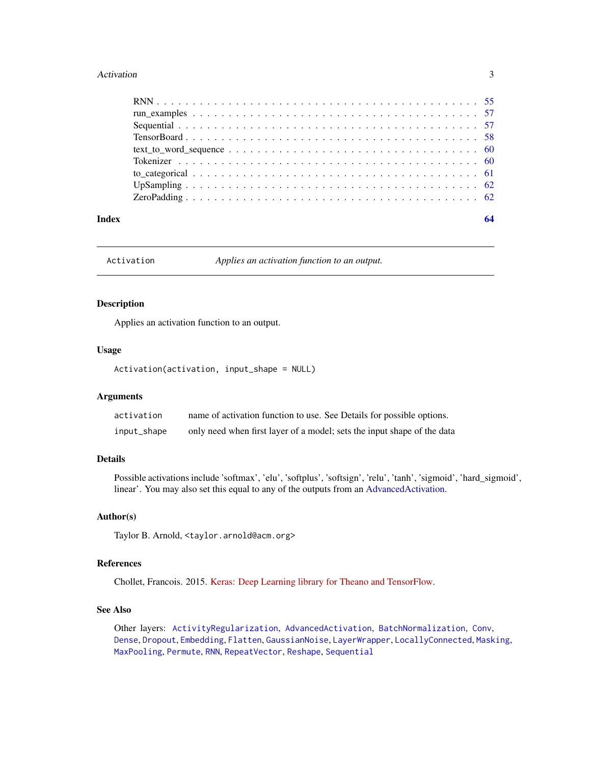RNN . . . . . . . . . . . . . . . . . . . . . . . . . . . . . . . . . . . . . . . . . . 55
run_examples . . . . . . . . . . . . . . . . . . . . . . . . . . . . . . . . . . . . . 57
Sequential . . . . . . . . . . . . . . . . . . . . . . . . . . . . . . . . . . . . . . . 57
TensorBoard . . . . . . . . . . . . . . . . . . . . . . . . . . . . . . . . . . . . . . 58
text_to_word_sequence . . . . . . . . . . . . . . . . . . . . . . . . . . . . . . . . 60
Tokenizer . . . . . . . . . . . . . . . . . . . . . . . . . . . . . . . . . . . . . . . 60
to_categorical . . . . . . . . . . . . . . . . . . . . . . . . . . . . . . . . . . . . 61
UpSampling . . . . . . . . . . . . . . . . . . . . . . . . . . . . . . . . . . . . . . 62
ZeroPadding . . . . . . . . . . . . . . . . . . . . . . . . . . . . . . . . . . . . . . 62

**Index** **64**

---

`Activation` *Applies an activation function to an output.*

---

### Description

Applies an activation function to an output.

### Usage

```
Activation(activation, input_shape = NULL)
```

### Arguments

| | |
|---|---|
| `activation` | name of activation function to use. See Details for possible options. |
| `input_shape` | only need when first layer of a model; sets the input shape of the data |

### Details

Possible activations include 'softmax', 'elu', 'softplus', 'softsign', 'relu', 'tanh', 'sigmoid', 'hard_sigmoid', linear'. You may also set this equal to any of the outputs from an AdvancedActivation.

### Author(s)

Taylor B. Arnold, <taylor.arnold@acm.org>

### References

Chollet, Francois. 2015. Keras: Deep Learning library for Theano and TensorFlow.

### See Also

Other layers: `ActivityRegularization`, `AdvancedActivation`, `BatchNormalization`, `Conv`, `Dense`, `Dropout`, `Embedding`, `Flatten`, `GaussianNoise`, `LayerWrapper`, `LocallyConnected`, `Masking`, `MaxPooling`, `Permute`, `RNN`, `RepeatVector`, `Reshape`, `Sequential`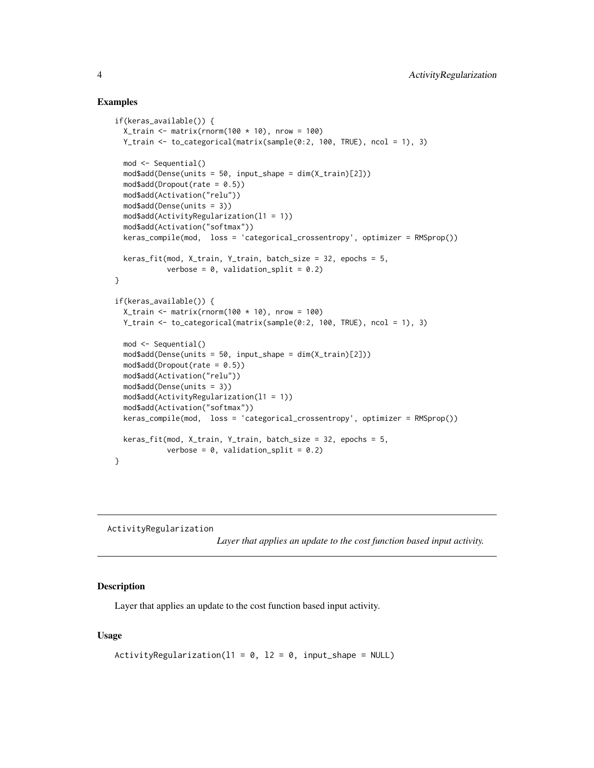## Examples

```
if(keras_available()) {
  X_train <- matrix(rnorm(100 * 10), nrow = 100)
  Y_train <- to_categorical(matrix(sample(0:2, 100, TRUE), ncol = 1), 3)

  mod <- Sequential()
  mod$add(Dense(units = 50, input_shape = dim(X_train)[2]))
  mod$add(Dropout(rate = 0.5))
  mod$add(Activation("relu"))
  mod$add(Dense(units = 3))
  mod$add(ActivityRegularization(l1 = 1))
  mod$add(Activation("softmax"))
  keras_compile(mod,  loss = 'categorical_crossentropy', optimizer = RMSprop())

  keras_fit(mod, X_train, Y_train, batch_size = 32, epochs = 5,
            verbose = 0, validation_split = 0.2)
}

if(keras_available()) {
  X_train <- matrix(rnorm(100 * 10), nrow = 100)
  Y_train <- to_categorical(matrix(sample(0:2, 100, TRUE), ncol = 1), 3)

  mod <- Sequential()
  mod$add(Dense(units = 50, input_shape = dim(X_train)[2]))
  mod$add(Dropout(rate = 0.5))
  mod$add(Activation("relu"))
  mod$add(Dense(units = 3))
  mod$add(ActivityRegularization(l1 = 1))
  mod$add(Activation("softmax"))
  keras_compile(mod,  loss = 'categorical_crossentropy', optimizer = RMSprop())

  keras_fit(mod, X_train, Y_train, batch_size = 32, epochs = 5,
            verbose = 0, validation_split = 0.2)
}
```

---

# ActivityRegularization

*Layer that applies an update to the cost function based input activity.*

---

## Description

Layer that applies an update to the cost function based input activity.

## Usage

```
ActivityRegularization(l1 = 0, l2 = 0, input_shape = NULL)
```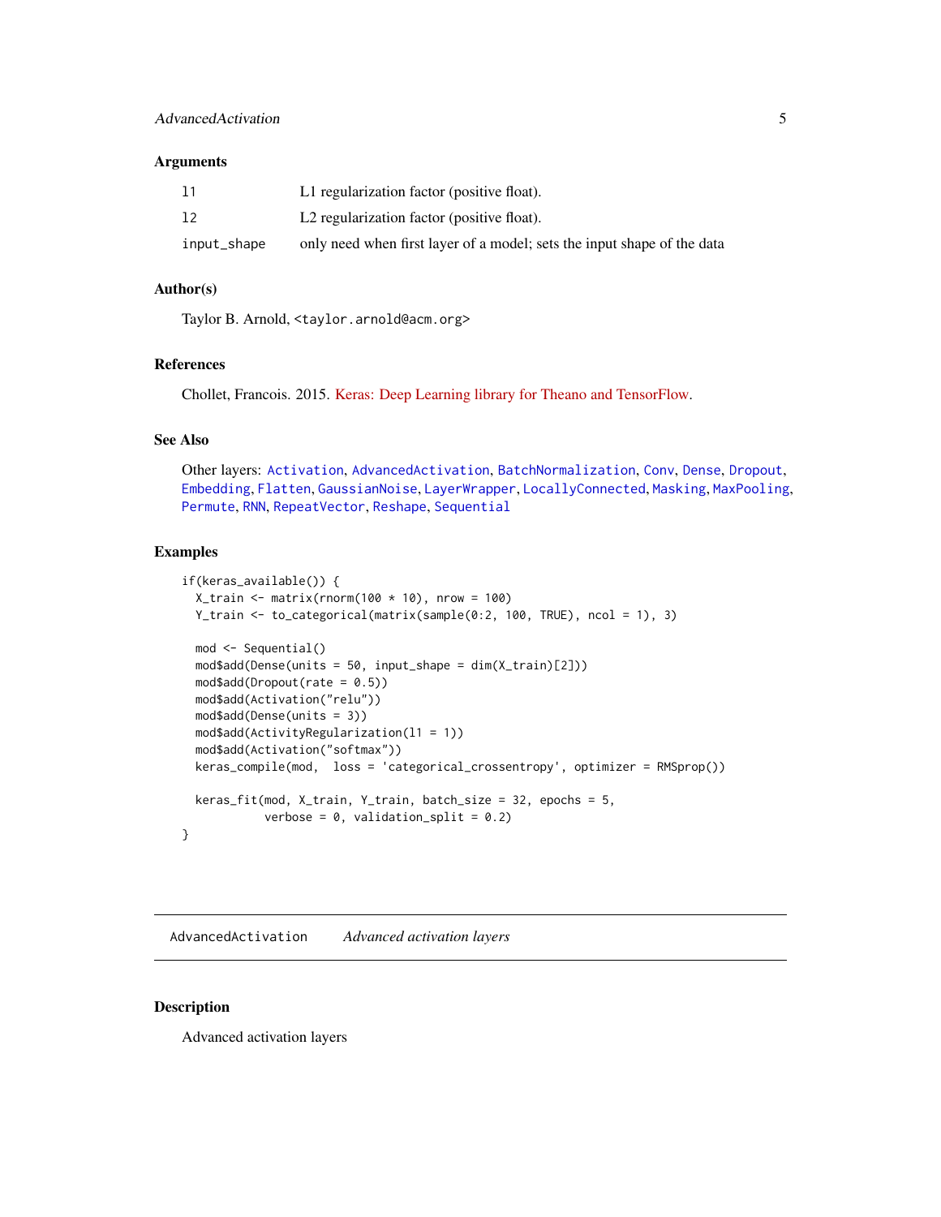### Arguments

| | |
|---|---|
| l1 | L1 regularization factor (positive float). |
| l2 | L2 regularization factor (positive float). |
| input_shape | only need when first layer of a model; sets the input shape of the data |

### Author(s)

Taylor B. Arnold, <taylor.arnold@acm.org>

### References

Chollet, Francois. 2015. Keras: Deep Learning library for Theano and TensorFlow.

### See Also

Other layers: Activation, AdvancedActivation, BatchNormalization, Conv, Dense, Dropout, Embedding, Flatten, GaussianNoise, LayerWrapper, LocallyConnected, Masking, MaxPooling, Permute, RNN, RepeatVector, Reshape, Sequential

### Examples

```
if(keras_available()) {
  X_train <- matrix(rnorm(100 * 10), nrow = 100)
  Y_train <- to_categorical(matrix(sample(0:2, 100, TRUE), ncol = 1), 3)

  mod <- Sequential()
  mod$add(Dense(units = 50, input_shape = dim(X_train)[2]))
  mod$add(Dropout(rate = 0.5))
  mod$add(Activation("relu"))
  mod$add(Dense(units = 3))
  mod$add(ActivityRegularization(l1 = 1))
  mod$add(Activation("softmax"))
  keras_compile(mod,  loss = 'categorical_crossentropy', optimizer = RMSprop())

  keras_fit(mod, X_train, Y_train, batch_size = 32, epochs = 5,
            verbose = 0, validation_split = 0.2)
}
```

---

## AdvancedActivation *Advanced activation layers*

---

### Description

Advanced activation layers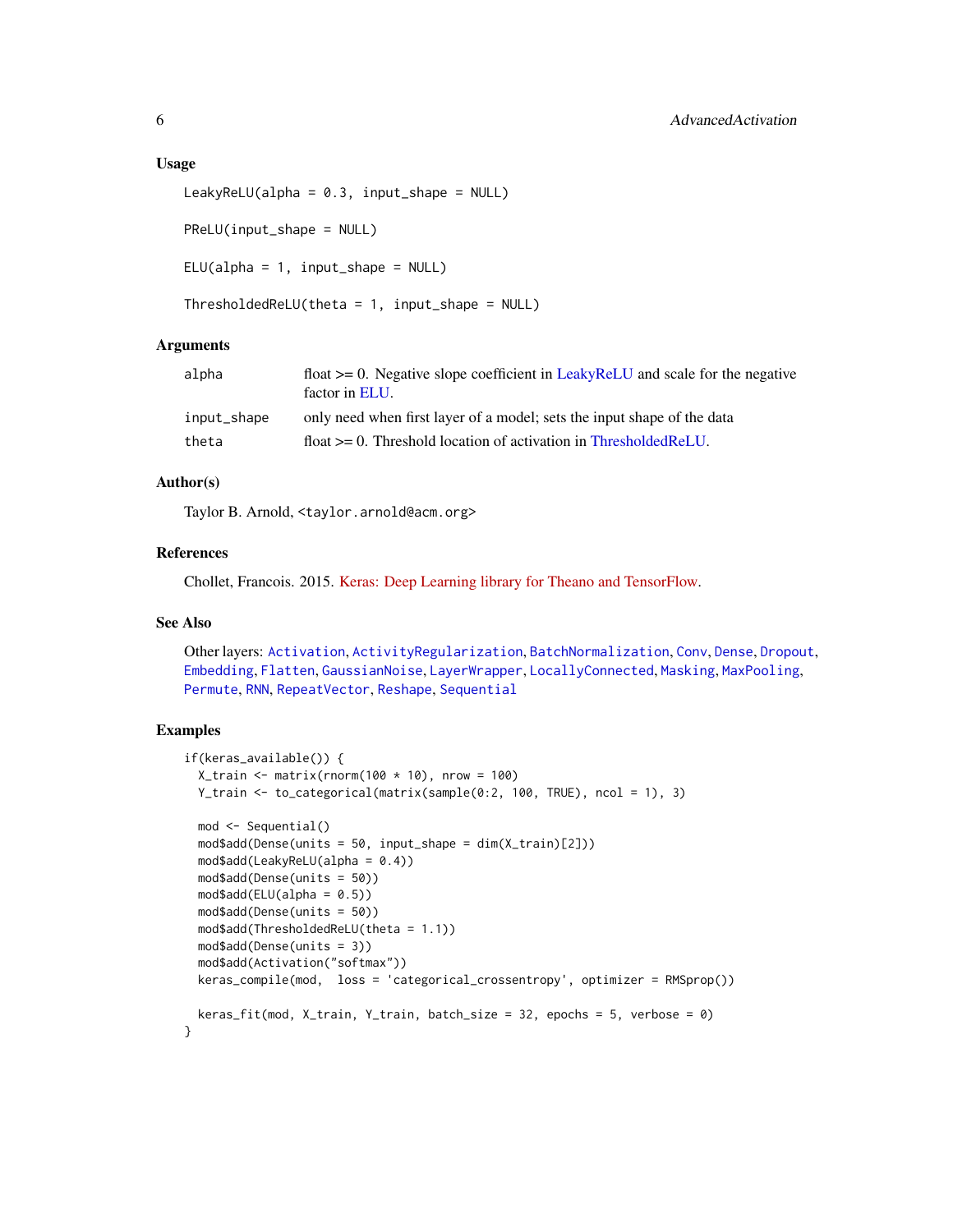### Usage

```
LeakyReLU(alpha = 0.3, input_shape = NULL)

PReLU(input_shape = NULL)

ELU(alpha = 1, input_shape = NULL)

ThresholdedReLU(theta = 1, input_shape = NULL)
```

### Arguments

| | |
|---|---|
| `alpha` | float >= 0. Negative slope coefficient in LeakyReLU and scale for the negative factor in ELU. |
| `input_shape` | only need when first layer of a model; sets the input shape of the data |
| `theta` | float >= 0. Threshold location of activation in ThresholdedReLU. |

### Author(s)

Taylor B. Arnold, <taylor.arnold@acm.org>

### References

Chollet, Francois. 2015. Keras: Deep Learning library for Theano and TensorFlow.

### See Also

Other layers: `Activation`, `ActivityRegularization`, `BatchNormalization`, `Conv`, `Dense`, `Dropout`, `Embedding`, `Flatten`, `GaussianNoise`, `LayerWrapper`, `LocallyConnected`, `Masking`, `MaxPooling`, `Permute`, `RNN`, `RepeatVector`, `Reshape`, `Sequential`

### Examples

```
if(keras_available()) {
  X_train <- matrix(rnorm(100 * 10), nrow = 100)
  Y_train <- to_categorical(matrix(sample(0:2, 100, TRUE), ncol = 1), 3)

  mod <- Sequential()
  mod$add(Dense(units = 50, input_shape = dim(X_train)[2]))
  mod$add(LeakyReLU(alpha = 0.4))
  mod$add(Dense(units = 50))
  mod$add(ELU(alpha = 0.5))
  mod$add(Dense(units = 50))
  mod$add(ThresholdedReLU(theta = 1.1))
  mod$add(Dense(units = 3))
  mod$add(Activation("softmax"))
  keras_compile(mod,  loss = 'categorical_crossentropy', optimizer = RMSprop())

  keras_fit(mod, X_train, Y_train, batch_size = 32, epochs = 5, verbose = 0)
}
```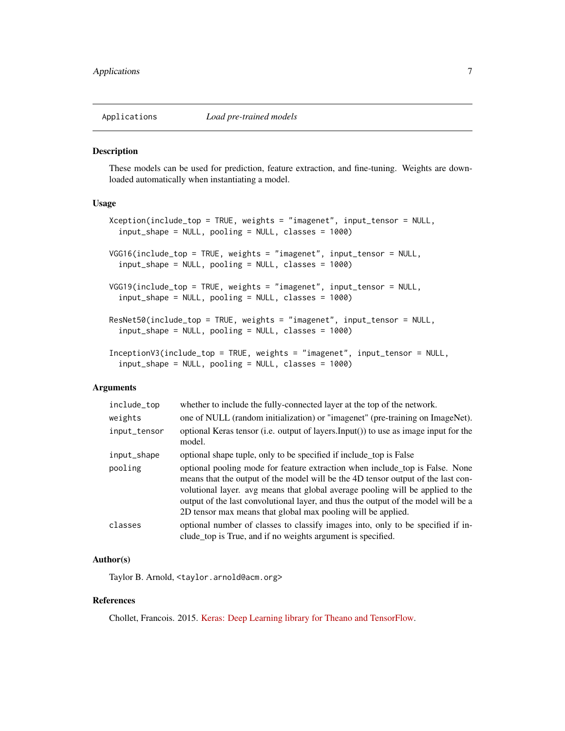Applications *Load pre-trained models*

### Description

These models can be used for prediction, feature extraction, and fine-tuning. Weights are downloaded automatically when instantiating a model.

### Usage

```
Xception(include_top = TRUE, weights = "imagenet", input_tensor = NULL,
  input_shape = NULL, pooling = NULL, classes = 1000)

VGG16(include_top = TRUE, weights = "imagenet", input_tensor = NULL,
  input_shape = NULL, pooling = NULL, classes = 1000)

VGG19(include_top = TRUE, weights = "imagenet", input_tensor = NULL,
  input_shape = NULL, pooling = NULL, classes = 1000)

ResNet50(include_top = TRUE, weights = "imagenet", input_tensor = NULL,
  input_shape = NULL, pooling = NULL, classes = 1000)

InceptionV3(include_top = TRUE, weights = "imagenet", input_tensor = NULL,
  input_shape = NULL, pooling = NULL, classes = 1000)
```

### Arguments

| | |
|---|---|
| `include_top` | whether to include the fully-connected layer at the top of the network. |
| `weights` | one of NULL (random initialization) or "imagenet" (pre-training on ImageNet). |
| `input_tensor` | optional Keras tensor (i.e. output of layers.Input()) to use as image input for the model. |
| `input_shape` | optional shape tuple, only to be specified if include_top is False |
| `pooling` | optional pooling mode for feature extraction when include_top is False. None means that the output of the model will be the 4D tensor output of the last convolutional layer. avg means that global average pooling will be applied to the output of the last convolutional layer, and thus the output of the model will be a 2D tensor max means that global max pooling will be applied. |
| `classes` | optional number of classes to classify images into, only to be specified if include_top is True, and if no weights argument is specified. |

### Author(s)

Taylor B. Arnold, <taylor.arnold@acm.org>

### References

Chollet, Francois. 2015. Keras: Deep Learning library for Theano and TensorFlow.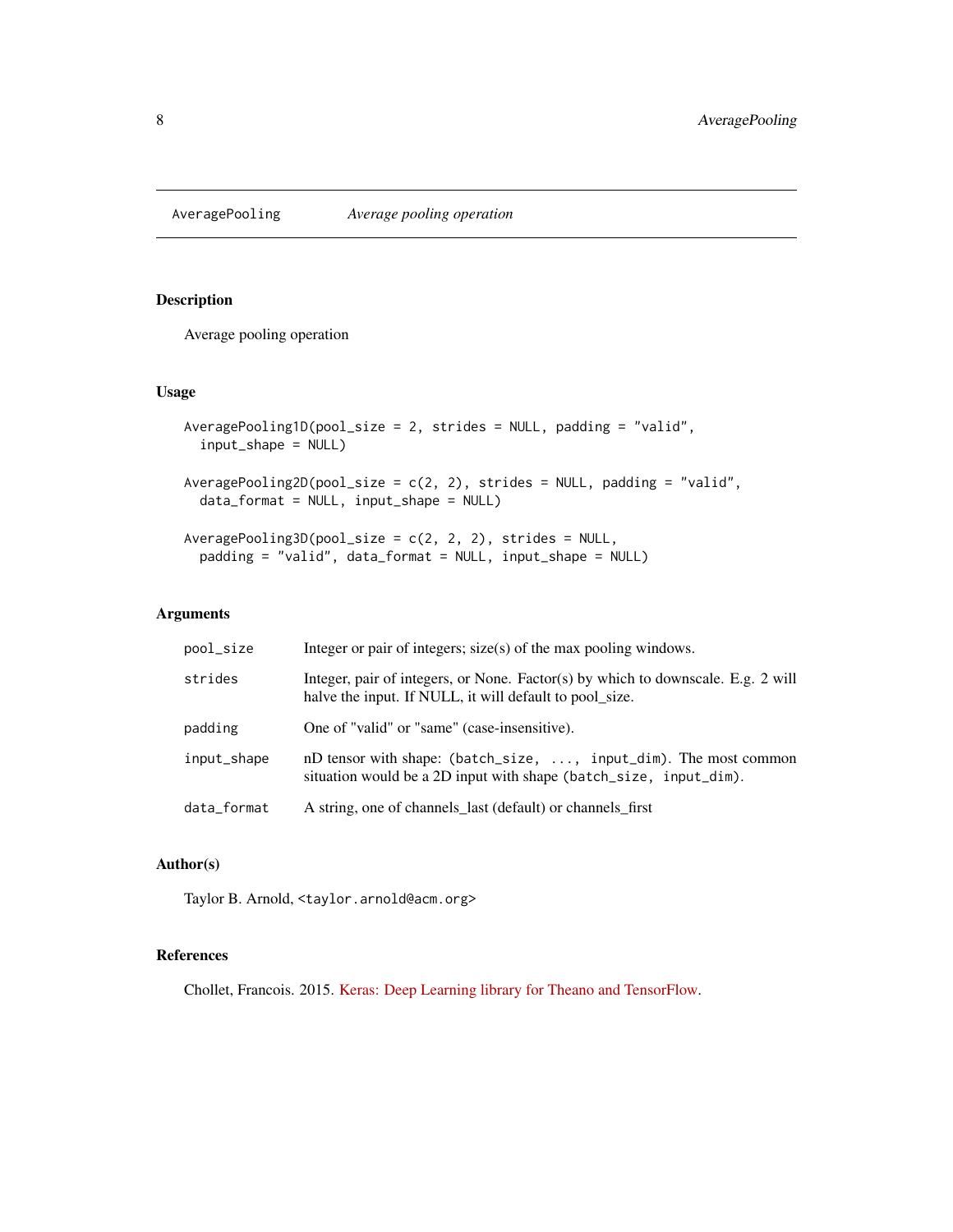AveragePooling — *Average pooling operation*

## Description

Average pooling operation

## Usage

```
AveragePooling1D(pool_size = 2, strides = NULL, padding = "valid",
  input_shape = NULL)

AveragePooling2D(pool_size = c(2, 2), strides = NULL, padding = "valid",
  data_format = NULL, input_shape = NULL)

AveragePooling3D(pool_size = c(2, 2, 2), strides = NULL,
  padding = "valid", data_format = NULL, input_shape = NULL)
```

## Arguments

| | |
|---|---|
| `pool_size` | Integer or pair of integers; size(s) of the max pooling windows. |
| `strides` | Integer, pair of integers, or None. Factor(s) by which to downscale. E.g. 2 will halve the input. If NULL, it will default to pool_size. |
| `padding` | One of "valid" or "same" (case-insensitive). |
| `input_shape` | nD tensor with shape: `(batch_size, ..., input_dim)`. The most common situation would be a 2D input with shape `(batch_size, input_dim)`. |
| `data_format` | A string, one of channels_last (default) or channels_first |

## Author(s)

Taylor B. Arnold, `<taylor.arnold@acm.org>`

## References

Chollet, Francois. 2015. Keras: Deep Learning library for Theano and TensorFlow.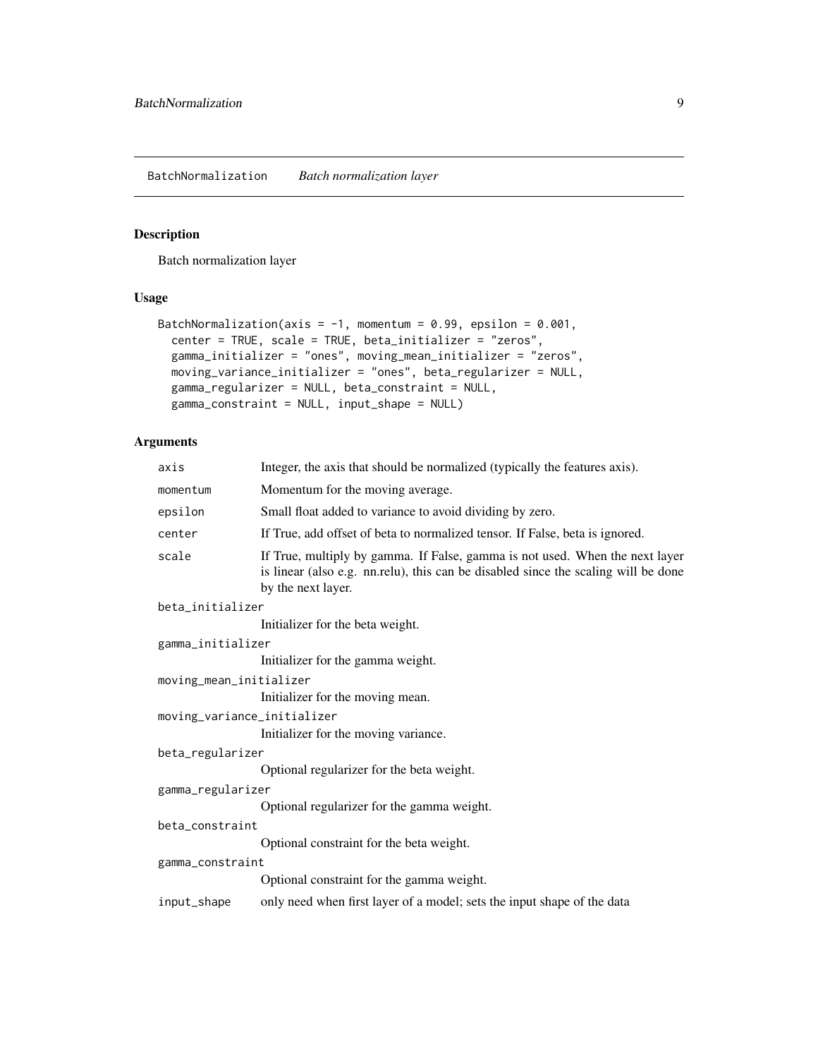## BatchNormalization *Batch normalization layer*

### Description

Batch normalization layer

### Usage

```
BatchNormalization(axis = -1, momentum = 0.99, epsilon = 0.001,
  center = TRUE, scale = TRUE, beta_initializer = "zeros",
  gamma_initializer = "ones", moving_mean_initializer = "zeros",
  moving_variance_initializer = "ones", beta_regularizer = NULL,
  gamma_regularizer = NULL, beta_constraint = NULL,
  gamma_constraint = NULL, input_shape = NULL)
```

### Arguments

| Argument | Description |
|---|---|
| `axis` | Integer, the axis that should be normalized (typically the features axis). |
| `momentum` | Momentum for the moving average. |
| `epsilon` | Small float added to variance to avoid dividing by zero. |
| `center` | If True, add offset of beta to normalized tensor. If False, beta is ignored. |
| `scale` | If True, multiply by gamma. If False, gamma is not used. When the next layer is linear (also e.g. nn.relu), this can be disabled since the scaling will be done by the next layer. |
| `beta_initializer` | Initializer for the beta weight. |
| `gamma_initializer` | Initializer for the gamma weight. |
| `moving_mean_initializer` | Initializer for the moving mean. |
| `moving_variance_initializer` | Initializer for the moving variance. |
| `beta_regularizer` | Optional regularizer for the beta weight. |
| `gamma_regularizer` | Optional regularizer for the gamma weight. |
| `beta_constraint` | Optional constraint for the beta weight. |
| `gamma_constraint` | Optional constraint for the gamma weight. |
| `input_shape` | only need when first layer of a model; sets the input shape of the data |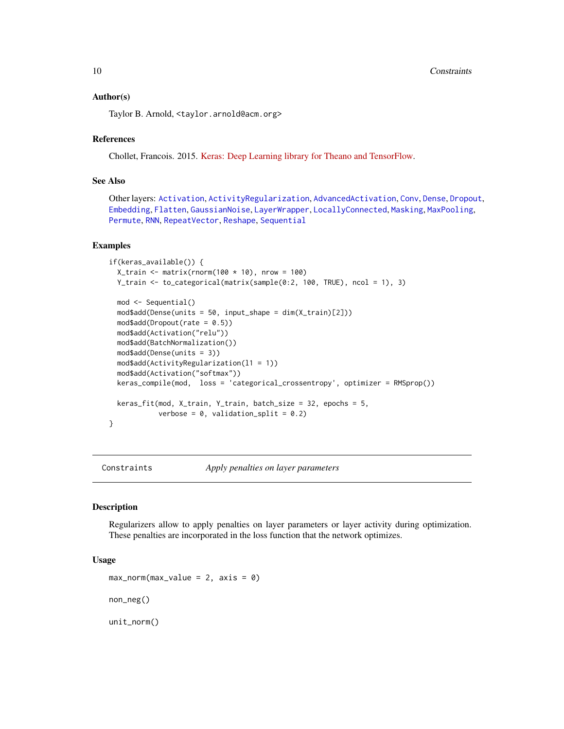### Author(s)

Taylor B. Arnold, <taylor.arnold@acm.org>

### References

Chollet, Francois. 2015. Keras: Deep Learning library for Theano and TensorFlow.

### See Also

Other layers: Activation, ActivityRegularization, AdvancedActivation, Conv, Dense, Dropout, Embedding, Flatten, GaussianNoise, LayerWrapper, LocallyConnected, Masking, MaxPooling, Permute, RNN, RepeatVector, Reshape, Sequential

### Examples

```
if(keras_available()) {
  X_train <- matrix(rnorm(100 * 10), nrow = 100)
  Y_train <- to_categorical(matrix(sample(0:2, 100, TRUE), ncol = 1), 3)

  mod <- Sequential()
  mod$add(Dense(units = 50, input_shape = dim(X_train)[2]))
  mod$add(Dropout(rate = 0.5))
  mod$add(Activation("relu"))
  mod$add(BatchNormalization())
  mod$add(Dense(units = 3))
  mod$add(ActivityRegularization(l1 = 1))
  mod$add(Activation("softmax"))
  keras_compile(mod,  loss = 'categorical_crossentropy', optimizer = RMSprop())

  keras_fit(mod, X_train, Y_train, batch_size = 32, epochs = 5,
            verbose = 0, validation_split = 0.2)
}
```

---

## Constraints — *Apply penalties on layer parameters*

---

### Description

Regularizers allow to apply penalties on layer parameters or layer activity during optimization. These penalties are incorporated in the loss function that the network optimizes.

### Usage

```
max_norm(max_value = 2, axis = 0)

non_neg()

unit_norm()
```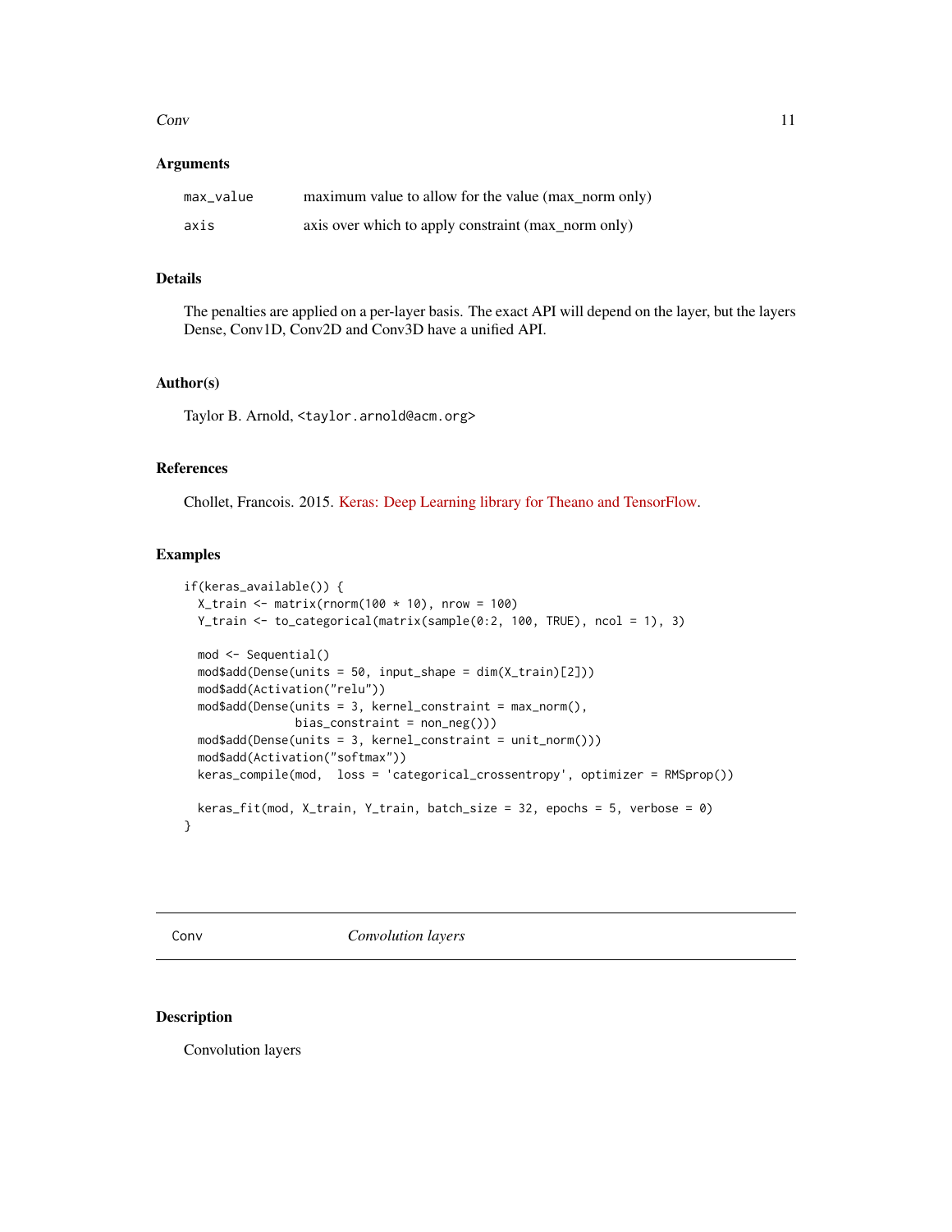## Arguments

| | |
|---|---|
| max_value | maximum value to allow for the value (max_norm only) |
| axis | axis over which to apply constraint (max_norm only) |

## Details

The penalties are applied on a per-layer basis. The exact API will depend on the layer, but the layers Dense, Conv1D, Conv2D and Conv3D have a unified API.

## Author(s)

Taylor B. Arnold, <taylor.arnold@acm.org>

## References

Chollet, Francois. 2015. Keras: Deep Learning library for Theano and TensorFlow.

## Examples

```
if(keras_available()) {
  X_train <- matrix(rnorm(100 * 10), nrow = 100)
  Y_train <- to_categorical(matrix(sample(0:2, 100, TRUE), ncol = 1), 3)

  mod <- Sequential()
  mod$add(Dense(units = 50, input_shape = dim(X_train)[2]))
  mod$add(Activation("relu"))
  mod$add(Dense(units = 3, kernel_constraint = max_norm(),
                bias_constraint = non_neg()))
  mod$add(Dense(units = 3, kernel_constraint = unit_norm()))
  mod$add(Activation("softmax"))
  keras_compile(mod,  loss = 'categorical_crossentropy', optimizer = RMSprop())

  keras_fit(mod, X_train, Y_train, batch_size = 32, epochs = 5, verbose = 0)
}
```

---

# Conv *Convolution layers*

---

## Description

Convolution layers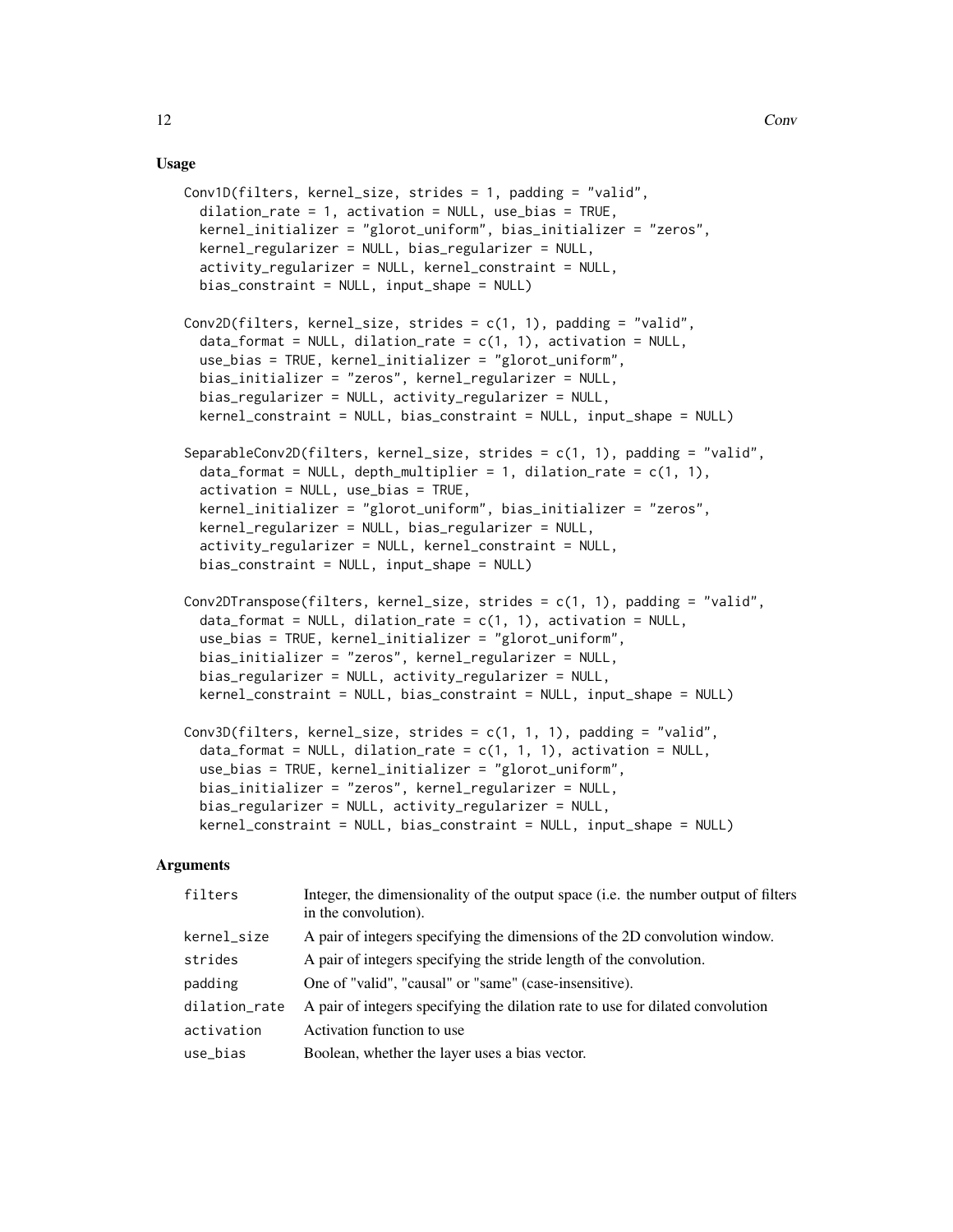### Usage

```
Conv1D(filters, kernel_size, strides = 1, padding = "valid",
  dilation_rate = 1, activation = NULL, use_bias = TRUE,
  kernel_initializer = "glorot_uniform", bias_initializer = "zeros",
  kernel_regularizer = NULL, bias_regularizer = NULL,
  activity_regularizer = NULL, kernel_constraint = NULL,
  bias_constraint = NULL, input_shape = NULL)

Conv2D(filters, kernel_size, strides = c(1, 1), padding = "valid",
  data_format = NULL, dilation_rate = c(1, 1), activation = NULL,
  use_bias = TRUE, kernel_initializer = "glorot_uniform",
  bias_initializer = "zeros", kernel_regularizer = NULL,
  bias_regularizer = NULL, activity_regularizer = NULL,
  kernel_constraint = NULL, bias_constraint = NULL, input_shape = NULL)

SeparableConv2D(filters, kernel_size, strides = c(1, 1), padding = "valid",
  data_format = NULL, depth_multiplier = 1, dilation_rate = c(1, 1),
  activation = NULL, use_bias = TRUE,
  kernel_initializer = "glorot_uniform", bias_initializer = "zeros",
  kernel_regularizer = NULL, bias_regularizer = NULL,
  activity_regularizer = NULL, kernel_constraint = NULL,
  bias_constraint = NULL, input_shape = NULL)

Conv2DTranspose(filters, kernel_size, strides = c(1, 1), padding = "valid",
  data_format = NULL, dilation_rate = c(1, 1), activation = NULL,
  use_bias = TRUE, kernel_initializer = "glorot_uniform",
  bias_initializer = "zeros", kernel_regularizer = NULL,
  bias_regularizer = NULL, activity_regularizer = NULL,
  kernel_constraint = NULL, bias_constraint = NULL, input_shape = NULL)

Conv3D(filters, kernel_size, strides = c(1, 1, 1), padding = "valid",
  data_format = NULL, dilation_rate = c(1, 1, 1), activation = NULL,
  use_bias = TRUE, kernel_initializer = "glorot_uniform",
  bias_initializer = "zeros", kernel_regularizer = NULL,
  bias_regularizer = NULL, activity_regularizer = NULL,
  kernel_constraint = NULL, bias_constraint = NULL, input_shape = NULL)
```

### Arguments

| | |
|---|---|
| `filters` | Integer, the dimensionality of the output space (i.e. the number output of filters in the convolution). |
| `kernel_size` | A pair of integers specifying the dimensions of the 2D convolution window. |
| `strides` | A pair of integers specifying the stride length of the convolution. |
| `padding` | One of "valid", "causal" or "same" (case-insensitive). |
| `dilation_rate` | A pair of integers specifying the dilation rate to use for dilated convolution |
| `activation` | Activation function to use |
| `use_bias` | Boolean, whether the layer uses a bias vector. |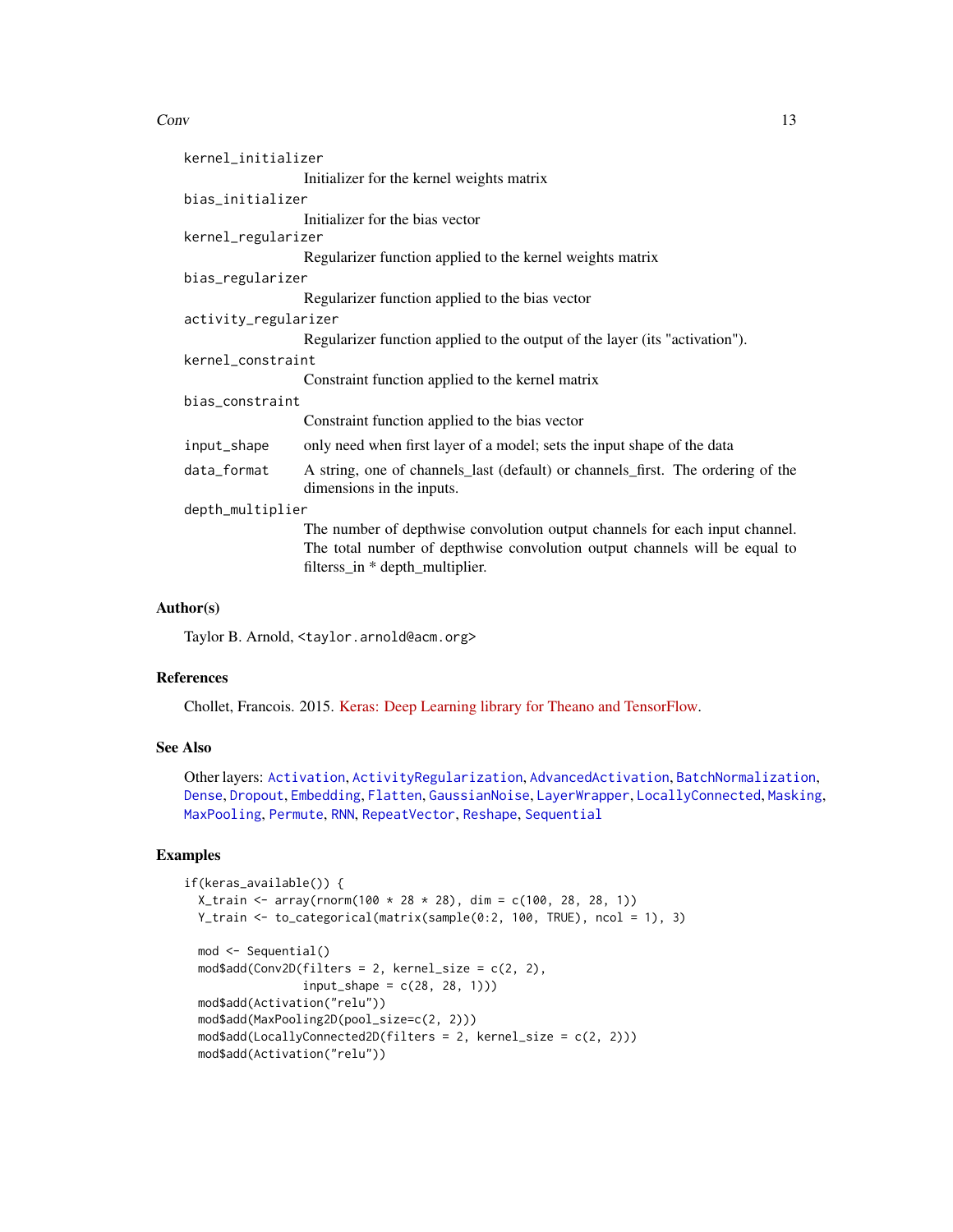`kernel_initializer`
: Initializer for the kernel weights matrix

`bias_initializer`
: Initializer for the bias vector

`kernel_regularizer`
: Regularizer function applied to the kernel weights matrix

`bias_regularizer`
: Regularizer function applied to the bias vector

`activity_regularizer`
: Regularizer function applied to the output of the layer (its "activation").

`kernel_constraint`
: Constraint function applied to the kernel matrix

`bias_constraint`
: Constraint function applied to the bias vector

`input_shape`
: only need when first layer of a model; sets the input shape of the data

`data_format`
: A string, one of channels_last (default) or channels_first. The ordering of the dimensions in the inputs.

`depth_multiplier`
: The number of depthwise convolution output channels for each input channel. The total number of depthwise convolution output channels will be equal to filterss_in * depth_multiplier.

### Author(s)

Taylor B. Arnold, <taylor.arnold@acm.org>

### References

Chollet, Francois. 2015. Keras: Deep Learning library for Theano and TensorFlow.

### See Also

Other layers: `Activation`, `ActivityRegularization`, `AdvancedActivation`, `BatchNormalization`, `Dense`, `Dropout`, `Embedding`, `Flatten`, `GaussianNoise`, `LayerWrapper`, `LocallyConnected`, `Masking`, `MaxPooling`, `Permute`, `RNN`, `RepeatVector`, `Reshape`, `Sequential`

### Examples

```
if(keras_available()) {
  X_train <- array(rnorm(100 * 28 * 28), dim = c(100, 28, 28, 1))
  Y_train <- to_categorical(matrix(sample(0:2, 100, TRUE), ncol = 1), 3)

  mod <- Sequential()
  mod$add(Conv2D(filters = 2, kernel_size = c(2, 2),
                 input_shape = c(28, 28, 1)))
  mod$add(Activation("relu"))
  mod$add(MaxPooling2D(pool_size=c(2, 2)))
  mod$add(LocallyConnected2D(filters = 2, kernel_size = c(2, 2)))
  mod$add(Activation("relu"))
```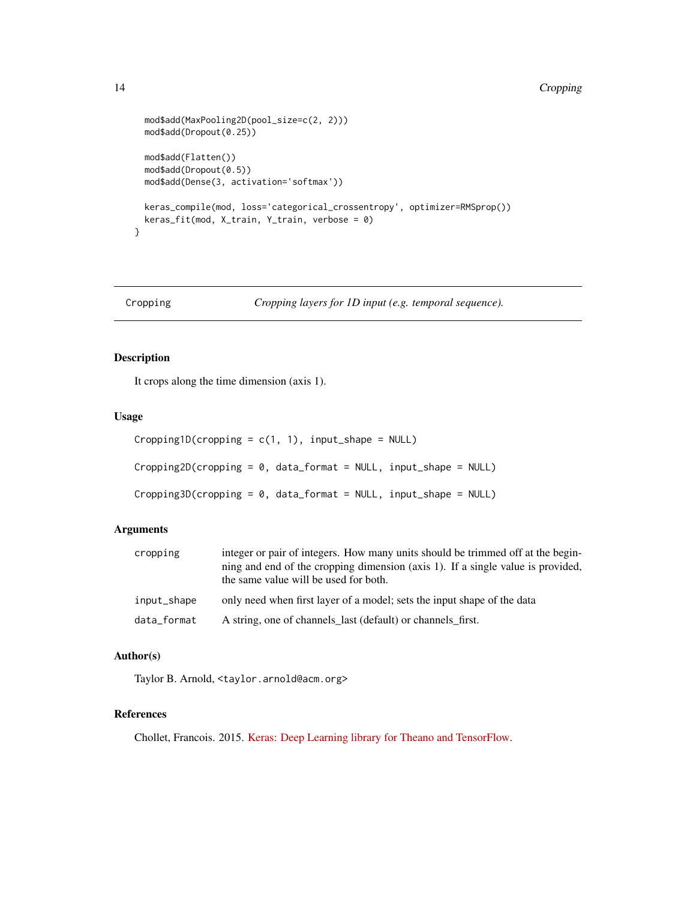```
  mod$add(MaxPooling2D(pool_size=c(2, 2)))
  mod$add(Dropout(0.25))

  mod$add(Flatten())
  mod$add(Dropout(0.5))
  mod$add(Dense(3, activation='softmax'))

  keras_compile(mod, loss='categorical_crossentropy', optimizer=RMSprop())
  keras_fit(mod, X_train, Y_train, verbose = 0)
}
```

---

## Cropping — *Cropping layers for 1D input (e.g. temporal sequence).*

---

### Description

It crops along the time dimension (axis 1).

### Usage

```
Cropping1D(cropping = c(1, 1), input_shape = NULL)

Cropping2D(cropping = 0, data_format = NULL, input_shape = NULL)

Cropping3D(cropping = 0, data_format = NULL, input_shape = NULL)
```

### Arguments

| | |
|---|---|
| `cropping` | integer or pair of integers. How many units should be trimmed off at the beginning and end of the cropping dimension (axis 1). If a single value is provided, the same value will be used for both. |
| `input_shape` | only need when first layer of a model; sets the input shape of the data |
| `data_format` | A string, one of channels_last (default) or channels_first. |

### Author(s)

Taylor B. Arnold, <taylor.arnold@acm.org>

### References

Chollet, Francois. 2015. Keras: Deep Learning library for Theano and TensorFlow.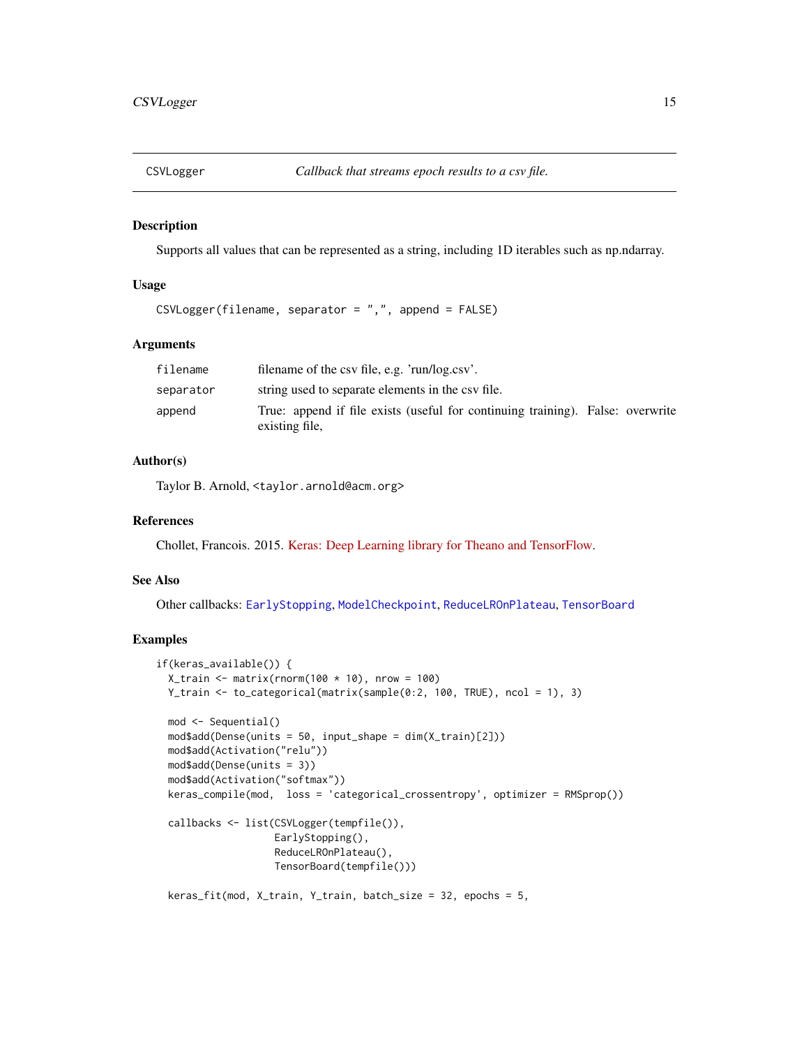## CSVLogger — *Callback that streams epoch results to a csv file.*

### Description

Supports all values that can be represented as a string, including 1D iterables such as np.ndarray.

### Usage

```
CSVLogger(filename, separator = ",", append = FALSE)
```

### Arguments

| | |
|---|---|
| `filename` | filename of the csv file, e.g. 'run/log.csv'. |
| `separator` | string used to separate elements in the csv file. |
| `append` | True: append if file exists (useful for continuing training). False: overwrite existing file, |

### Author(s)

Taylor B. Arnold, <taylor.arnold@acm.org>

### References

Chollet, Francois. 2015. Keras: Deep Learning library for Theano and TensorFlow.

### See Also

Other callbacks: `EarlyStopping`, `ModelCheckpoint`, `ReduceLROnPlateau`, `TensorBoard`

### Examples

```
if(keras_available()) {
  X_train <- matrix(rnorm(100 * 10), nrow = 100)
  Y_train <- to_categorical(matrix(sample(0:2, 100, TRUE), ncol = 1), 3)

  mod <- Sequential()
  mod$add(Dense(units = 50, input_shape = dim(X_train)[2]))
  mod$add(Activation("relu"))
  mod$add(Dense(units = 3))
  mod$add(Activation("softmax"))
  keras_compile(mod,  loss = 'categorical_crossentropy', optimizer = RMSprop())

  callbacks <- list(CSVLogger(tempfile()),
                    EarlyStopping(),
                    ReduceLROnPlateau(),
                    TensorBoard(tempfile()))

  keras_fit(mod, X_train, Y_train, batch_size = 32, epochs = 5,
```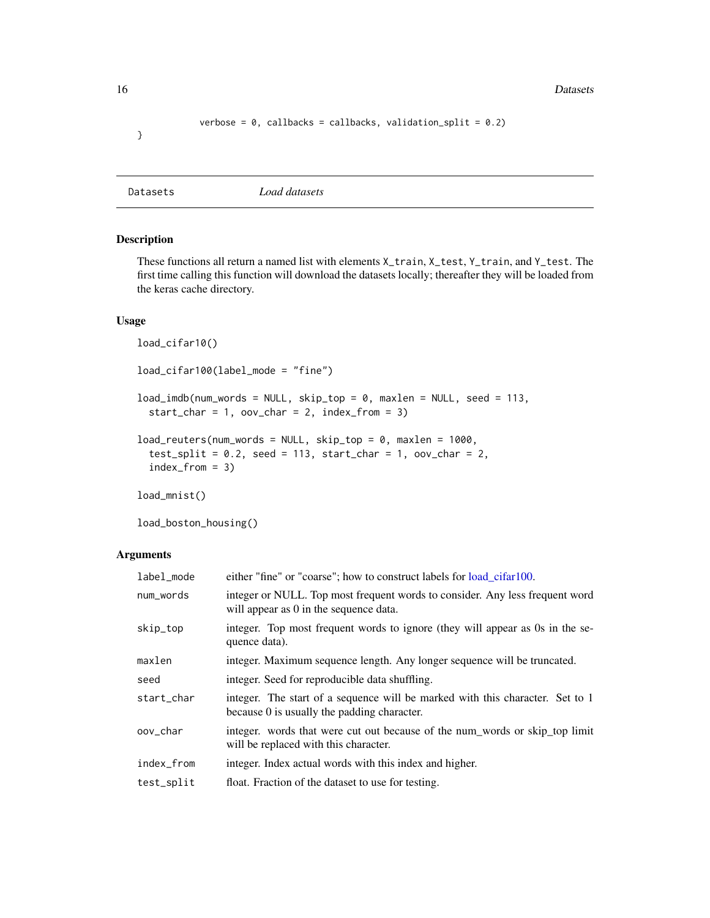```
           verbose = 0, callbacks = callbacks, validation_split = 0.2)
}
```

## Datasets — *Load datasets*

### Description

These functions all return a named list with elements `X_train`, `X_test`, `Y_train`, and `Y_test`. The first time calling this function will download the datasets locally; thereafter they will be loaded from the keras cache directory.

### Usage

```
load_cifar10()

load_cifar100(label_mode = "fine")

load_imdb(num_words = NULL, skip_top = 0, maxlen = NULL, seed = 113,
  start_char = 1, oov_char = 2, index_from = 3)

load_reuters(num_words = NULL, skip_top = 0, maxlen = 1000,
  test_split = 0.2, seed = 113, start_char = 1, oov_char = 2,
  index_from = 3)

load_mnist()

load_boston_housing()
```

### Arguments

| | |
|---|---|
| `label_mode` | either "fine" or "coarse"; how to construct labels for load_cifar100. |
| `num_words` | integer or NULL. Top most frequent words to consider. Any less frequent word will appear as 0 in the sequence data. |
| `skip_top` | integer. Top most frequent words to ignore (they will appear as 0s in the sequence data). |
| `maxlen` | integer. Maximum sequence length. Any longer sequence will be truncated. |
| `seed` | integer. Seed for reproducible data shuffling. |
| `start_char` | integer. The start of a sequence will be marked with this character. Set to 1 because 0 is usually the padding character. |
| `oov_char` | integer. words that were cut out because of the num_words or skip_top limit will be replaced with this character. |
| `index_from` | integer. Index actual words with this index and higher. |
| `test_split` | float. Fraction of the dataset to use for testing. |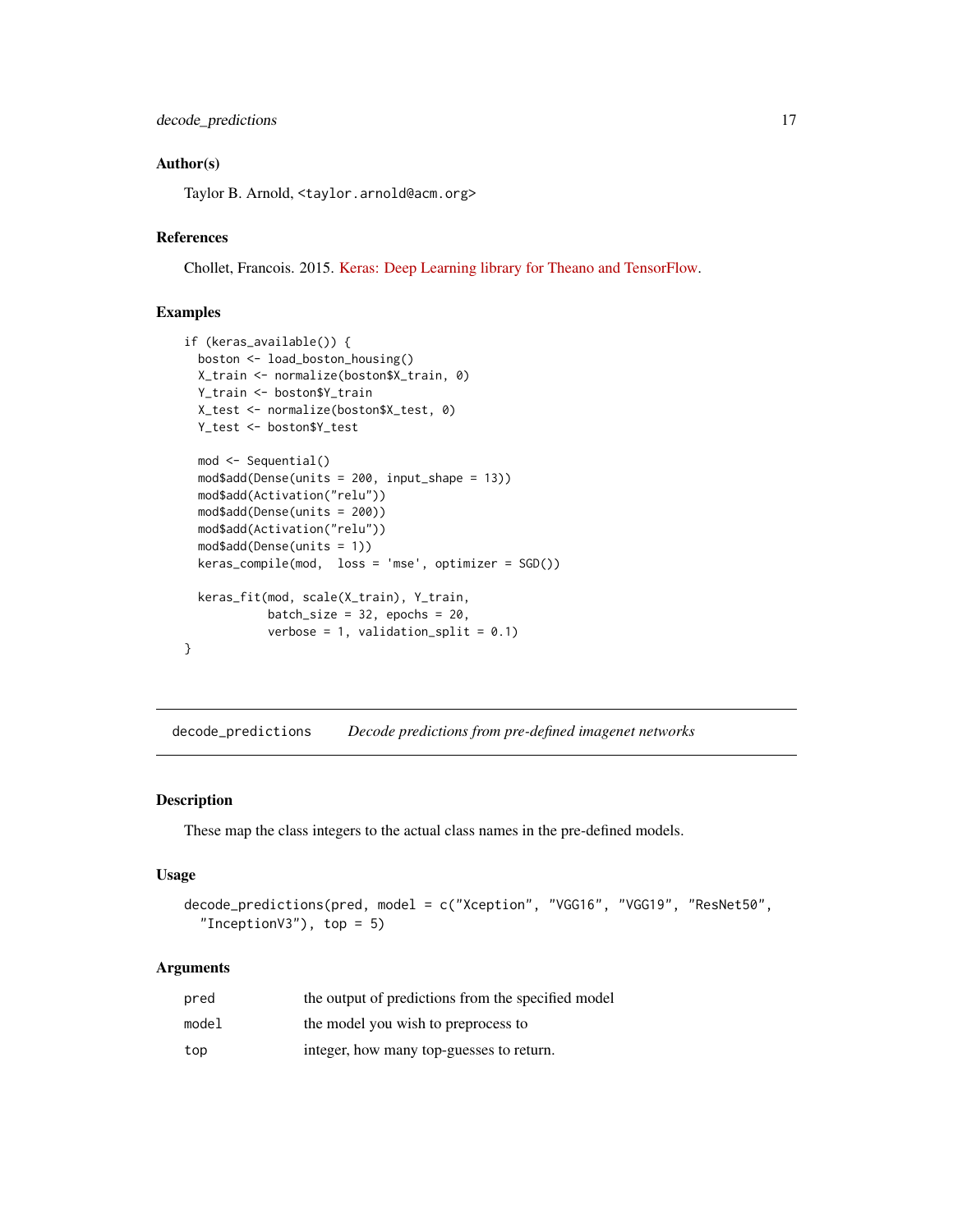### Author(s)

Taylor B. Arnold, <taylor.arnold@acm.org>

### References

Chollet, Francois. 2015. Keras: Deep Learning library for Theano and TensorFlow.

### Examples

```
if (keras_available()) {
  boston <- load_boston_housing()
  X_train <- normalize(boston$X_train, 0)
  Y_train <- boston$Y_train
  X_test <- normalize(boston$X_test, 0)
  Y_test <- boston$Y_test

  mod <- Sequential()
  mod$add(Dense(units = 200, input_shape = 13))
  mod$add(Activation("relu"))
  mod$add(Dense(units = 200))
  mod$add(Activation("relu"))
  mod$add(Dense(units = 1))
  keras_compile(mod,  loss = 'mse', optimizer = SGD())

  keras_fit(mod, scale(X_train), Y_train,
            batch_size = 32, epochs = 20,
            verbose = 1, validation_split = 0.1)
}
```

---

## decode_predictions    *Decode predictions from pre-defined imagenet networks*

---

### Description

These map the class integers to the actual class names in the pre-defined models.

### Usage

```
decode_predictions(pred, model = c("Xception", "VGG16", "VGG19", "ResNet50",
  "InceptionV3"), top = 5)
```

### Arguments

| | |
|---|---|
| pred | the output of predictions from the specified model |
| model | the model you wish to preprocess to |
| top | integer, how many top-guesses to return. |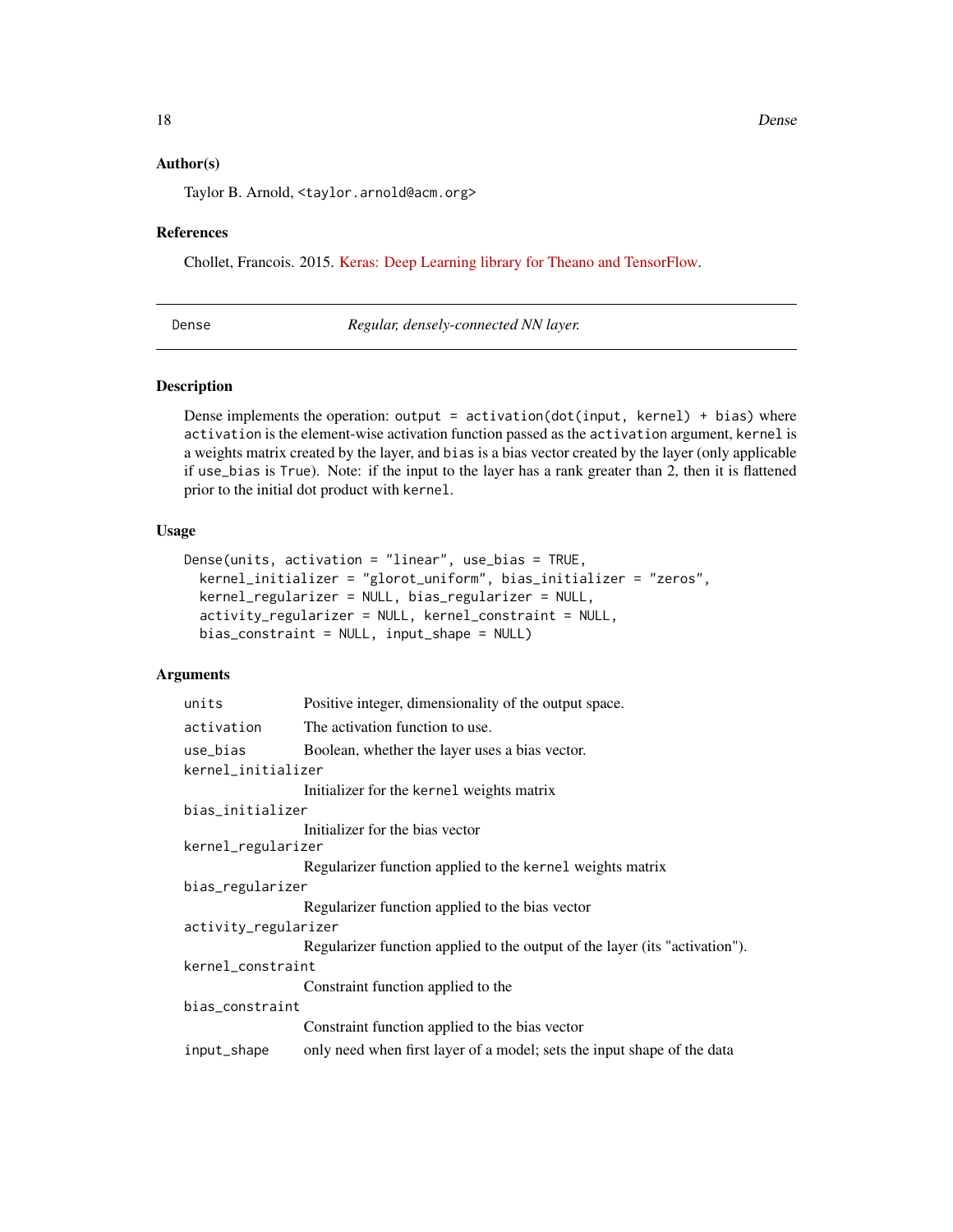### Author(s)

Taylor B. Arnold, <taylor.arnold@acm.org>

### References

Chollet, Francois. 2015. Keras: Deep Learning library for Theano and TensorFlow.

---

## Dense — *Regular, densely-connected NN layer.*

---

### Description

Dense implements the operation: `output = activation(dot(input, kernel) + bias)` where `activation` is the element-wise activation function passed as the `activation` argument, `kernel` is a weights matrix created by the layer, and `bias` is a bias vector created by the layer (only applicable if `use_bias` is `True`). Note: if the input to the layer has a rank greater than 2, then it is flattened prior to the initial dot product with `kernel`.

### Usage

```
Dense(units, activation = "linear", use_bias = TRUE,
  kernel_initializer = "glorot_uniform", bias_initializer = "zeros",
  kernel_regularizer = NULL, bias_regularizer = NULL,
  activity_regularizer = NULL, kernel_constraint = NULL,
  bias_constraint = NULL, input_shape = NULL)
```

### Arguments

| | |
|---|---|
| `units` | Positive integer, dimensionality of the output space. |
| `activation` | The activation function to use. |
| `use_bias` | Boolean, whether the layer uses a bias vector. |
| `kernel_initializer` | Initializer for the `kernel` weights matrix |
| `bias_initializer` | Initializer for the bias vector |
| `kernel_regularizer` | Regularizer function applied to the `kernel` weights matrix |
| `bias_regularizer` | Regularizer function applied to the bias vector |
| `activity_regularizer` | Regularizer function applied to the output of the layer (its "activation"). |
| `kernel_constraint` | Constraint function applied to the |
| `bias_constraint` | Constraint function applied to the bias vector |
| `input_shape` | only need when first layer of a model; sets the input shape of the data |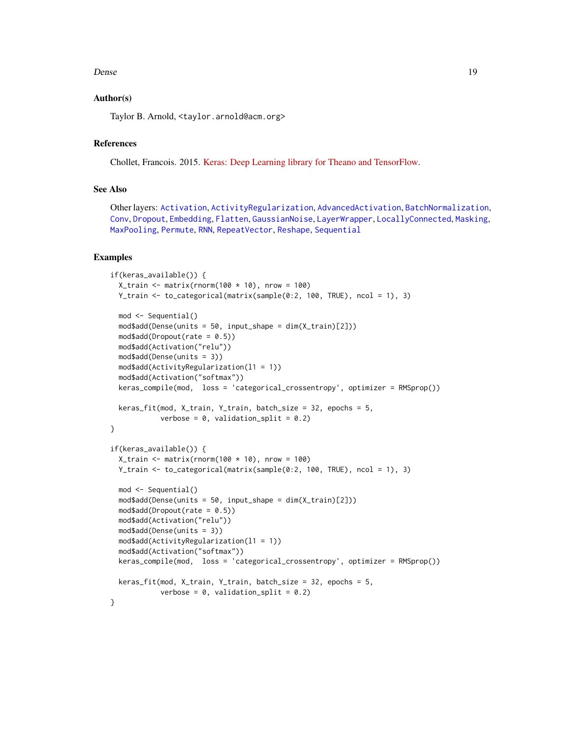## Author(s)

Taylor B. Arnold, <taylor.arnold@acm.org>

## References

Chollet, Francois. 2015. Keras: Deep Learning library for Theano and TensorFlow.

## See Also

Other layers: Activation, ActivityRegularization, AdvancedActivation, BatchNormalization, Conv, Dropout, Embedding, Flatten, GaussianNoise, LayerWrapper, LocallyConnected, Masking, MaxPooling, Permute, RNN, RepeatVector, Reshape, Sequential

## Examples

```
if(keras_available()) {
  X_train <- matrix(rnorm(100 * 10), nrow = 100)
  Y_train <- to_categorical(matrix(sample(0:2, 100, TRUE), ncol = 1), 3)

  mod <- Sequential()
  mod$add(Dense(units = 50, input_shape = dim(X_train)[2]))
  mod$add(Dropout(rate = 0.5))
  mod$add(Activation("relu"))
  mod$add(Dense(units = 3))
  mod$add(ActivityRegularization(l1 = 1))
  mod$add(Activation("softmax"))
  keras_compile(mod,  loss = 'categorical_crossentropy', optimizer = RMSprop())

  keras_fit(mod, X_train, Y_train, batch_size = 32, epochs = 5,
            verbose = 0, validation_split = 0.2)
}

if(keras_available()) {
  X_train <- matrix(rnorm(100 * 10), nrow = 100)
  Y_train <- to_categorical(matrix(sample(0:2, 100, TRUE), ncol = 1), 3)

  mod <- Sequential()
  mod$add(Dense(units = 50, input_shape = dim(X_train)[2]))
  mod$add(Dropout(rate = 0.5))
  mod$add(Activation("relu"))
  mod$add(Dense(units = 3))
  mod$add(ActivityRegularization(l1 = 1))
  mod$add(Activation("softmax"))
  keras_compile(mod,  loss = 'categorical_crossentropy', optimizer = RMSprop())

  keras_fit(mod, X_train, Y_train, batch_size = 32, epochs = 5,
            verbose = 0, validation_split = 0.2)
}
```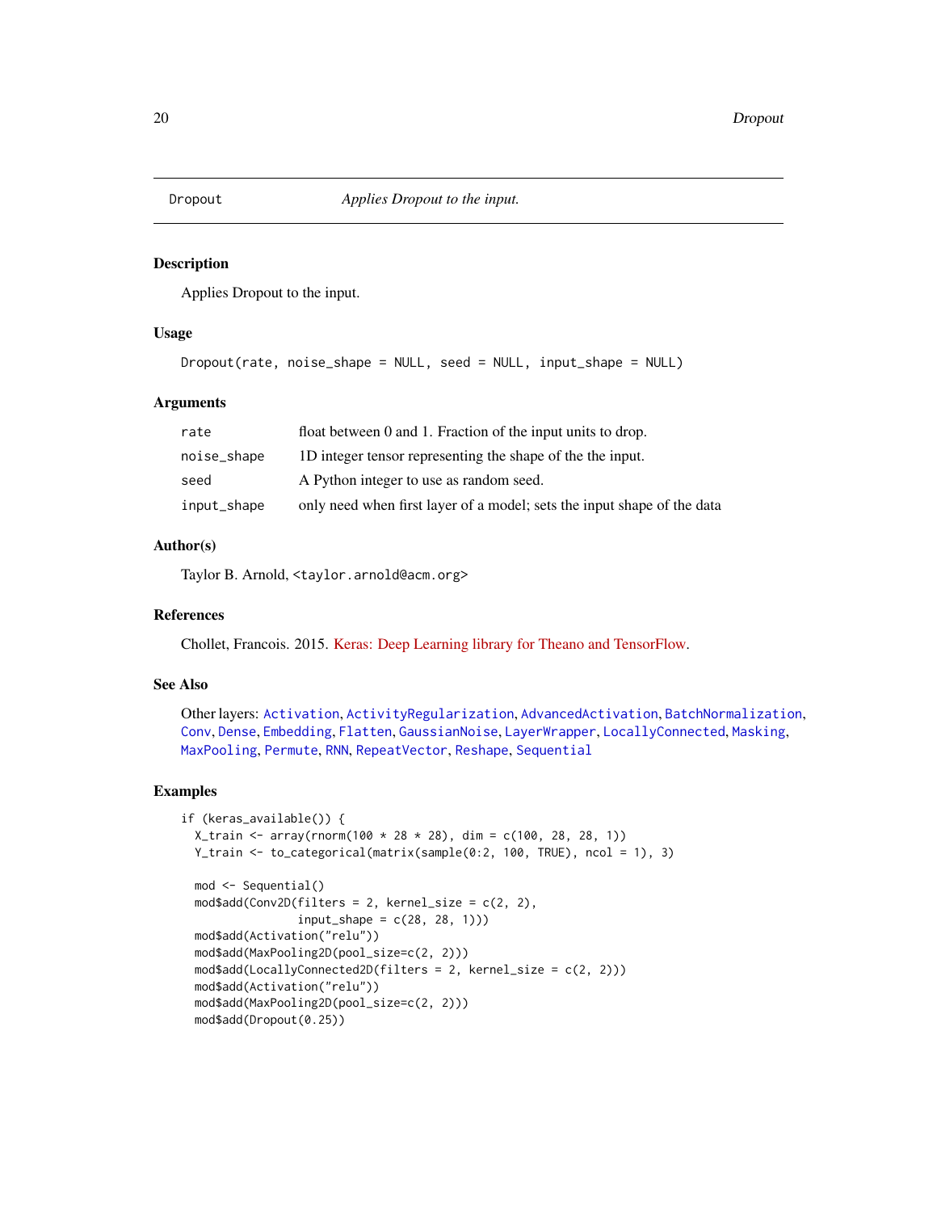# Dropout — *Applies Dropout to the input.*

## Description

Applies Dropout to the input.

## Usage

```
Dropout(rate, noise_shape = NULL, seed = NULL, input_shape = NULL)
```

## Arguments

| | |
|---|---|
| rate | float between 0 and 1. Fraction of the input units to drop. |
| noise_shape | 1D integer tensor representing the shape of the the input. |
| seed | A Python integer to use as random seed. |
| input_shape | only need when first layer of a model; sets the input shape of the data |

## Author(s)

Taylor B. Arnold, <taylor.arnold@acm.org>

## References

Chollet, Francois. 2015. Keras: Deep Learning library for Theano and TensorFlow.

## See Also

Other layers: Activation, ActivityRegularization, AdvancedActivation, BatchNormalization, Conv, Dense, Embedding, Flatten, GaussianNoise, LayerWrapper, LocallyConnected, Masking, MaxPooling, Permute, RNN, RepeatVector, Reshape, Sequential

## Examples

```
if (keras_available()) {
  X_train <- array(rnorm(100 * 28 * 28), dim = c(100, 28, 28, 1))
  Y_train <- to_categorical(matrix(sample(0:2, 100, TRUE), ncol = 1), 3)

  mod <- Sequential()
  mod$add(Conv2D(filters = 2, kernel_size = c(2, 2),
                 input_shape = c(28, 28, 1)))
  mod$add(Activation("relu"))
  mod$add(MaxPooling2D(pool_size=c(2, 2)))
  mod$add(LocallyConnected2D(filters = 2, kernel_size = c(2, 2)))
  mod$add(Activation("relu"))
  mod$add(MaxPooling2D(pool_size=c(2, 2)))
  mod$add(Dropout(0.25))
```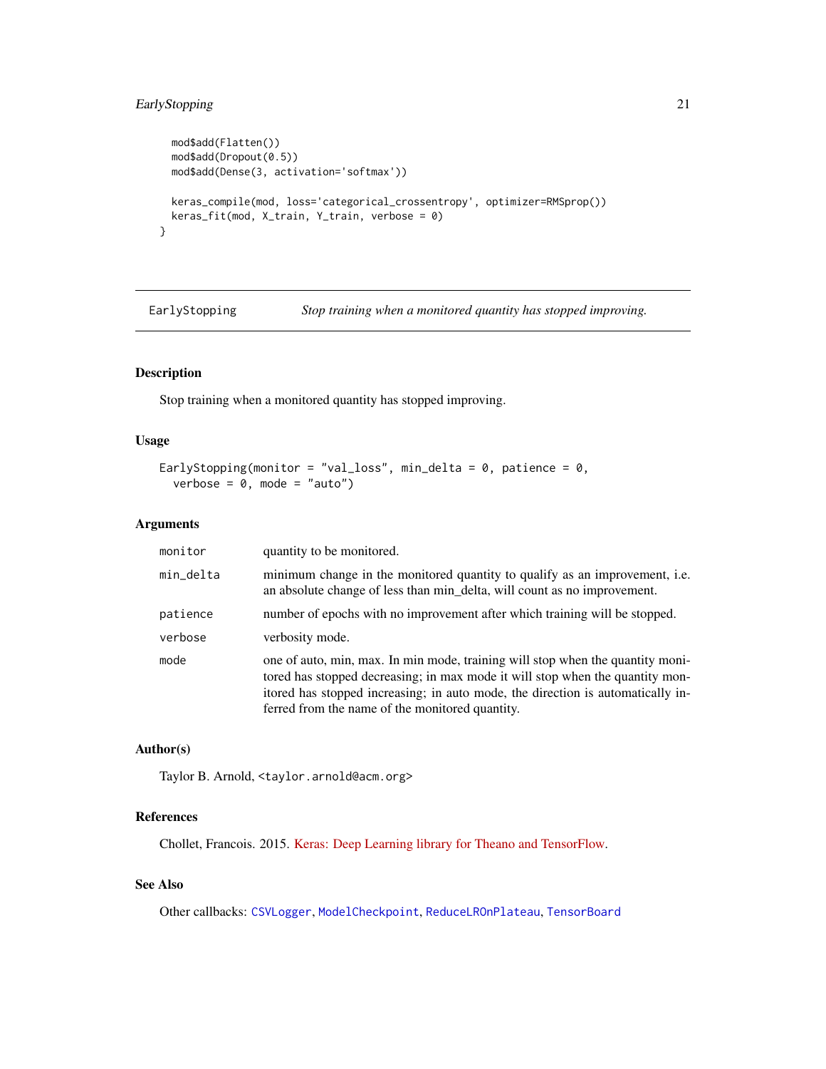```
  mod$add(Flatten())
  mod$add(Dropout(0.5))
  mod$add(Dense(3, activation='softmax'))

  keras_compile(mod, loss='categorical_crossentropy', optimizer=RMSprop())
  keras_fit(mod, X_train, Y_train, verbose = 0)
}
```

---

`EarlyStopping` *Stop training when a monitored quantity has stopped improving.*

---

### Description

Stop training when a monitored quantity has stopped improving.

### Usage

```
EarlyStopping(monitor = "val_loss", min_delta = 0, patience = 0,
  verbose = 0, mode = "auto")
```

### Arguments

| | |
|---|---|
| `monitor` | quantity to be monitored. |
| `min_delta` | minimum change in the monitored quantity to qualify as an improvement, i.e. an absolute change of less than min_delta, will count as no improvement. |
| `patience` | number of epochs with no improvement after which training will be stopped. |
| `verbose` | verbosity mode. |
| `mode` | one of auto, min, max. In min mode, training will stop when the quantity monitored has stopped decreasing; in max mode it will stop when the quantity monitored has stopped increasing; in auto mode, the direction is automatically inferred from the name of the monitored quantity. |

### Author(s)

Taylor B. Arnold, <taylor.arnold@acm.org>

### References

Chollet, Francois. 2015. Keras: Deep Learning library for Theano and TensorFlow.

### See Also

Other callbacks: `CSVLogger`, `ModelCheckpoint`, `ReduceLROnPlateau`, `TensorBoard`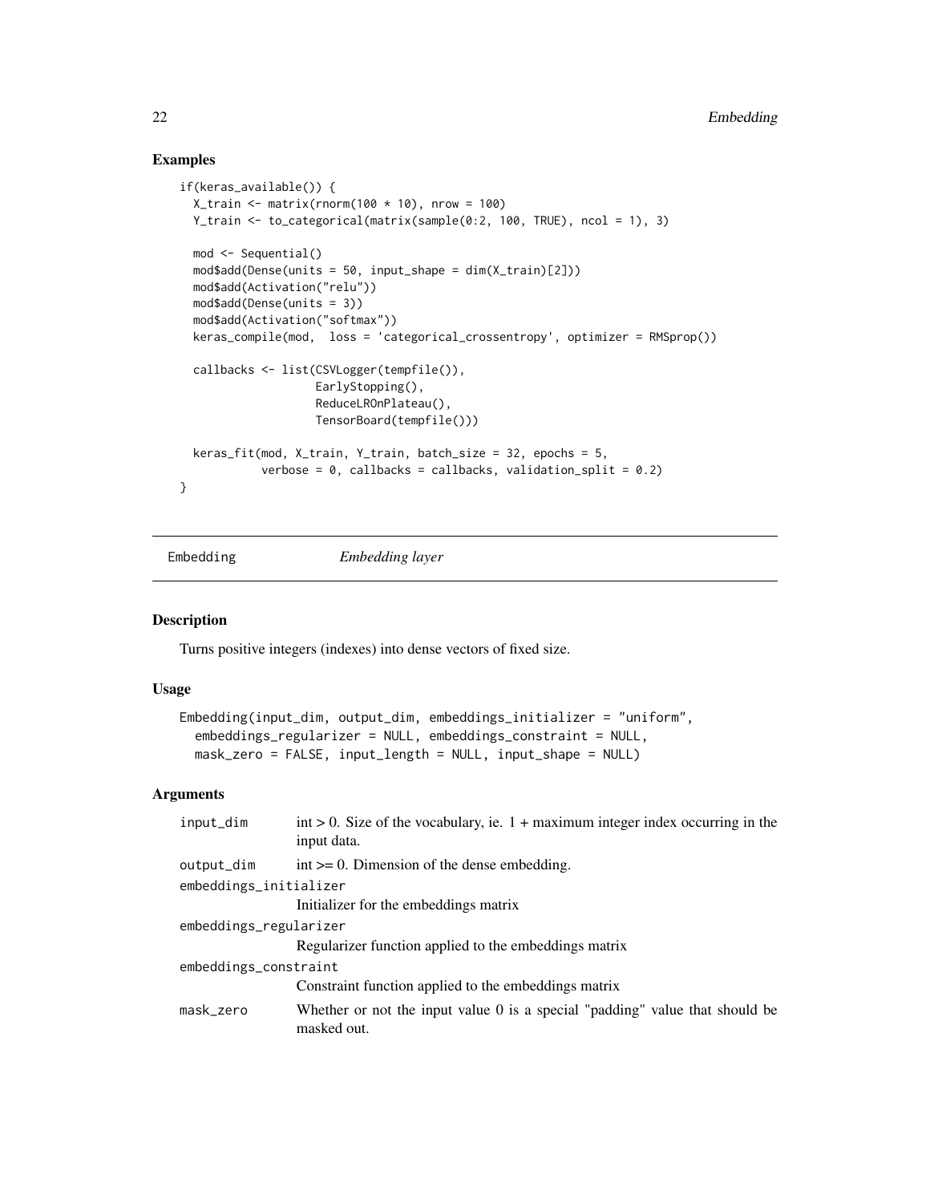## Examples

```
if(keras_available()) {
  X_train <- matrix(rnorm(100 * 10), nrow = 100)
  Y_train <- to_categorical(matrix(sample(0:2, 100, TRUE), ncol = 1), 3)

  mod <- Sequential()
  mod$add(Dense(units = 50, input_shape = dim(X_train)[2]))
  mod$add(Activation("relu"))
  mod$add(Dense(units = 3))
  mod$add(Activation("softmax"))
  keras_compile(mod,  loss = 'categorical_crossentropy', optimizer = RMSprop())

  callbacks <- list(CSVLogger(tempfile()),
                    EarlyStopping(),
                    ReduceLROnPlateau(),
                    TensorBoard(tempfile()))

  keras_fit(mod, X_train, Y_train, batch_size = 32, epochs = 5,
            verbose = 0, callbacks = callbacks, validation_split = 0.2)
}
```

---

# Embedding — *Embedding layer*

## Description

Turns positive integers (indexes) into dense vectors of fixed size.

## Usage

```
Embedding(input_dim, output_dim, embeddings_initializer = "uniform",
  embeddings_regularizer = NULL, embeddings_constraint = NULL,
  mask_zero = FALSE, input_length = NULL, input_shape = NULL)
```

## Arguments

| Argument | Description |
|---|---|
| `input_dim` | int > 0. Size of the vocabulary, ie. 1 + maximum integer index occurring in the input data. |
| `output_dim` | int >= 0. Dimension of the dense embedding. |
| `embeddings_initializer` | Initializer for the embeddings matrix |
| `embeddings_regularizer` | Regularizer function applied to the embeddings matrix |
| `embeddings_constraint` | Constraint function applied to the embeddings matrix |
| `mask_zero` | Whether or not the input value 0 is a special "padding" value that should be masked out. |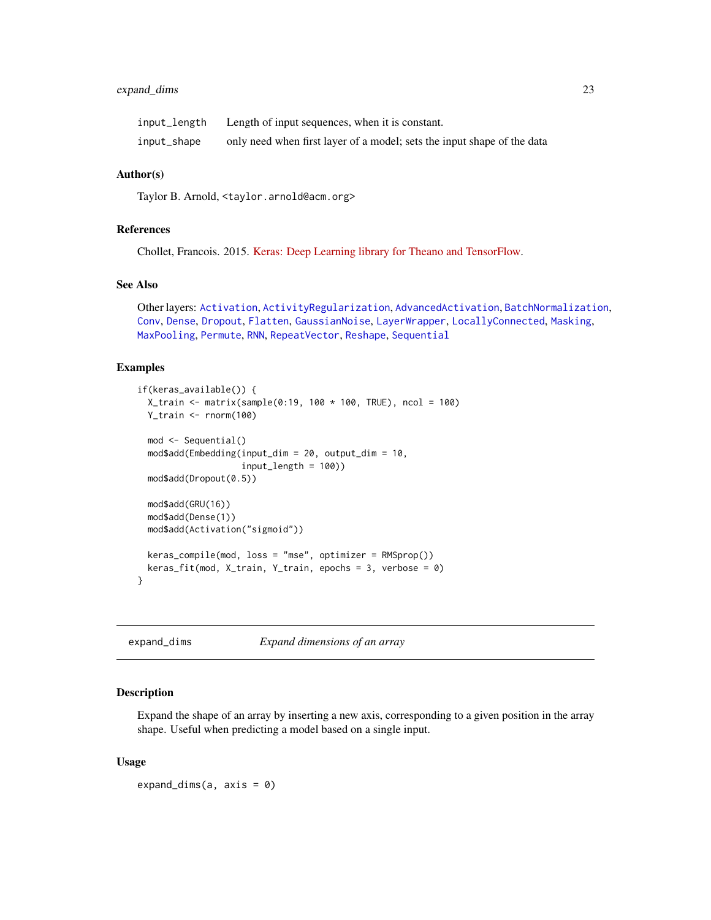| | |
|---|---|
| input_length | Length of input sequences, when it is constant. |
| input_shape | only need when first layer of a model; sets the input shape of the data |

### Author(s)

Taylor B. Arnold, <taylor.arnold@acm.org>

### References

Chollet, Francois. 2015. Keras: Deep Learning library for Theano and TensorFlow.

### See Also

Other layers: Activation, ActivityRegularization, AdvancedActivation, BatchNormalization, Conv, Dense, Dropout, Flatten, GaussianNoise, LayerWrapper, LocallyConnected, Masking, MaxPooling, Permute, RNN, RepeatVector, Reshape, Sequential

### Examples

```
if(keras_available()) {
  X_train <- matrix(sample(0:19, 100 * 100, TRUE), ncol = 100)
  Y_train <- rnorm(100)

  mod <- Sequential()
  mod$add(Embedding(input_dim = 20, output_dim = 10,
                    input_length = 100))
  mod$add(Dropout(0.5))

  mod$add(GRU(16))
  mod$add(Dense(1))
  mod$add(Activation("sigmoid"))

  keras_compile(mod, loss = "mse", optimizer = RMSprop())
  keras_fit(mod, X_train, Y_train, epochs = 3, verbose = 0)
}
```

---

## expand_dims — *Expand dimensions of an array*

### Description

Expand the shape of an array by inserting a new axis, corresponding to a given position in the array shape. Useful when predicting a model based on a single input.

### Usage

```
expand_dims(a, axis = 0)
```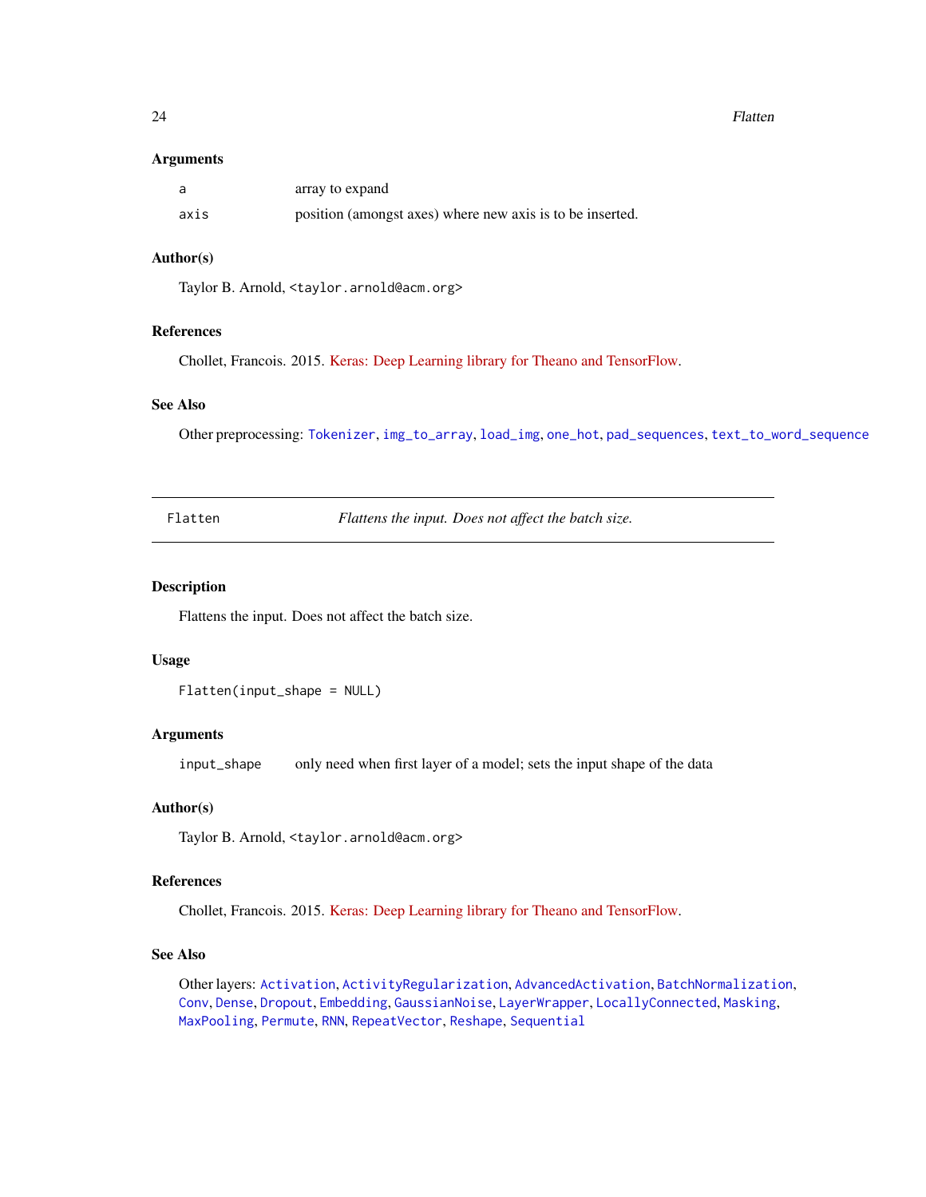### Arguments

| | |
|---|---|
| `a` | array to expand |
| `axis` | position (amongst axes) where new axis is to be inserted. |

### Author(s)

Taylor B. Arnold, <taylor.arnold@acm.org>

### References

Chollet, Francois. 2015. Keras: Deep Learning library for Theano and TensorFlow.

### See Also

Other preprocessing: `Tokenizer`, `img_to_array`, `load_img`, `one_hot`, `pad_sequences`, `text_to_word_sequence`

---

## `Flatten` *Flattens the input. Does not affect the batch size.*

---

### Description

Flattens the input. Does not affect the batch size.

### Usage

```
Flatten(input_shape = NULL)
```

### Arguments

| | |
|---|---|
| `input_shape` | only need when first layer of a model; sets the input shape of the data |

### Author(s)

Taylor B. Arnold, <taylor.arnold@acm.org>

### References

Chollet, Francois. 2015. Keras: Deep Learning library for Theano and TensorFlow.

### See Also

Other layers: `Activation`, `ActivityRegularization`, `AdvancedActivation`, `BatchNormalization`, `Conv`, `Dense`, `Dropout`, `Embedding`, `GaussianNoise`, `LayerWrapper`, `LocallyConnected`, `Masking`, `MaxPooling`, `Permute`, `RNN`, `RepeatVector`, `Reshape`, `Sequential`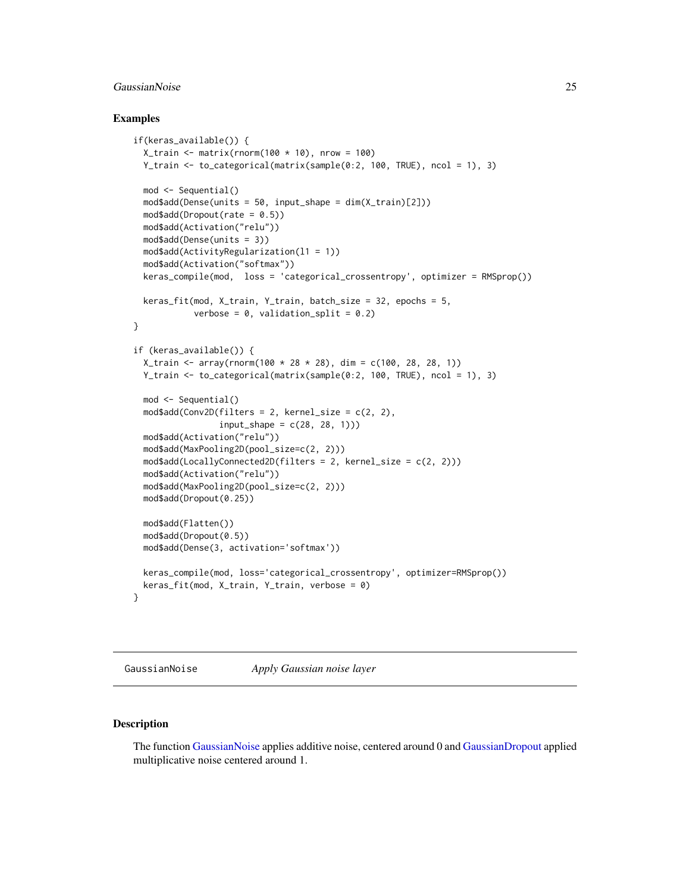### Examples

```
if(keras_available()) {
  X_train <- matrix(rnorm(100 * 10), nrow = 100)
  Y_train <- to_categorical(matrix(sample(0:2, 100, TRUE), ncol = 1), 3)

  mod <- Sequential()
  mod$add(Dense(units = 50, input_shape = dim(X_train)[2]))
  mod$add(Dropout(rate = 0.5))
  mod$add(Activation("relu"))
  mod$add(Dense(units = 3))
  mod$add(ActivityRegularization(l1 = 1))
  mod$add(Activation("softmax"))
  keras_compile(mod,  loss = 'categorical_crossentropy', optimizer = RMSprop())

  keras_fit(mod, X_train, Y_train, batch_size = 32, epochs = 5,
            verbose = 0, validation_split = 0.2)
}

if (keras_available()) {
  X_train <- array(rnorm(100 * 28 * 28), dim = c(100, 28, 28, 1))
  Y_train <- to_categorical(matrix(sample(0:2, 100, TRUE), ncol = 1), 3)

  mod <- Sequential()
  mod$add(Conv2D(filters = 2, kernel_size = c(2, 2),
                 input_shape = c(28, 28, 1)))
  mod$add(Activation("relu"))
  mod$add(MaxPooling2D(pool_size=c(2, 2)))
  mod$add(LocallyConnected2D(filters = 2, kernel_size = c(2, 2)))
  mod$add(Activation("relu"))
  mod$add(MaxPooling2D(pool_size=c(2, 2)))
  mod$add(Dropout(0.25))

  mod$add(Flatten())
  mod$add(Dropout(0.5))
  mod$add(Dense(3, activation='softmax'))

  keras_compile(mod, loss='categorical_crossentropy', optimizer=RMSprop())
  keras_fit(mod, X_train, Y_train, verbose = 0)
}
```

---

## GaussianNoise *Apply Gaussian noise layer*

### Description

The function GaussianNoise applies additive noise, centered around 0 and GaussianDropout applied multiplicative noise centered around 1.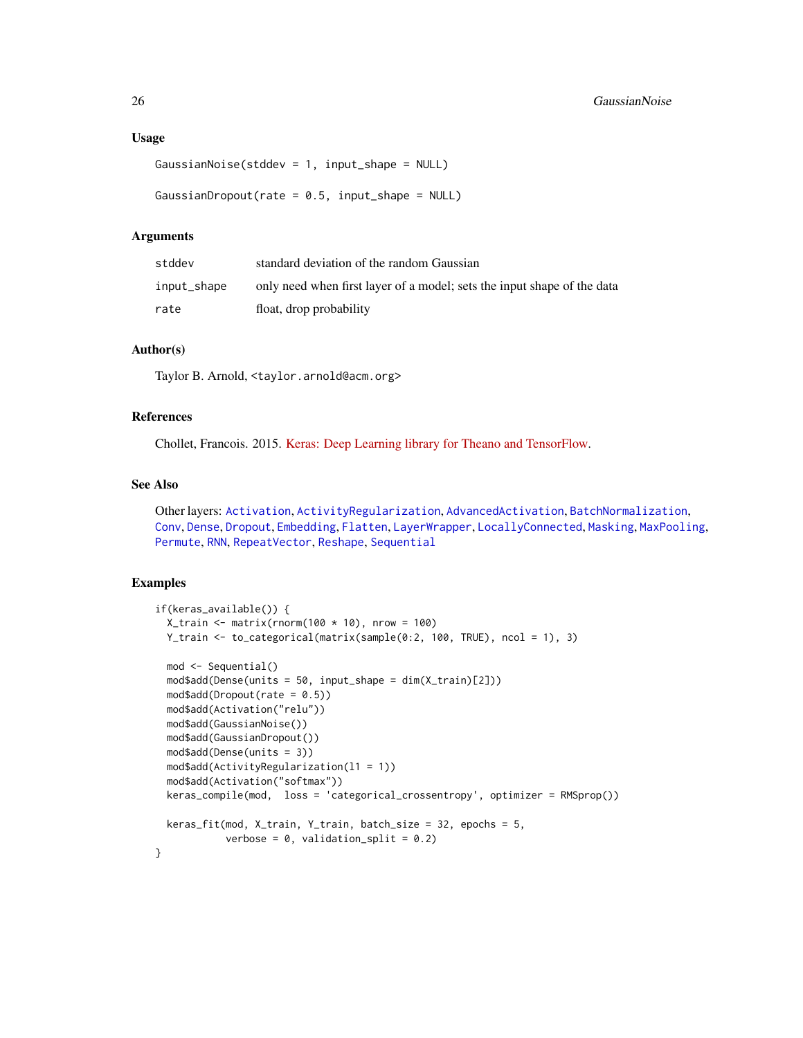### Usage

```
GaussianNoise(stddev = 1, input_shape = NULL)

GaussianDropout(rate = 0.5, input_shape = NULL)
```

### Arguments

| | |
|---|---|
| stddev | standard deviation of the random Gaussian |
| input_shape | only need when first layer of a model; sets the input shape of the data |
| rate | float, drop probability |

### Author(s)

Taylor B. Arnold, <taylor.arnold@acm.org>

### References

Chollet, Francois. 2015. Keras: Deep Learning library for Theano and TensorFlow.

### See Also

Other layers: Activation, ActivityRegularization, AdvancedActivation, BatchNormalization, Conv, Dense, Dropout, Embedding, Flatten, LayerWrapper, LocallyConnected, Masking, MaxPooling, Permute, RNN, RepeatVector, Reshape, Sequential

### Examples

```
if(keras_available()) {
  X_train <- matrix(rnorm(100 * 10), nrow = 100)
  Y_train <- to_categorical(matrix(sample(0:2, 100, TRUE), ncol = 1), 3)

  mod <- Sequential()
  mod$add(Dense(units = 50, input_shape = dim(X_train)[2]))
  mod$add(Dropout(rate = 0.5))
  mod$add(Activation("relu"))
  mod$add(GaussianNoise())
  mod$add(GaussianDropout())
  mod$add(Dense(units = 3))
  mod$add(ActivityRegularization(l1 = 1))
  mod$add(Activation("softmax"))
  keras_compile(mod,  loss = 'categorical_crossentropy', optimizer = RMSprop())

  keras_fit(mod, X_train, Y_train, batch_size = 32, epochs = 5,
            verbose = 0, validation_split = 0.2)
}
```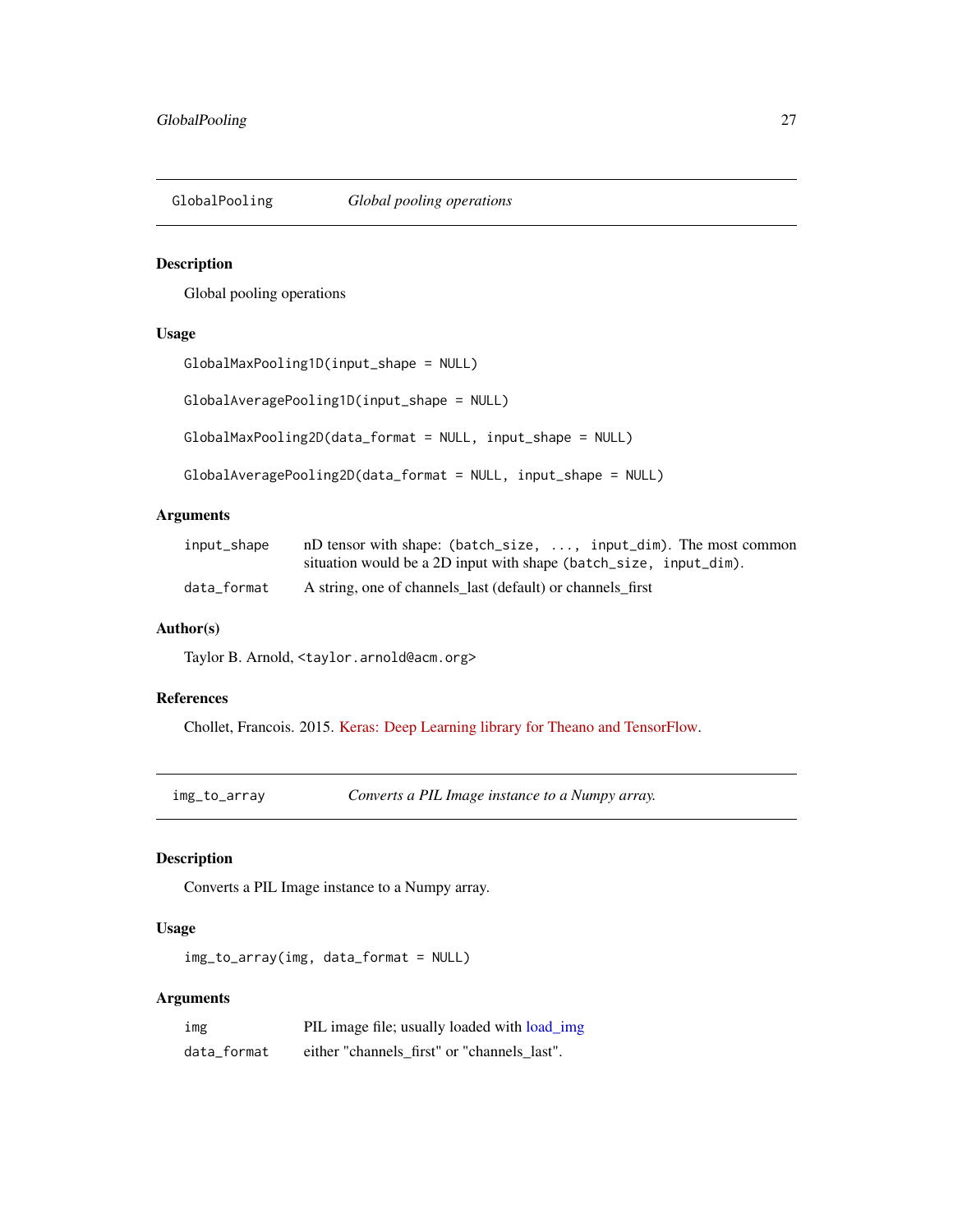## GlobalPooling — *Global pooling operations*

### Description

Global pooling operations

### Usage

```
GlobalMaxPooling1D(input_shape = NULL)

GlobalAveragePooling1D(input_shape = NULL)

GlobalMaxPooling2D(data_format = NULL, input_shape = NULL)

GlobalAveragePooling2D(data_format = NULL, input_shape = NULL)
```

### Arguments

| | |
|---|---|
| `input_shape` | nD tensor with shape: `(batch_size, ..., input_dim)`. The most common situation would be a 2D input with shape `(batch_size, input_dim)`. |
| `data_format` | A string, one of channels_last (default) or channels_first |

### Author(s)

Taylor B. Arnold, `<taylor.arnold@acm.org>`

### References

Chollet, Francois. 2015. Keras: Deep Learning library for Theano and TensorFlow.

## img_to_array — *Converts a PIL Image instance to a Numpy array.*

### Description

Converts a PIL Image instance to a Numpy array.

### Usage

```
img_to_array(img, data_format = NULL)
```

### Arguments

| | |
|---|---|
| `img` | PIL image file; usually loaded with load_img |
| `data_format` | either "channels_first" or "channels_last". |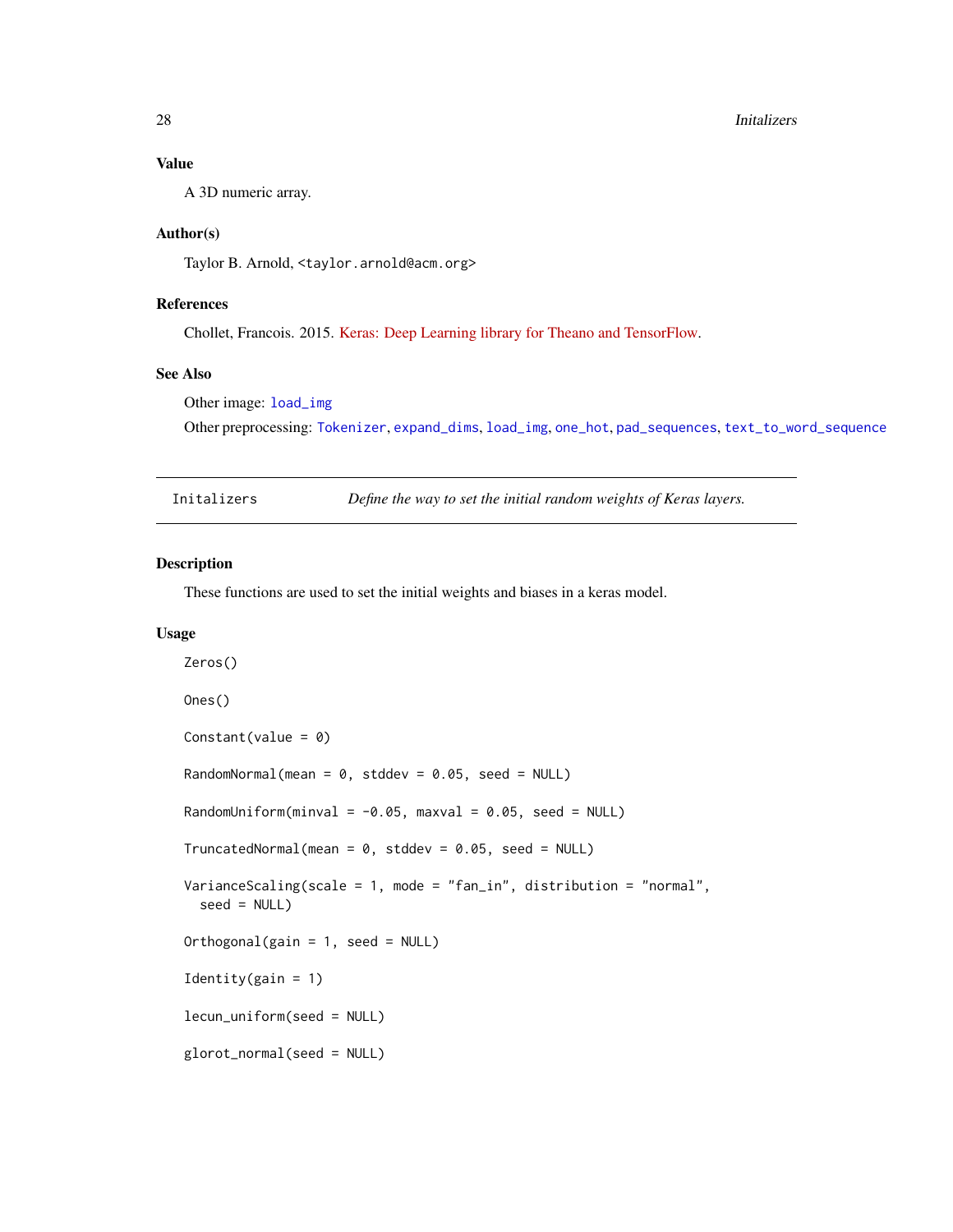## Value

A 3D numeric array.

## Author(s)

Taylor B. Arnold, <taylor.arnold@acm.org>

## References

Chollet, Francois. 2015. Keras: Deep Learning library for Theano and TensorFlow.

## See Also

Other image: load_img

Other preprocessing: Tokenizer, expand_dims, load_img, one_hot, pad_sequences, text_to_word_sequence

---

# Initalizers — *Define the way to set the initial random weights of Keras layers.*

---

## Description

These functions are used to set the initial weights and biases in a keras model.

## Usage

```
Zeros()

Ones()

Constant(value = 0)

RandomNormal(mean = 0, stddev = 0.05, seed = NULL)

RandomUniform(minval = -0.05, maxval = 0.05, seed = NULL)

TruncatedNormal(mean = 0, stddev = 0.05, seed = NULL)

VarianceScaling(scale = 1, mode = "fan_in", distribution = "normal",
  seed = NULL)

Orthogonal(gain = 1, seed = NULL)

Identity(gain = 1)

lecun_uniform(seed = NULL)

glorot_normal(seed = NULL)
```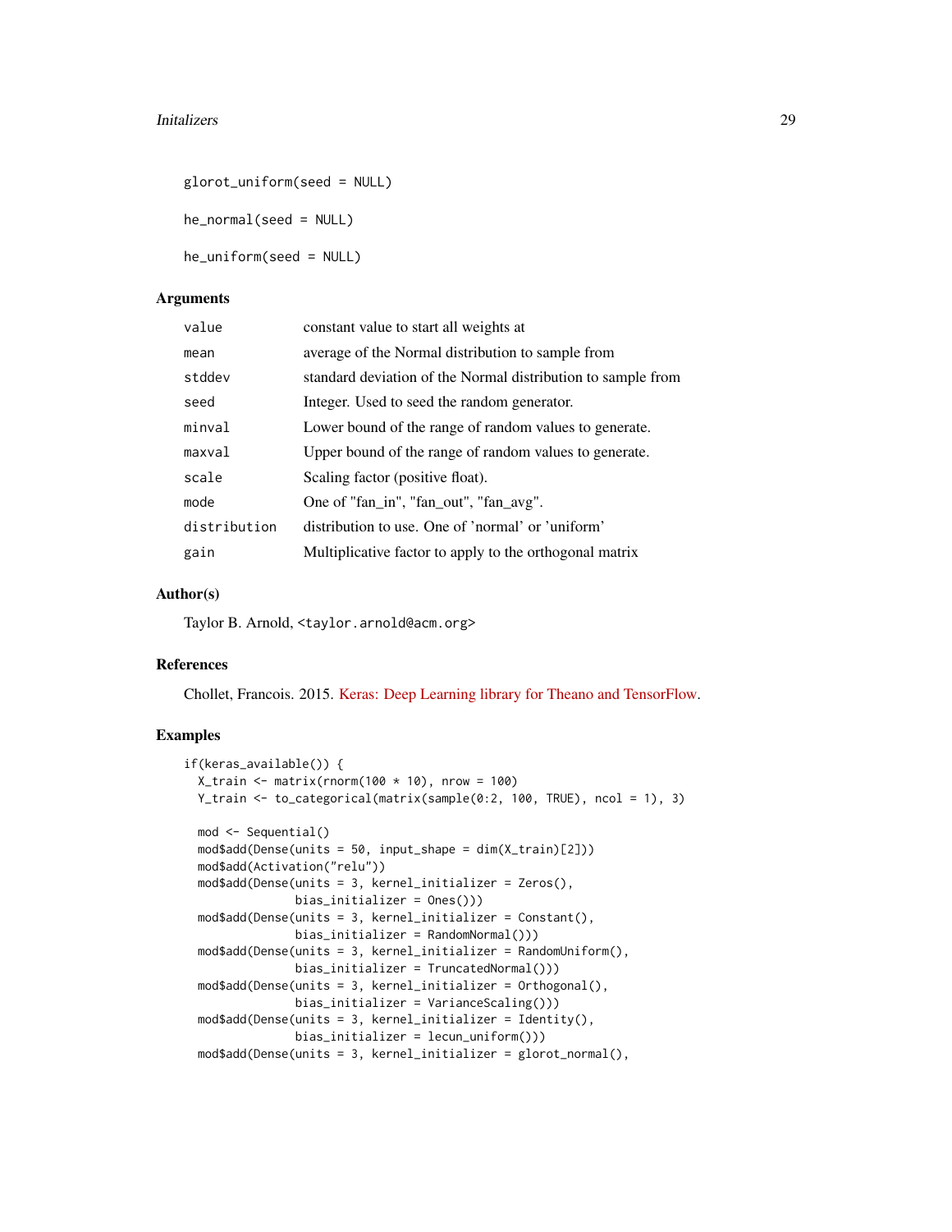```
glorot_uniform(seed = NULL)

he_normal(seed = NULL)

he_uniform(seed = NULL)
```

## Arguments

| | |
|---|---|
| value | constant value to start all weights at |
| mean | average of the Normal distribution to sample from |
| stddev | standard deviation of the Normal distribution to sample from |
| seed | Integer. Used to seed the random generator. |
| minval | Lower bound of the range of random values to generate. |
| maxval | Upper bound of the range of random values to generate. |
| scale | Scaling factor (positive float). |
| mode | One of "fan_in", "fan_out", "fan_avg". |
| distribution | distribution to use. One of 'normal' or 'uniform' |
| gain | Multiplicative factor to apply to the orthogonal matrix |

## Author(s)

Taylor B. Arnold, <taylor.arnold@acm.org>

## References

Chollet, Francois. 2015. Keras: Deep Learning library for Theano and TensorFlow.

## Examples

```
if(keras_available()) {
  X_train <- matrix(rnorm(100 * 10), nrow = 100)
  Y_train <- to_categorical(matrix(sample(0:2, 100, TRUE), ncol = 1), 3)

  mod <- Sequential()
  mod$add(Dense(units = 50, input_shape = dim(X_train)[2]))
  mod$add(Activation("relu"))
  mod$add(Dense(units = 3, kernel_initializer = Zeros(),
              bias_initializer = Ones()))
  mod$add(Dense(units = 3, kernel_initializer = Constant(),
              bias_initializer = RandomNormal()))
  mod$add(Dense(units = 3, kernel_initializer = RandomUniform(),
              bias_initializer = TruncatedNormal()))
  mod$add(Dense(units = 3, kernel_initializer = Orthogonal(),
              bias_initializer = VarianceScaling()))
  mod$add(Dense(units = 3, kernel_initializer = Identity(),
              bias_initializer = lecun_uniform()))
  mod$add(Dense(units = 3, kernel_initializer = glorot_normal(),
```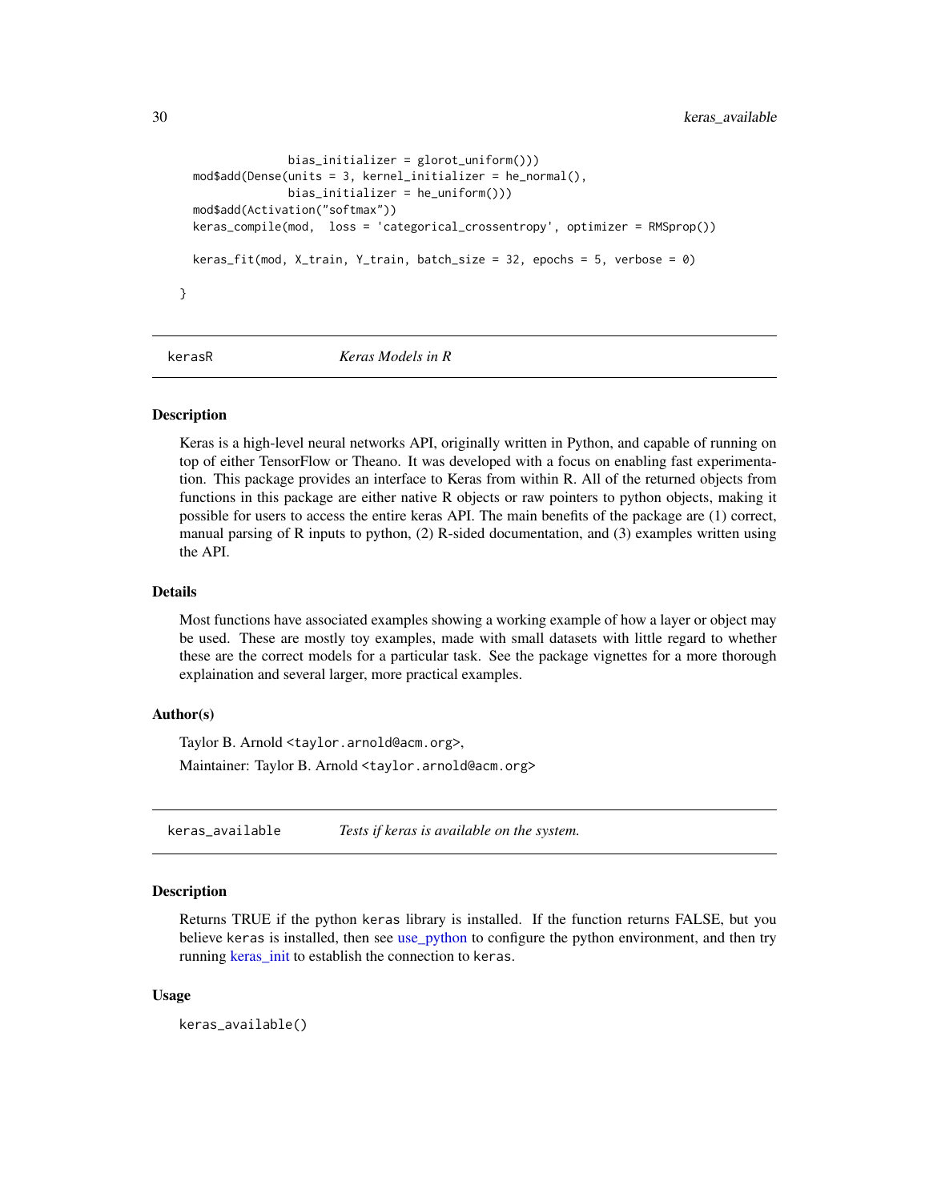```
              bias_initializer = glorot_uniform()))
  mod$add(Dense(units = 3, kernel_initializer = he_normal(),
                bias_initializer = he_uniform()))
  mod$add(Activation("softmax"))
  keras_compile(mod,  loss = 'categorical_crossentropy', optimizer = RMSprop())

  keras_fit(mod, X_train, Y_train, batch_size = 32, epochs = 5, verbose = 0)

}
```

---

## kerasR — *Keras Models in R*

### Description

Keras is a high-level neural networks API, originally written in Python, and capable of running on top of either TensorFlow or Theano. It was developed with a focus on enabling fast experimentation. This package provides an interface to Keras from within R. All of the returned objects from functions in this package are either native R objects or raw pointers to python objects, making it possible for users to access the entire keras API. The main benefits of the package are (1) correct, manual parsing of R inputs to python, (2) R-sided documentation, and (3) examples written using the API.

### Details

Most functions have associated examples showing a working example of how a layer or object may be used. These are mostly toy examples, made with small datasets with little regard to whether these are the correct models for a particular task. See the package vignettes for a more thorough explaination and several larger, more practical examples.

### Author(s)

Taylor B. Arnold <taylor.arnold@acm.org>,

Maintainer: Taylor B. Arnold <taylor.arnold@acm.org>

---

## keras_available — *Tests if keras is available on the system.*

### Description

Returns TRUE if the python `keras` library is installed. If the function returns FALSE, but you believe `keras` is installed, then see use_python to configure the python environment, and then try running keras_init to establish the connection to `keras`.

### Usage

```
keras_available()
```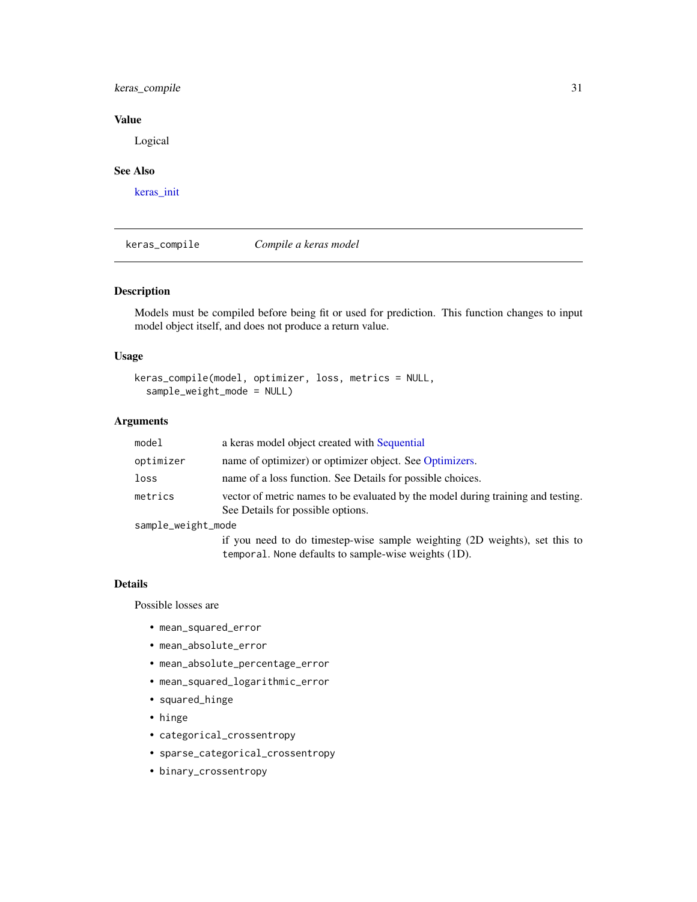## Value

Logical

## See Also

keras_init

---

# keras_compile — *Compile a keras model*

## Description

Models must be compiled before being fit or used for prediction. This function changes to input model object itself, and does not produce a return value.

## Usage

```
keras_compile(model, optimizer, loss, metrics = NULL,
  sample_weight_mode = NULL)
```

## Arguments

| | |
|---|---|
| `model` | a keras model object created with Sequential |
| `optimizer` | name of optimizer) or optimizer object. See Optimizers. |
| `loss` | name of a loss function. See Details for possible choices. |
| `metrics` | vector of metric names to be evaluated by the model during training and testing. See Details for possible options. |
| `sample_weight_mode` | if you need to do timestep-wise sample weighting (2D weights), set this to `temporal`. None defaults to sample-wise weights (1D). |

## Details

Possible losses are

- `mean_squared_error`
- `mean_absolute_error`
- `mean_absolute_percentage_error`
- `mean_squared_logarithmic_error`
- `squared_hinge`
- `hinge`
- `categorical_crossentropy`
- `sparse_categorical_crossentropy`
- `binary_crossentropy`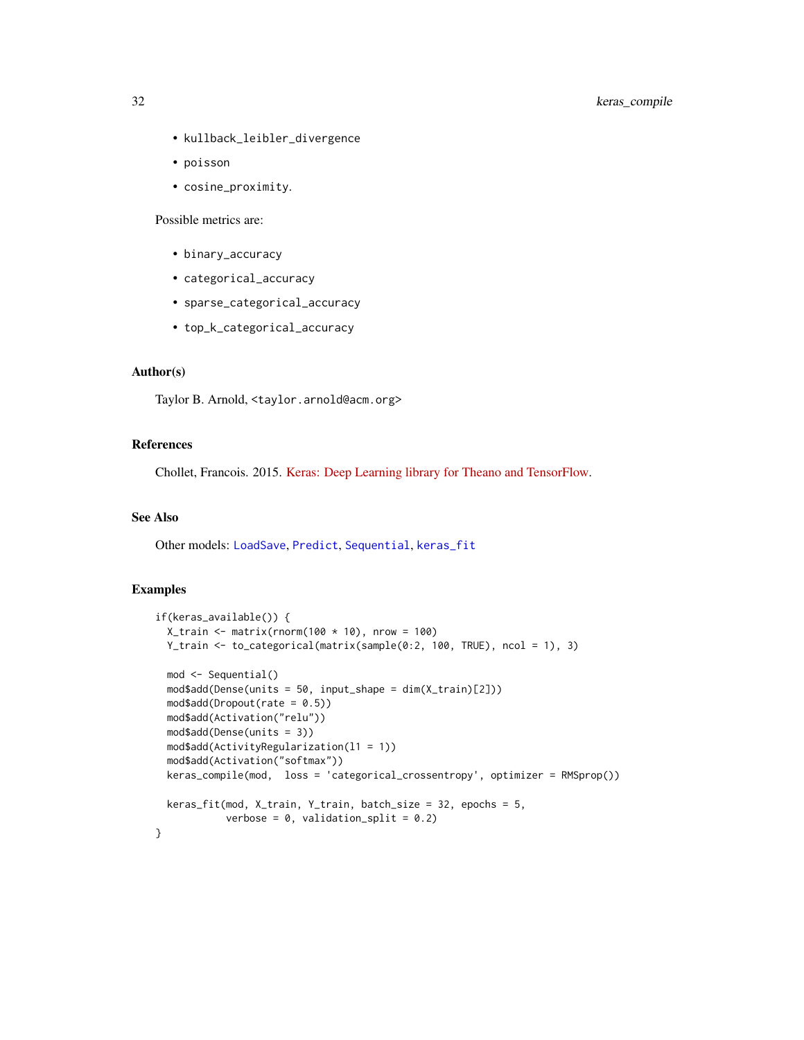- kullback_leibler_divergence
- poisson
- cosine_proximity.

Possible metrics are:

- binary_accuracy
- categorical_accuracy
- sparse_categorical_accuracy
- top_k_categorical_accuracy

## Author(s)

Taylor B. Arnold, <taylor.arnold@acm.org>

## References

Chollet, Francois. 2015. Keras: Deep Learning library for Theano and TensorFlow.

## See Also

Other models: LoadSave, Predict, Sequential, keras_fit

## Examples

```
if(keras_available()) {
  X_train <- matrix(rnorm(100 * 10), nrow = 100)
  Y_train <- to_categorical(matrix(sample(0:2, 100, TRUE), ncol = 1), 3)

  mod <- Sequential()
  mod$add(Dense(units = 50, input_shape = dim(X_train)[2]))
  mod$add(Dropout(rate = 0.5))
  mod$add(Activation("relu"))
  mod$add(Dense(units = 3))
  mod$add(ActivityRegularization(l1 = 1))
  mod$add(Activation("softmax"))
  keras_compile(mod,  loss = 'categorical_crossentropy', optimizer = RMSprop())

  keras_fit(mod, X_train, Y_train, batch_size = 32, epochs = 5,
            verbose = 0, validation_split = 0.2)
}
```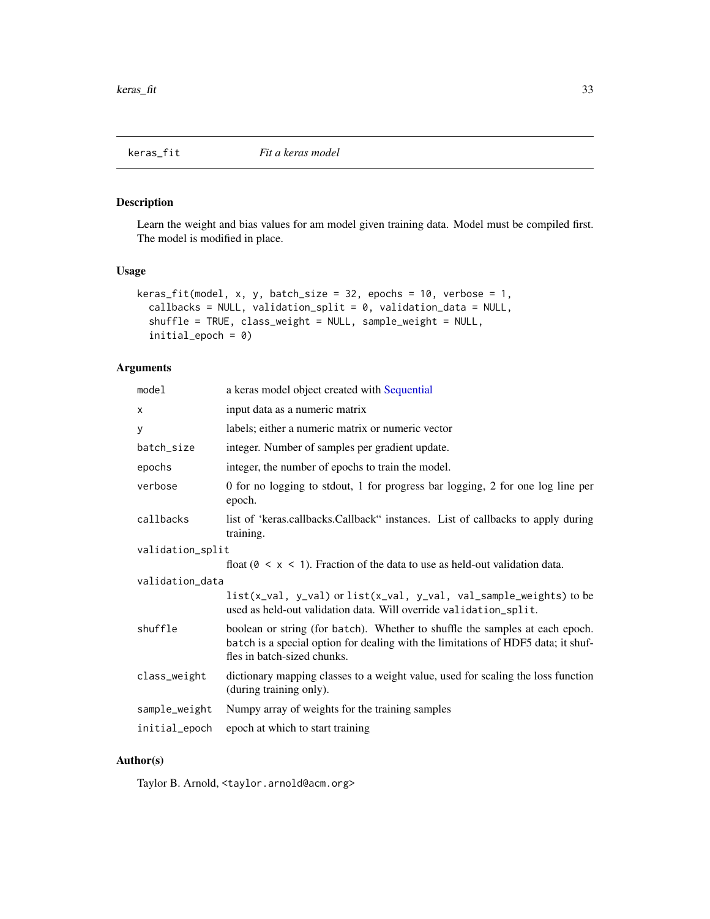## keras_fit *Fit a keras model*

### Description

Learn the weight and bias values for am model given training data. Model must be compiled first. The model is modified in place.

### Usage

```
keras_fit(model, x, y, batch_size = 32, epochs = 10, verbose = 1,
  callbacks = NULL, validation_split = 0, validation_data = NULL,
  shuffle = TRUE, class_weight = NULL, sample_weight = NULL,
  initial_epoch = 0)
```

### Arguments

| | |
|---|---|
| `model` | a keras model object created with Sequential |
| `x` | input data as a numeric matrix |
| `y` | labels; either a numeric matrix or numeric vector |
| `batch_size` | integer. Number of samples per gradient update. |
| `epochs` | integer, the number of epochs to train the model. |
| `verbose` | 0 for no logging to stdout, 1 for progress bar logging, 2 for one log line per epoch. |
| `callbacks` | list of 'keras.callbacks.Callback" instances. List of callbacks to apply during training. |
| `validation_split` | float (`0 < x < 1`). Fraction of the data to use as held-out validation data. |
| `validation_data` | `list(x_val, y_val)` or `list(x_val, y_val, val_sample_weights)` to be used as held-out validation data. Will override `validation_split`. |
| `shuffle` | boolean or string (for `batch`). Whether to shuffle the samples at each epoch. `batch` is a special option for dealing with the limitations of HDF5 data; it shuffles in batch-sized chunks. |
| `class_weight` | dictionary mapping classes to a weight value, used for scaling the loss function (during training only). |
| `sample_weight` | Numpy array of weights for the training samples |
| `initial_epoch` | epoch at which to start training |

### Author(s)

Taylor B. Arnold, `<taylor.arnold@acm.org>`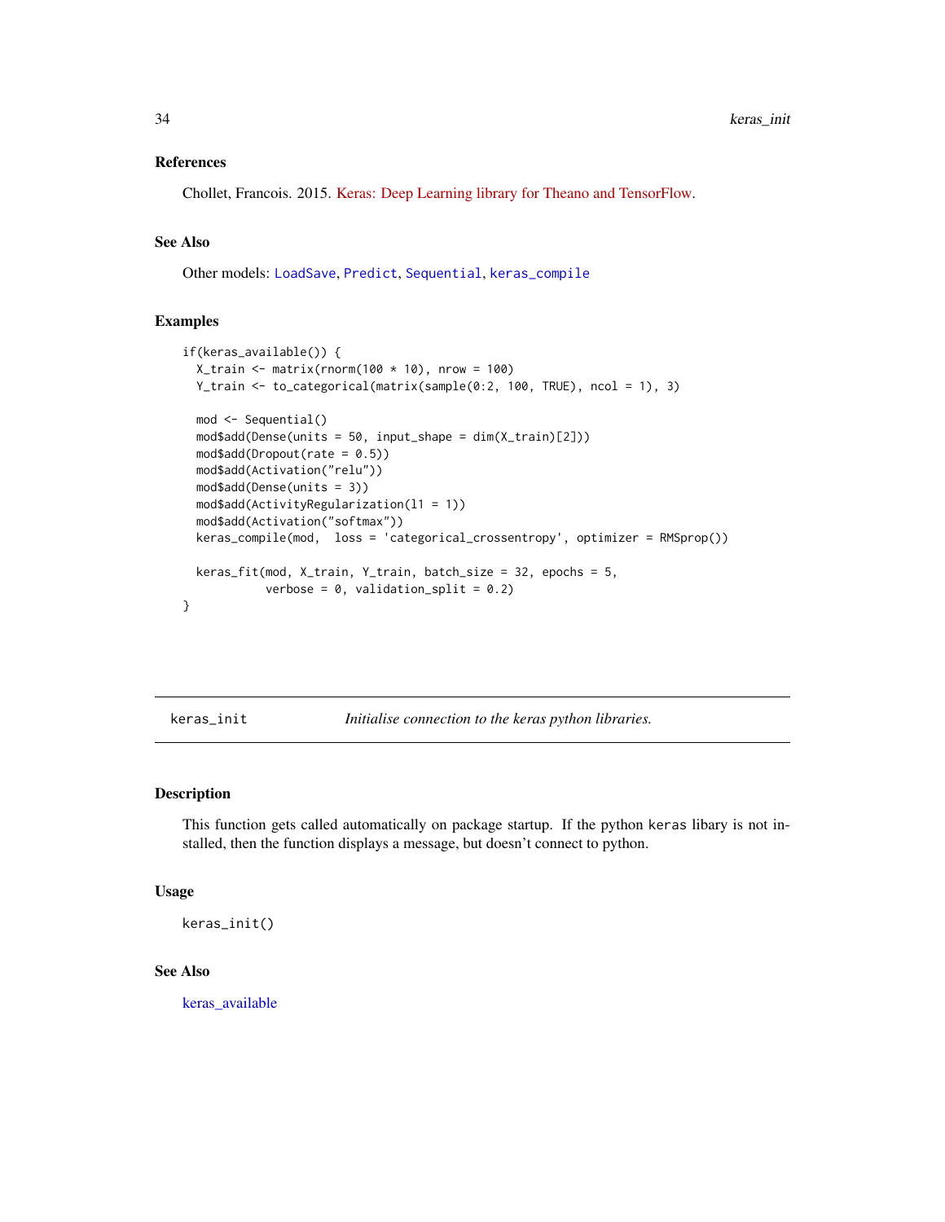### References

Chollet, Francois. 2015. Keras: Deep Learning library for Theano and TensorFlow.

### See Also

Other models: `LoadSave`, `Predict`, `Sequential`, `keras_compile`

### Examples

```
if(keras_available()) {
  X_train <- matrix(rnorm(100 * 10), nrow = 100)
  Y_train <- to_categorical(matrix(sample(0:2, 100, TRUE), ncol = 1), 3)

  mod <- Sequential()
  mod$add(Dense(units = 50, input_shape = dim(X_train)[2]))
  mod$add(Dropout(rate = 0.5))
  mod$add(Activation("relu"))
  mod$add(Dense(units = 3))
  mod$add(ActivityRegularization(l1 = 1))
  mod$add(Activation("softmax"))
  keras_compile(mod,  loss = 'categorical_crossentropy', optimizer = RMSprop())

  keras_fit(mod, X_train, Y_train, batch_size = 32, epochs = 5,
            verbose = 0, validation_split = 0.2)
}
```

---

## keras_init — *Initialise connection to the keras python libraries.*

### Description

This function gets called automatically on package startup. If the python `keras` libary is not installed, then the function displays a message, but doesn't connect to python.

### Usage

```
keras_init()
```

### See Also

keras_available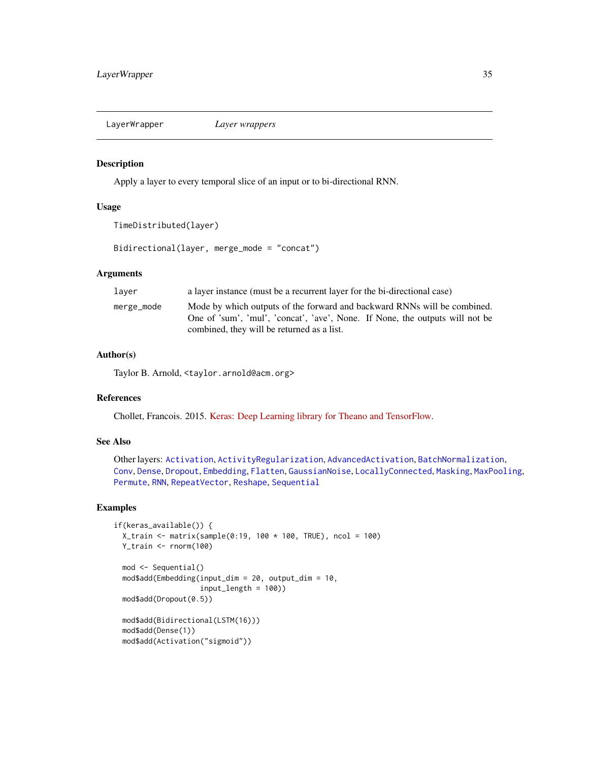LayerWrapper *Layer wrappers*

### Description

Apply a layer to every temporal slice of an input or to bi-directional RNN.

### Usage

```
TimeDistributed(layer)

Bidirectional(layer, merge_mode = "concat")
```

### Arguments

| | |
|---|---|
| layer | a layer instance (must be a recurrent layer for the bi-directional case) |
| merge_mode | Mode by which outputs of the forward and backward RNNs will be combined. One of 'sum', 'mul', 'concat', 'ave', None. If None, the outputs will not be combined, they will be returned as a list. |

### Author(s)

Taylor B. Arnold, <taylor.arnold@acm.org>

### References

Chollet, Francois. 2015. Keras: Deep Learning library for Theano and TensorFlow.

### See Also

Other layers: Activation, ActivityRegularization, AdvancedActivation, BatchNormalization, Conv, Dense, Dropout, Embedding, Flatten, GaussianNoise, LocallyConnected, Masking, MaxPooling, Permute, RNN, RepeatVector, Reshape, Sequential

### Examples

```
if(keras_available()) {
  X_train <- matrix(sample(0:19, 100 * 100, TRUE), ncol = 100)
  Y_train <- rnorm(100)

  mod <- Sequential()
  mod$add(Embedding(input_dim = 20, output_dim = 10,
                    input_length = 100))
  mod$add(Dropout(0.5))

  mod$add(Bidirectional(LSTM(16)))
  mod$add(Dense(1))
  mod$add(Activation("sigmoid"))
```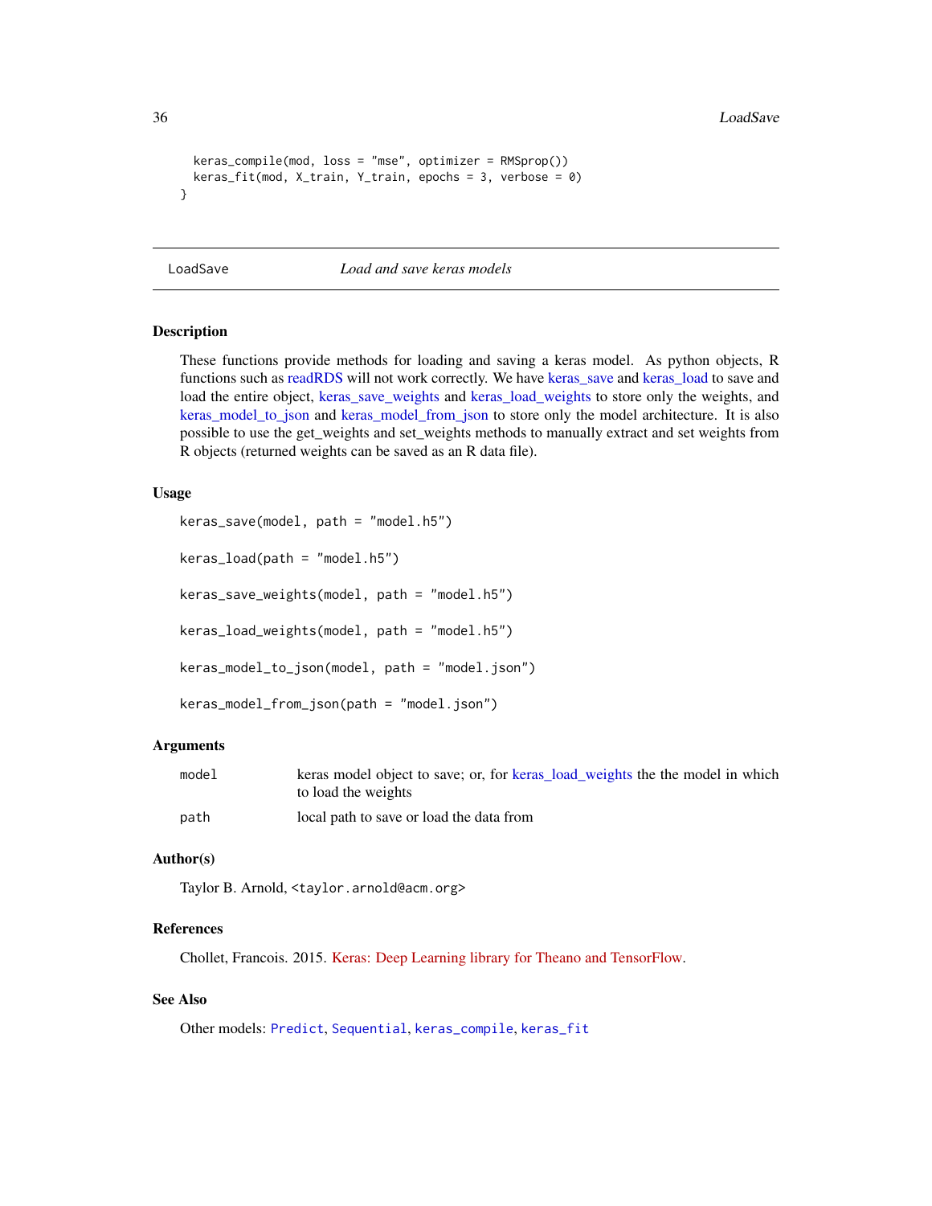```
  keras_compile(mod, loss = "mse", optimizer = RMSprop())
  keras_fit(mod, X_train, Y_train, epochs = 3, verbose = 0)
}
```

---

## LoadSave — *Load and save keras models*

### Description

These functions provide methods for loading and saving a keras model. As python objects, R functions such as readRDS will not work correctly. We have keras_save and keras_load to save and load the entire object, keras_save_weights and keras_load_weights to store only the weights, and keras_model_to_json and keras_model_from_json to store only the model architecture. It is also possible to use the get_weights and set_weights methods to manually extract and set weights from R objects (returned weights can be saved as an R data file).

### Usage

```
keras_save(model, path = "model.h5")

keras_load(path = "model.h5")

keras_save_weights(model, path = "model.h5")

keras_load_weights(model, path = "model.h5")

keras_model_to_json(model, path = "model.json")

keras_model_from_json(path = "model.json")
```

### Arguments

| | |
|---|---|
| model | keras model object to save; or, for keras_load_weights the the model in which to load the weights |
| path | local path to save or load the data from |

### Author(s)

Taylor B. Arnold, <taylor.arnold@acm.org>

### References

Chollet, Francois. 2015. Keras: Deep Learning library for Theano and TensorFlow.

### See Also

Other models: `Predict`, `Sequential`, `keras_compile`, `keras_fit`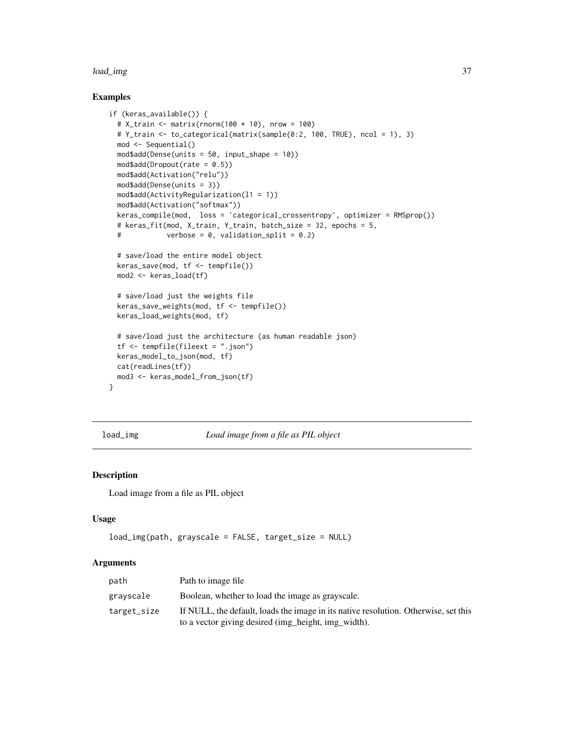## Examples

```
if (keras_available()) {
  # X_train <- matrix(rnorm(100 * 10), nrow = 100)
  # Y_train <- to_categorical(matrix(sample(0:2, 100, TRUE), ncol = 1), 3)
  mod <- Sequential()
  mod$add(Dense(units = 50, input_shape = 10))
  mod$add(Dropout(rate = 0.5))
  mod$add(Activation("relu"))
  mod$add(Dense(units = 3))
  mod$add(ActivityRegularization(l1 = 1))
  mod$add(Activation("softmax"))
  keras_compile(mod,  loss = 'categorical_crossentropy', optimizer = RMSprop())
  # keras_fit(mod, X_train, Y_train, batch_size = 32, epochs = 5,
  #           verbose = 0, validation_split = 0.2)

  # save/load the entire model object
  keras_save(mod, tf <- tempfile())
  mod2 <- keras_load(tf)

  # save/load just the weights file
  keras_save_weights(mod, tf <- tempfile())
  keras_load_weights(mod, tf)

  # save/load just the architecture (as human readable json)
  tf <- tempfile(fileext = ".json")
  keras_model_to_json(mod, tf)
  cat(readLines(tf))
  mod3 <- keras_model_from_json(tf)
}
```

---

# load_img — *Load image from a file as PIL object*

## Description

Load image from a file as PIL object

## Usage

```
load_img(path, grayscale = FALSE, target_size = NULL)
```

## Arguments

| | |
|---|---|
| `path` | Path to image file |
| `grayscale` | Boolean, whether to load the image as grayscale. |
| `target_size` | If NULL, the default, loads the image in its native resolution. Otherwise, set this to a vector giving desired (img_height, img_width). |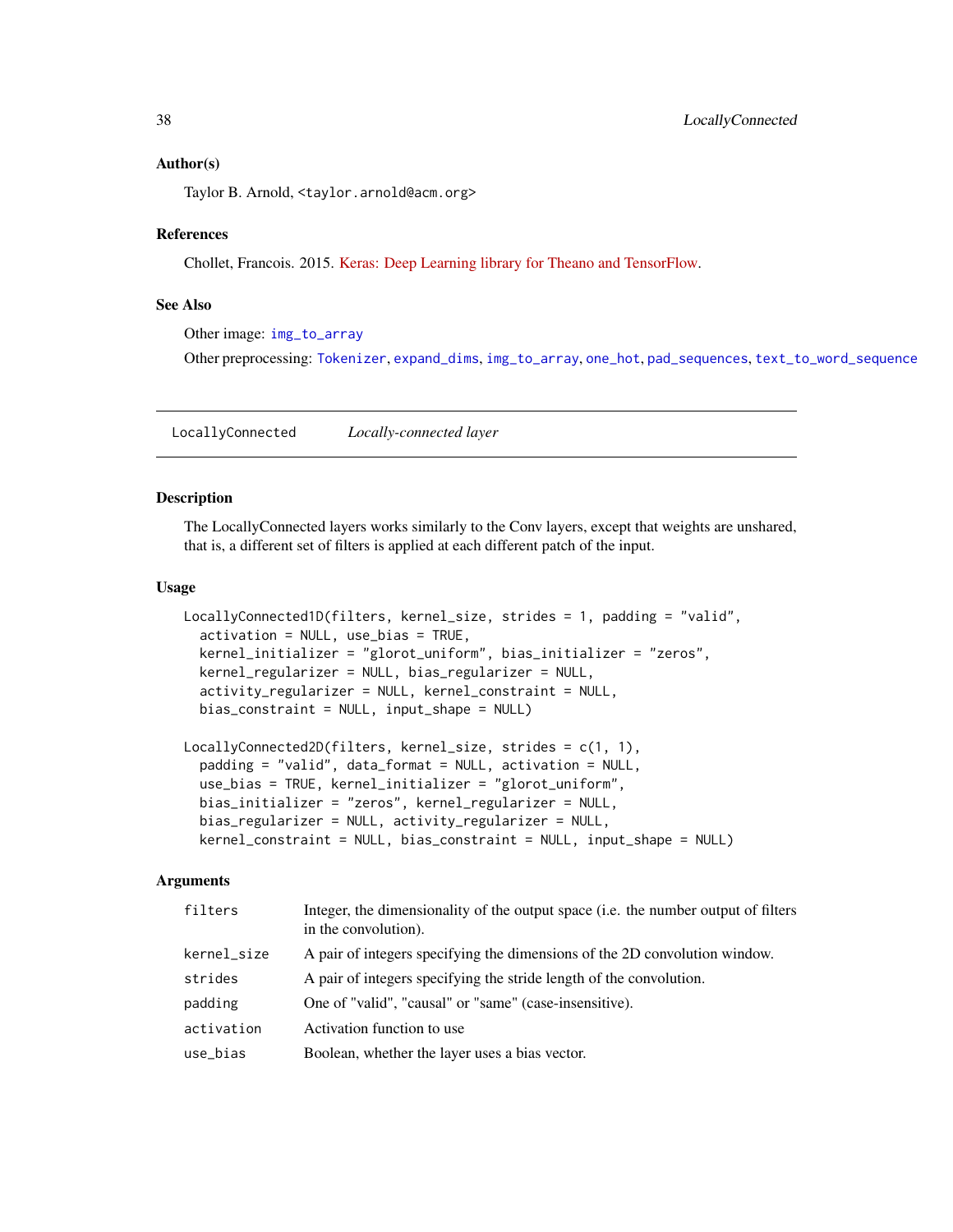### Author(s)

Taylor B. Arnold, <taylor.arnold@acm.org>

### References

Chollet, Francois. 2015. Keras: Deep Learning library for Theano and TensorFlow.

### See Also

Other image: img_to_array

Other preprocessing: Tokenizer, expand_dims, img_to_array, one_hot, pad_sequences, text_to_word_sequence

---

## LocallyConnected &nbsp;&nbsp;&nbsp; *Locally-connected layer*

---

### Description

The LocallyConnected layers works similarly to the Conv layers, except that weights are unshared, that is, a different set of filters is applied at each different patch of the input.

### Usage

```
LocallyConnected1D(filters, kernel_size, strides = 1, padding = "valid",
  activation = NULL, use_bias = TRUE,
  kernel_initializer = "glorot_uniform", bias_initializer = "zeros",
  kernel_regularizer = NULL, bias_regularizer = NULL,
  activity_regularizer = NULL, kernel_constraint = NULL,
  bias_constraint = NULL, input_shape = NULL)

LocallyConnected2D(filters, kernel_size, strides = c(1, 1),
  padding = "valid", data_format = NULL, activation = NULL,
  use_bias = TRUE, kernel_initializer = "glorot_uniform",
  bias_initializer = "zeros", kernel_regularizer = NULL,
  bias_regularizer = NULL, activity_regularizer = NULL,
  kernel_constraint = NULL, bias_constraint = NULL, input_shape = NULL)
```

### Arguments

| | |
|---|---|
| filters | Integer, the dimensionality of the output space (i.e. the number output of filters in the convolution). |
| kernel_size | A pair of integers specifying the dimensions of the 2D convolution window. |
| strides | A pair of integers specifying the stride length of the convolution. |
| padding | One of "valid", "causal" or "same" (case-insensitive). |
| activation | Activation function to use |
| use_bias | Boolean, whether the layer uses a bias vector. |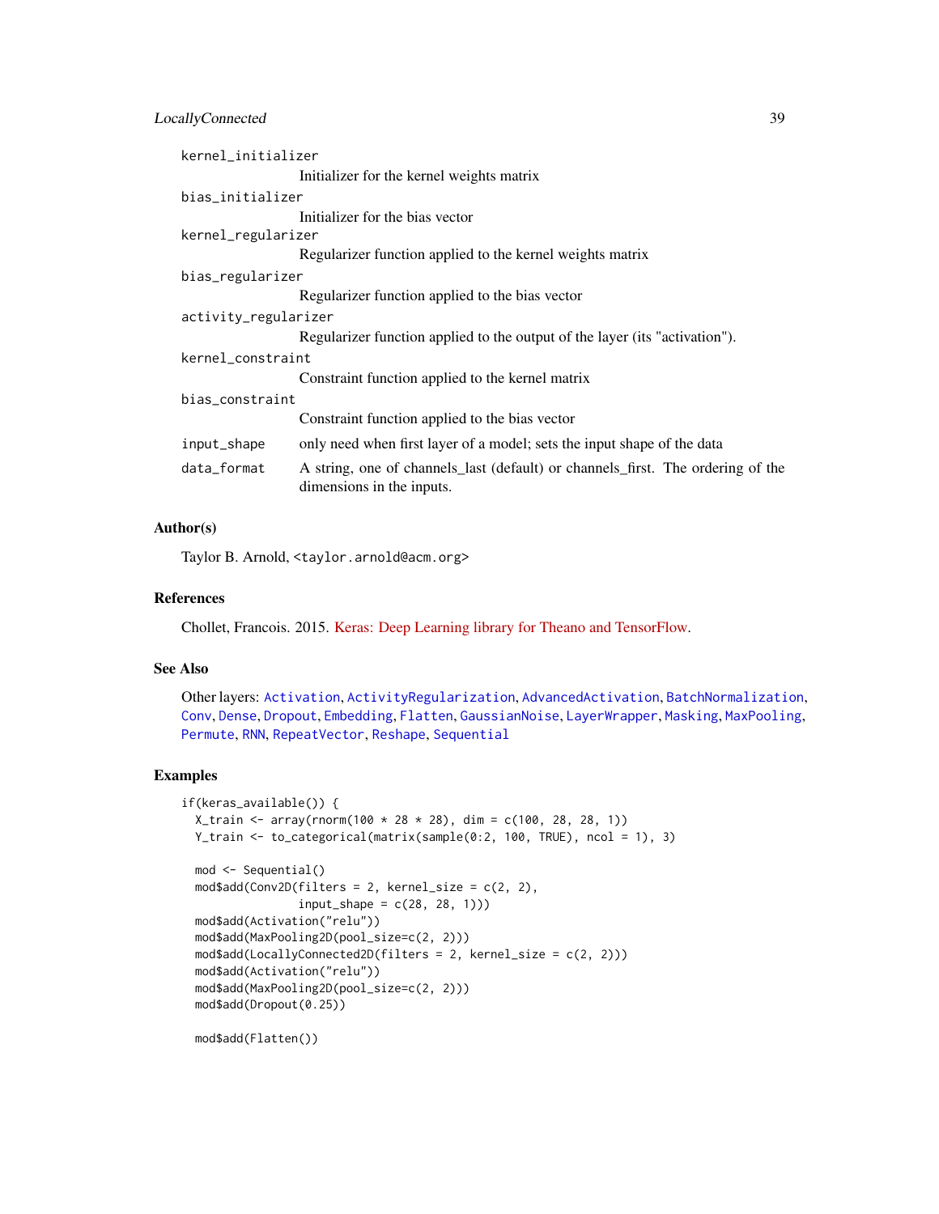| | |
|---|---|
| `kernel_initializer` | Initializer for the kernel weights matrix |
| `bias_initializer` | Initializer for the bias vector |
| `kernel_regularizer` | Regularizer function applied to the kernel weights matrix |
| `bias_regularizer` | Regularizer function applied to the bias vector |
| `activity_regularizer` | Regularizer function applied to the output of the layer (its "activation"). |
| `kernel_constraint` | Constraint function applied to the kernel matrix |
| `bias_constraint` | Constraint function applied to the bias vector |
| `input_shape` | only need when first layer of a model; sets the input shape of the data |
| `data_format` | A string, one of channels_last (default) or channels_first. The ordering of the dimensions in the inputs. |

### Author(s)

Taylor B. Arnold, <taylor.arnold@acm.org>

### References

Chollet, Francois. 2015. Keras: Deep Learning library for Theano and TensorFlow.

### See Also

Other layers: `Activation`, `ActivityRegularization`, `AdvancedActivation`, `BatchNormalization`, `Conv`, `Dense`, `Dropout`, `Embedding`, `Flatten`, `GaussianNoise`, `LayerWrapper`, `Masking`, `MaxPooling`, `Permute`, `RNN`, `RepeatVector`, `Reshape`, `Sequential`

### Examples

```
if(keras_available()) {
  X_train <- array(rnorm(100 * 28 * 28), dim = c(100, 28, 28, 1))
  Y_train <- to_categorical(matrix(sample(0:2, 100, TRUE), ncol = 1), 3)

  mod <- Sequential()
  mod$add(Conv2D(filters = 2, kernel_size = c(2, 2),
                 input_shape = c(28, 28, 1)))
  mod$add(Activation("relu"))
  mod$add(MaxPooling2D(pool_size=c(2, 2)))
  mod$add(LocallyConnected2D(filters = 2, kernel_size = c(2, 2)))
  mod$add(Activation("relu"))
  mod$add(MaxPooling2D(pool_size=c(2, 2)))
  mod$add(Dropout(0.25))

  mod$add(Flatten())
```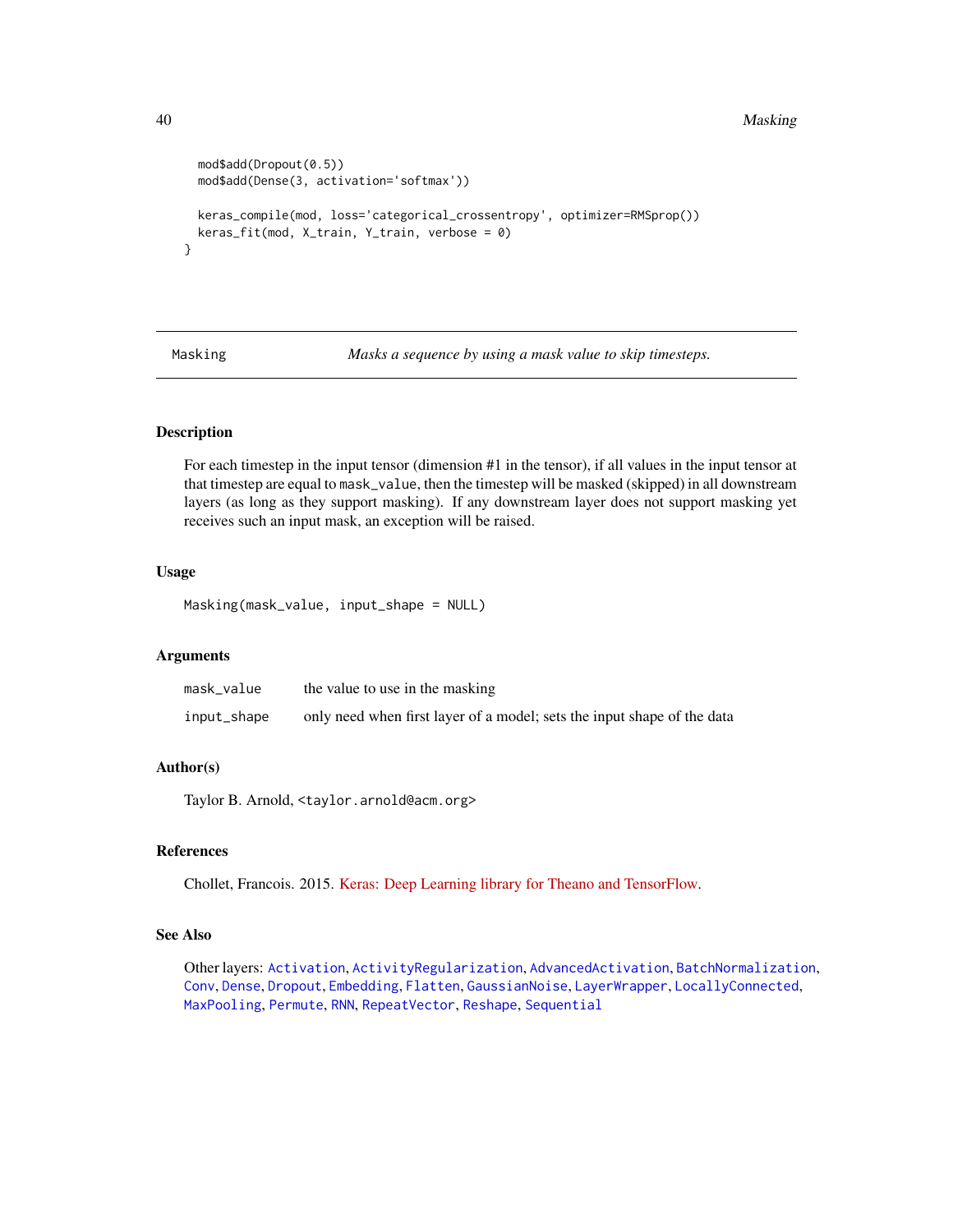```
  mod$add(Dropout(0.5))
  mod$add(Dense(3, activation='softmax'))

  keras_compile(mod, loss='categorical_crossentropy', optimizer=RMSprop())
  keras_fit(mod, X_train, Y_train, verbose = 0)
}
```

---

## Masking — *Masks a sequence by using a mask value to skip timesteps.*

---

### Description

For each timestep in the input tensor (dimension #1 in the tensor), if all values in the input tensor at that timestep are equal to `mask_value`, then the timestep will be masked (skipped) in all downstream layers (as long as they support masking). If any downstream layer does not support masking yet receives such an input mask, an exception will be raised.

### Usage

```
Masking(mask_value, input_shape = NULL)
```

### Arguments

| | |
|---|---|
| `mask_value` | the value to use in the masking |
| `input_shape` | only need when first layer of a model; sets the input shape of the data |

### Author(s)

Taylor B. Arnold, <taylor.arnold@acm.org>

### References

Chollet, Francois. 2015. Keras: Deep Learning library for Theano and TensorFlow.

### See Also

Other layers: `Activation`, `ActivityRegularization`, `AdvancedActivation`, `BatchNormalization`, `Conv`, `Dense`, `Dropout`, `Embedding`, `Flatten`, `GaussianNoise`, `LayerWrapper`, `LocallyConnected`, `MaxPooling`, `Permute`, `RNN`, `RepeatVector`, `Reshape`, `Sequential`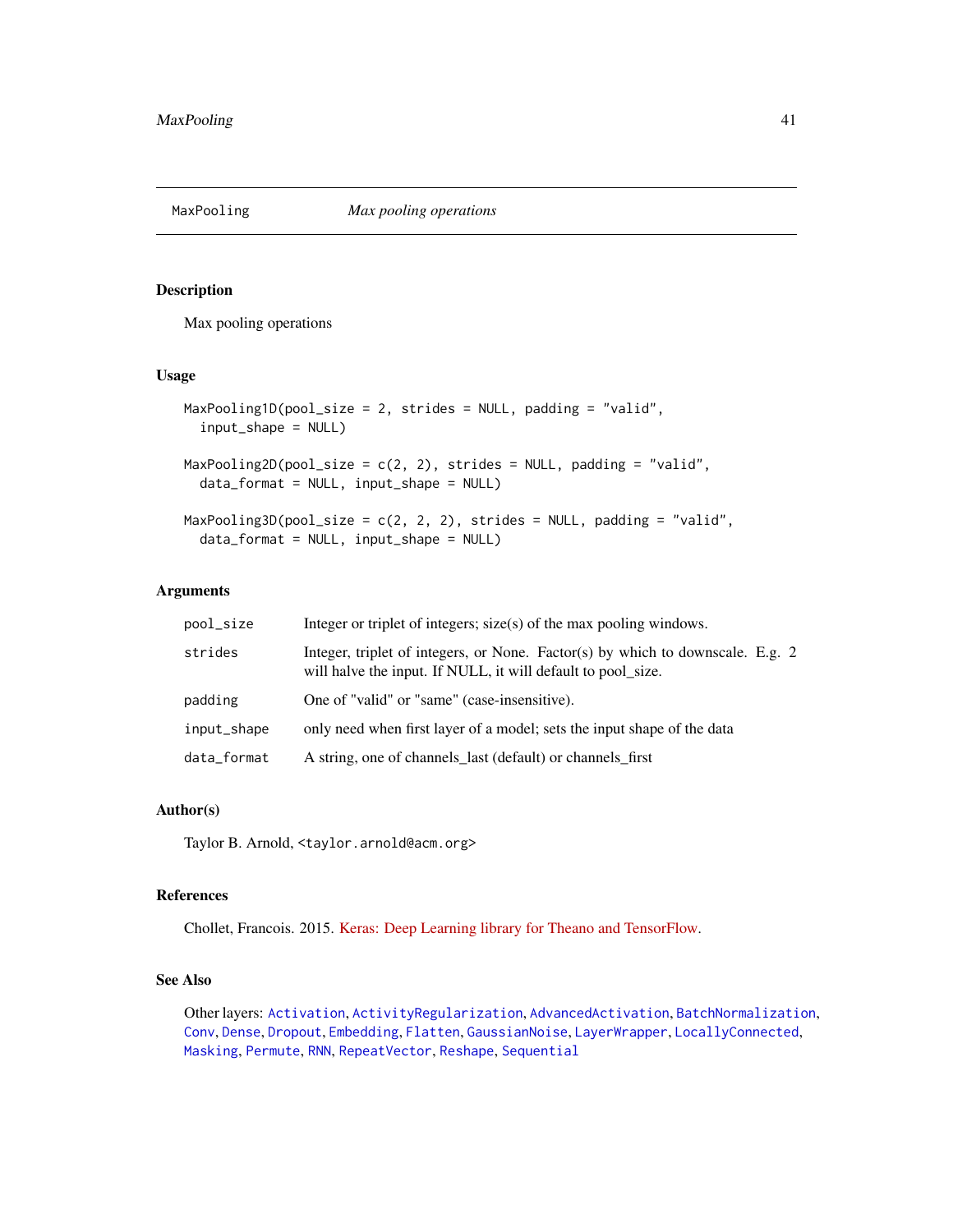## MaxPooling — *Max pooling operations*

### Description

Max pooling operations

### Usage

```
MaxPooling1D(pool_size = 2, strides = NULL, padding = "valid",
  input_shape = NULL)

MaxPooling2D(pool_size = c(2, 2), strides = NULL, padding = "valid",
  data_format = NULL, input_shape = NULL)

MaxPooling3D(pool_size = c(2, 2, 2), strides = NULL, padding = "valid",
  data_format = NULL, input_shape = NULL)
```

### Arguments

| | |
|---|---|
| `pool_size` | Integer or triplet of integers; size(s) of the max pooling windows. |
| `strides` | Integer, triplet of integers, or None. Factor(s) by which to downscale. E.g. 2 will halve the input. If NULL, it will default to pool_size. |
| `padding` | One of "valid" or "same" (case-insensitive). |
| `input_shape` | only need when first layer of a model; sets the input shape of the data |
| `data_format` | A string, one of channels_last (default) or channels_first |

### Author(s)

Taylor B. Arnold, <taylor.arnold@acm.org>

### References

Chollet, Francois. 2015. Keras: Deep Learning library for Theano and TensorFlow.

### See Also

Other layers: Activation, ActivityRegularization, AdvancedActivation, BatchNormalization, Conv, Dense, Dropout, Embedding, Flatten, GaussianNoise, LayerWrapper, LocallyConnected, Masking, Permute, RNN, RepeatVector, Reshape, Sequential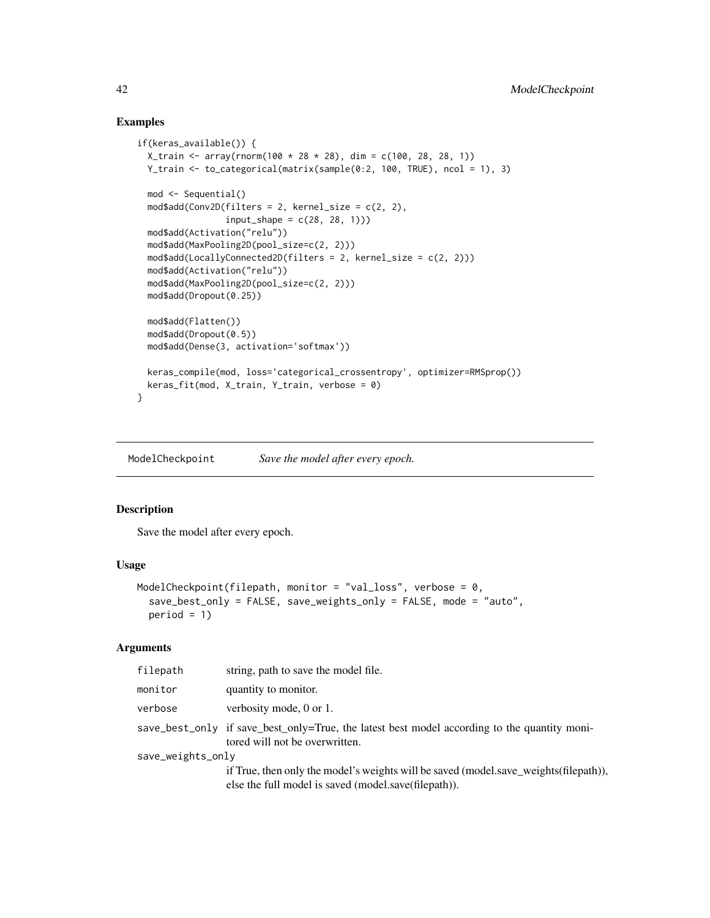## Examples

```
if(keras_available()) {
  X_train <- array(rnorm(100 * 28 * 28), dim = c(100, 28, 28, 1))
  Y_train <- to_categorical(matrix(sample(0:2, 100, TRUE), ncol = 1), 3)

  mod <- Sequential()
  mod$add(Conv2D(filters = 2, kernel_size = c(2, 2),
                 input_shape = c(28, 28, 1)))
  mod$add(Activation("relu"))
  mod$add(MaxPooling2D(pool_size=c(2, 2)))
  mod$add(LocallyConnected2D(filters = 2, kernel_size = c(2, 2)))
  mod$add(Activation("relu"))
  mod$add(MaxPooling2D(pool_size=c(2, 2)))
  mod$add(Dropout(0.25))

  mod$add(Flatten())
  mod$add(Dropout(0.5))
  mod$add(Dense(3, activation='softmax'))

  keras_compile(mod, loss='categorical_crossentropy', optimizer=RMSprop())
  keras_fit(mod, X_train, Y_train, verbose = 0)
}
```

---

# ModelCheckpoint — *Save the model after every epoch.*

## Description

Save the model after every epoch.

## Usage

```
ModelCheckpoint(filepath, monitor = "val_loss", verbose = 0,
  save_best_only = FALSE, save_weights_only = FALSE, mode = "auto",
  period = 1)
```

## Arguments

| | |
|---|---|
| `filepath` | string, path to save the model file. |
| `monitor` | quantity to monitor. |
| `verbose` | verbosity mode, 0 or 1. |
| `save_best_only` | if save_best_only=True, the latest best model according to the quantity monitored will not be overwritten. |
| `save_weights_only` | if True, then only the model's weights will be saved (model.save_weights(filepath)), else the full model is saved (model.save(filepath)). |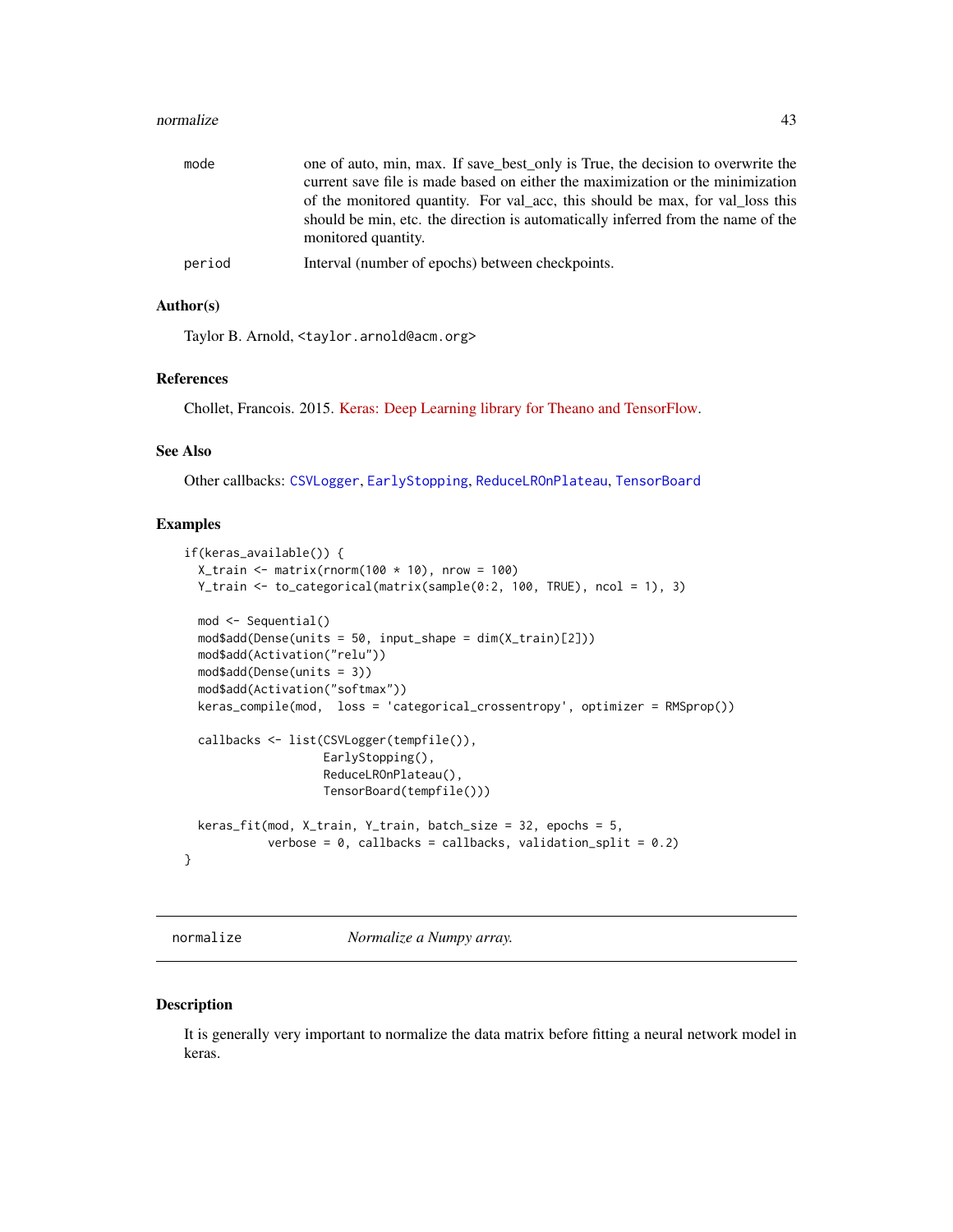| | |
|---|---|
| mode | one of auto, min, max. If save_best_only is True, the decision to overwrite the current save file is made based on either the maximization or the minimization of the monitored quantity. For val_acc, this should be max, for val_loss this should be min, etc. the direction is automatically inferred from the name of the monitored quantity. |
| period | Interval (number of epochs) between checkpoints. |

### Author(s)

Taylor B. Arnold, <taylor.arnold@acm.org>

### References

Chollet, Francois. 2015. Keras: Deep Learning library for Theano and TensorFlow.

### See Also

Other callbacks: CSVLogger, EarlyStopping, ReduceLROnPlateau, TensorBoard

### Examples

```
if(keras_available()) {
  X_train <- matrix(rnorm(100 * 10), nrow = 100)
  Y_train <- to_categorical(matrix(sample(0:2, 100, TRUE), ncol = 1), 3)

  mod <- Sequential()
  mod$add(Dense(units = 50, input_shape = dim(X_train)[2]))
  mod$add(Activation("relu"))
  mod$add(Dense(units = 3))
  mod$add(Activation("softmax"))
  keras_compile(mod,  loss = 'categorical_crossentropy', optimizer = RMSprop())

  callbacks <- list(CSVLogger(tempfile()),
                    EarlyStopping(),
                    ReduceLROnPlateau(),
                    TensorBoard(tempfile()))

  keras_fit(mod, X_train, Y_train, batch_size = 32, epochs = 5,
            verbose = 0, callbacks = callbacks, validation_split = 0.2)
}
```

---

## normalize — *Normalize a Numpy array.*

---

### Description

It is generally very important to normalize the data matrix before fitting a neural network model in keras.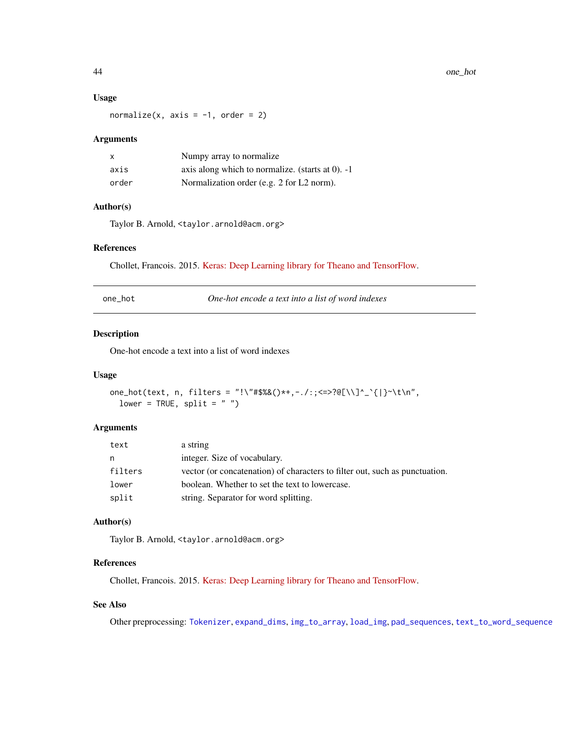### Usage

```
normalize(x, axis = -1, order = 2)
```

### Arguments

| | |
|---|---|
| x | Numpy array to normalize |
| axis | axis along which to normalize. (starts at 0). -1 |
| order | Normalization order (e.g. 2 for L2 norm). |

### Author(s)

Taylor B. Arnold, <taylor.arnold@acm.org>

### References

Chollet, Francois. 2015. Keras: Deep Learning library for Theano and TensorFlow.

---

## one_hot — *One-hot encode a text into a list of word indexes*

### Description

One-hot encode a text into a list of word indexes

### Usage

```
one_hot(text, n, filters = "!\"#$%&()*+,-./:;<=>?@[\\]^_`{|}~\t\n",
  lower = TRUE, split = " ")
```

### Arguments

| | |
|---|---|
| text | a string |
| n | integer. Size of vocabulary. |
| filters | vector (or concatenation) of characters to filter out, such as punctuation. |
| lower | boolean. Whether to set the text to lowercase. |
| split | string. Separator for word splitting. |

### Author(s)

Taylor B. Arnold, <taylor.arnold@acm.org>

### References

Chollet, Francois. 2015. Keras: Deep Learning library for Theano and TensorFlow.

### See Also

Other preprocessing: Tokenizer, expand_dims, img_to_array, load_img, pad_sequences, text_to_word_sequence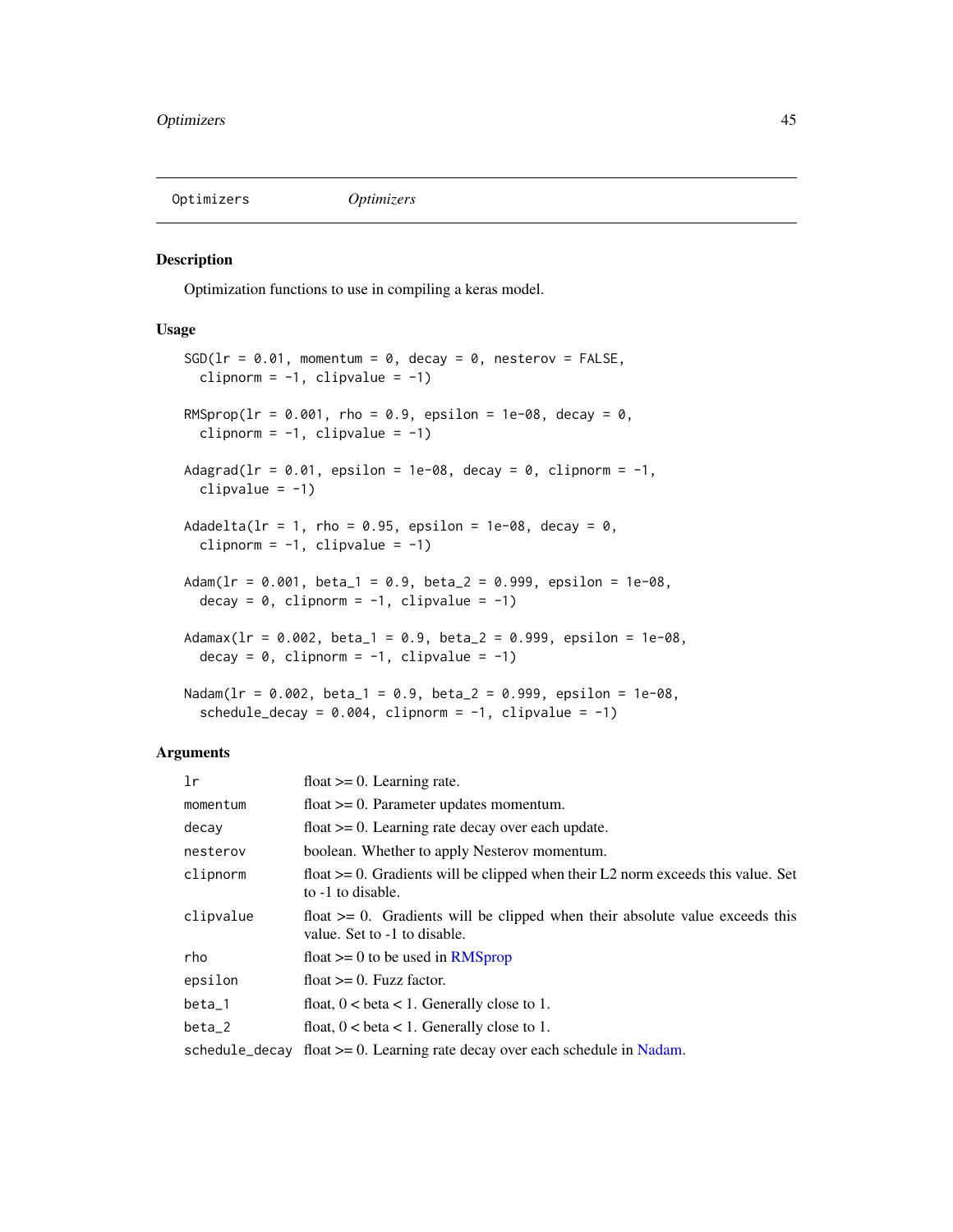Optimizers *Optimizers*

## Description

Optimization functions to use in compiling a keras model.

## Usage

```
SGD(lr = 0.01, momentum = 0, decay = 0, nesterov = FALSE,
  clipnorm = -1, clipvalue = -1)

RMSprop(lr = 0.001, rho = 0.9, epsilon = 1e-08, decay = 0,
  clipnorm = -1, clipvalue = -1)

Adagrad(lr = 0.01, epsilon = 1e-08, decay = 0, clipnorm = -1,
  clipvalue = -1)

Adadelta(lr = 1, rho = 0.95, epsilon = 1e-08, decay = 0,
  clipnorm = -1, clipvalue = -1)

Adam(lr = 0.001, beta_1 = 0.9, beta_2 = 0.999, epsilon = 1e-08,
  decay = 0, clipnorm = -1, clipvalue = -1)

Adamax(lr = 0.002, beta_1 = 0.9, beta_2 = 0.999, epsilon = 1e-08,
  decay = 0, clipnorm = -1, clipvalue = -1)

Nadam(lr = 0.002, beta_1 = 0.9, beta_2 = 0.999, epsilon = 1e-08,
  schedule_decay = 0.004, clipnorm = -1, clipvalue = -1)
```

## Arguments

| | |
|---|---|
| `lr` | float >= 0. Learning rate. |
| `momentum` | float >= 0. Parameter updates momentum. |
| `decay` | float >= 0. Learning rate decay over each update. |
| `nesterov` | boolean. Whether to apply Nesterov momentum. |
| `clipnorm` | float >= 0. Gradients will be clipped when their L2 norm exceeds this value. Set to -1 to disable. |
| `clipvalue` | float >= 0. Gradients will be clipped when their absolute value exceeds this value. Set to -1 to disable. |
| `rho` | float >= 0 to be used in RMSprop |
| `epsilon` | float >= 0. Fuzz factor. |
| `beta_1` | float, 0 < beta < 1. Generally close to 1. |
| `beta_2` | float, 0 < beta < 1. Generally close to 1. |
| `schedule_decay` | float >= 0. Learning rate decay over each schedule in Nadam. |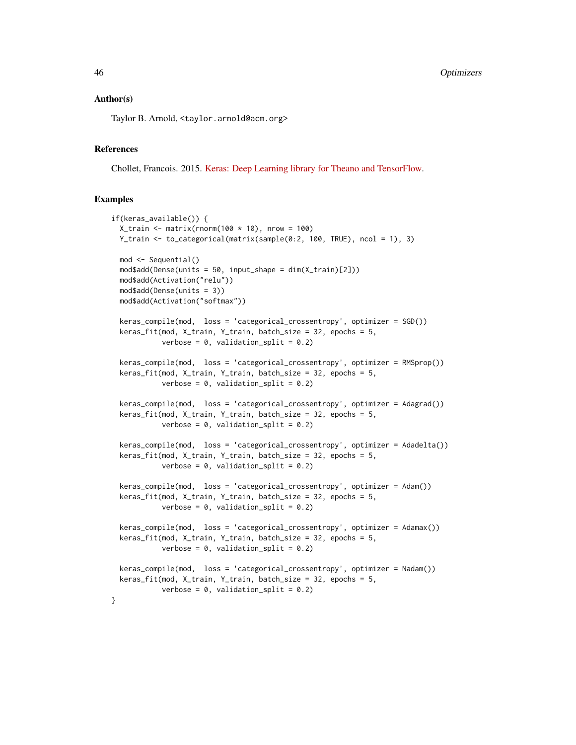## Author(s)

Taylor B. Arnold, <taylor.arnold@acm.org>

## References

Chollet, Francois. 2015. Keras: Deep Learning library for Theano and TensorFlow.

## Examples

```
if(keras_available()) {
  X_train <- matrix(rnorm(100 * 10), nrow = 100)
  Y_train <- to_categorical(matrix(sample(0:2, 100, TRUE), ncol = 1), 3)

  mod <- Sequential()
  mod$add(Dense(units = 50, input_shape = dim(X_train)[2]))
  mod$add(Activation("relu"))
  mod$add(Dense(units = 3))
  mod$add(Activation("softmax"))

  keras_compile(mod,  loss = 'categorical_crossentropy', optimizer = SGD())
  keras_fit(mod, X_train, Y_train, batch_size = 32, epochs = 5,
            verbose = 0, validation_split = 0.2)

  keras_compile(mod,  loss = 'categorical_crossentropy', optimizer = RMSprop())
  keras_fit(mod, X_train, Y_train, batch_size = 32, epochs = 5,
            verbose = 0, validation_split = 0.2)

  keras_compile(mod,  loss = 'categorical_crossentropy', optimizer = Adagrad())
  keras_fit(mod, X_train, Y_train, batch_size = 32, epochs = 5,
            verbose = 0, validation_split = 0.2)

  keras_compile(mod,  loss = 'categorical_crossentropy', optimizer = Adadelta())
  keras_fit(mod, X_train, Y_train, batch_size = 32, epochs = 5,
            verbose = 0, validation_split = 0.2)

  keras_compile(mod,  loss = 'categorical_crossentropy', optimizer = Adam())
  keras_fit(mod, X_train, Y_train, batch_size = 32, epochs = 5,
            verbose = 0, validation_split = 0.2)

  keras_compile(mod,  loss = 'categorical_crossentropy', optimizer = Adamax())
  keras_fit(mod, X_train, Y_train, batch_size = 32, epochs = 5,
            verbose = 0, validation_split = 0.2)

  keras_compile(mod,  loss = 'categorical_crossentropy', optimizer = Nadam())
  keras_fit(mod, X_train, Y_train, batch_size = 32, epochs = 5,
            verbose = 0, validation_split = 0.2)
}
```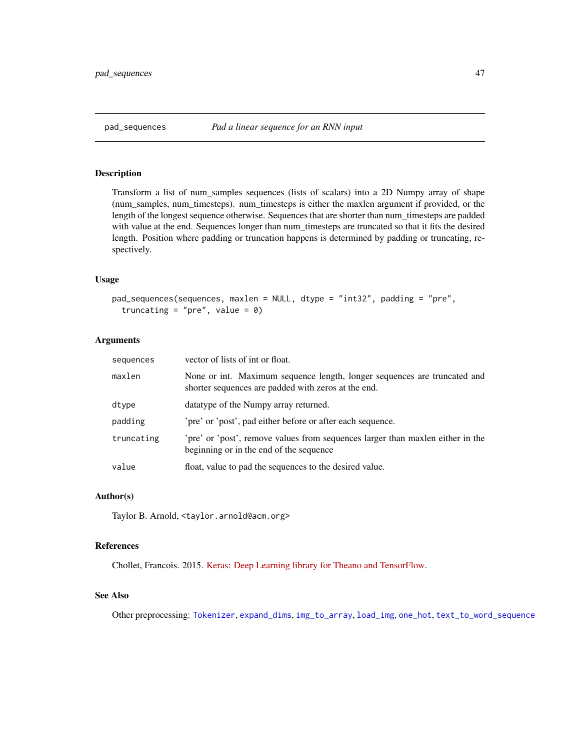## pad_sequences — *Pad a linear sequence for an RNN input*

### Description

Transform a list of num_samples sequences (lists of scalars) into a 2D Numpy array of shape (num_samples, num_timesteps). num_timesteps is either the maxlen argument if provided, or the length of the longest sequence otherwise. Sequences that are shorter than num_timesteps are padded with value at the end. Sequences longer than num_timesteps are truncated so that it fits the desired length. Position where padding or truncation happens is determined by padding or truncating, respectively.

### Usage

```
pad_sequences(sequences, maxlen = NULL, dtype = "int32", padding = "pre",
  truncating = "pre", value = 0)
```

### Arguments

| | |
|---|---|
| `sequences` | vector of lists of int or float. |
| `maxlen` | None or int. Maximum sequence length, longer sequences are truncated and shorter sequences are padded with zeros at the end. |
| `dtype` | datatype of the Numpy array returned. |
| `padding` | 'pre' or 'post', pad either before or after each sequence. |
| `truncating` | 'pre' or 'post', remove values from sequences larger than maxlen either in the beginning or in the end of the sequence |
| `value` | float, value to pad the sequences to the desired value. |

### Author(s)

Taylor B. Arnold, <taylor.arnold@acm.org>

### References

Chollet, Francois. 2015. Keras: Deep Learning library for Theano and TensorFlow.

### See Also

Other preprocessing: `Tokenizer`, `expand_dims`, `img_to_array`, `load_img`, `one_hot`, `text_to_word_sequence`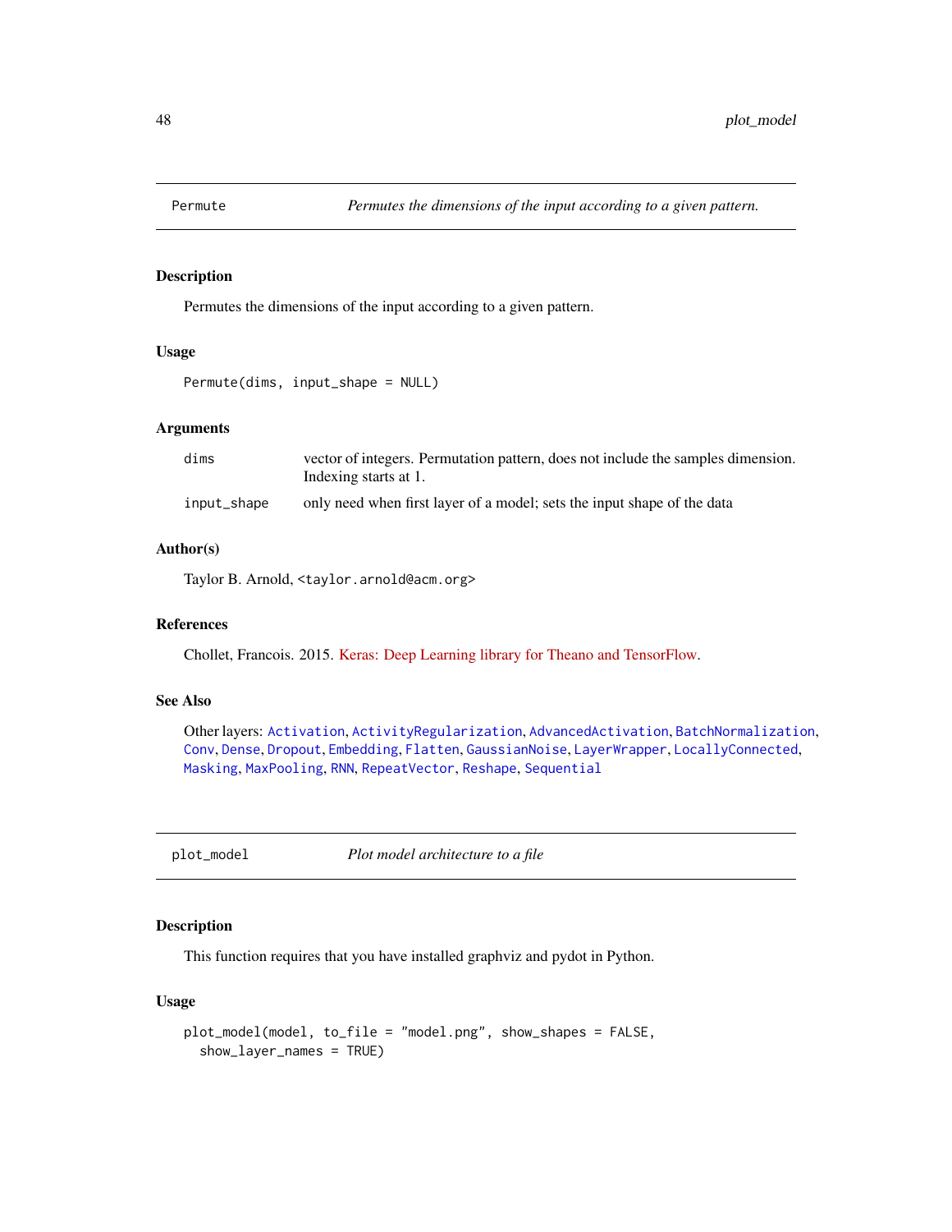## Permute — *Permutes the dimensions of the input according to a given pattern.*

### Description

Permutes the dimensions of the input according to a given pattern.

### Usage

```
Permute(dims, input_shape = NULL)
```

### Arguments

| | |
|---|---|
| `dims` | vector of integers. Permutation pattern, does not include the samples dimension. Indexing starts at 1. |
| `input_shape` | only need when first layer of a model; sets the input shape of the data |

### Author(s)

Taylor B. Arnold, <taylor.arnold@acm.org>

### References

Chollet, Francois. 2015. Keras: Deep Learning library for Theano and TensorFlow.

### See Also

Other layers: `Activation`, `ActivityRegularization`, `AdvancedActivation`, `BatchNormalization`, `Conv`, `Dense`, `Dropout`, `Embedding`, `Flatten`, `GaussianNoise`, `LayerWrapper`, `LocallyConnected`, `Masking`, `MaxPooling`, `RNN`, `RepeatVector`, `Reshape`, `Sequential`

## plot_model — *Plot model architecture to a file*

### Description

This function requires that you have installed graphviz and pydot in Python.

### Usage

```
plot_model(model, to_file = "model.png", show_shapes = FALSE,
  show_layer_names = TRUE)
```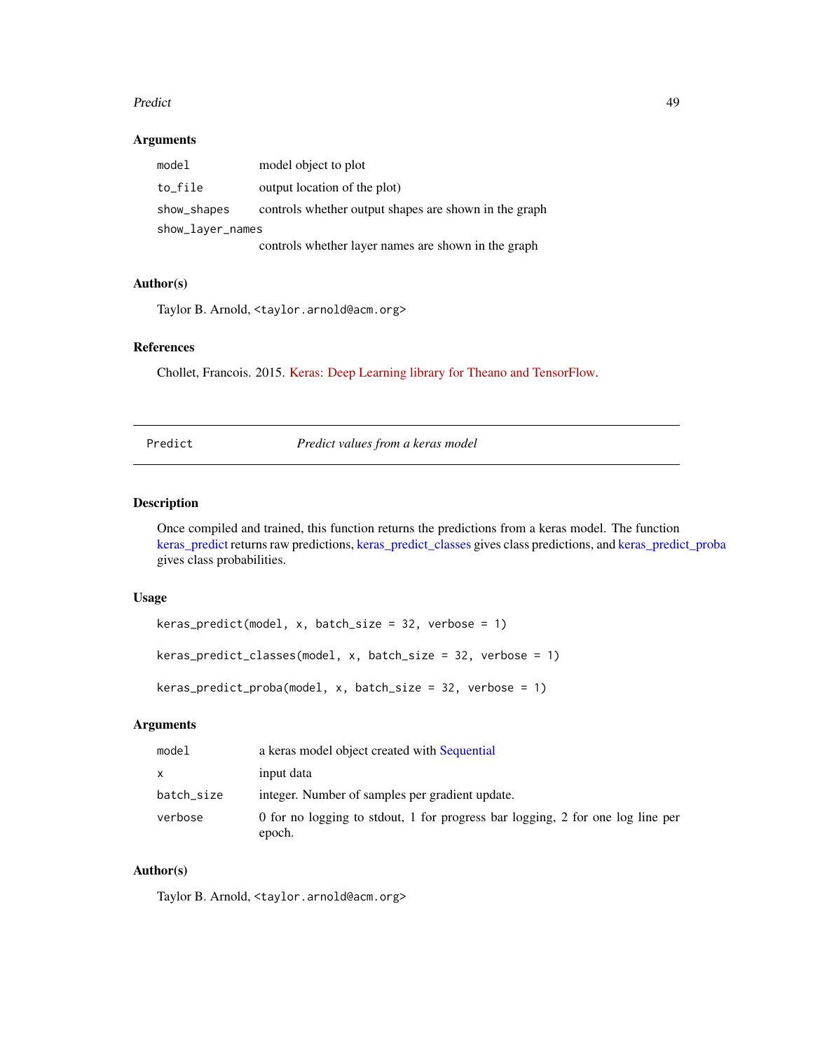### Arguments

| | |
|---|---|
| `model` | model object to plot |
| `to_file` | output location of the plot) |
| `show_shapes` | controls whether output shapes are shown in the graph |
| `show_layer_names` | controls whether layer names are shown in the graph |

### Author(s)

Taylor B. Arnold, `<taylor.arnold@acm.org>`

### References

Chollet, Francois. 2015. Keras: Deep Learning library for Theano and TensorFlow.

---

## Predict — *Predict values from a keras model*

---

### Description

Once compiled and trained, this function returns the predictions from a keras model. The function keras_predict returns raw predictions, keras_predict_classes gives class predictions, and keras_predict_proba gives class probabilities.

### Usage

```
keras_predict(model, x, batch_size = 32, verbose = 1)

keras_predict_classes(model, x, batch_size = 32, verbose = 1)

keras_predict_proba(model, x, batch_size = 32, verbose = 1)
```

### Arguments

| | |
|---|---|
| `model` | a keras model object created with Sequential |
| `x` | input data |
| `batch_size` | integer. Number of samples per gradient update. |
| `verbose` | 0 for no logging to stdout, 1 for progress bar logging, 2 for one log line per epoch. |

### Author(s)

Taylor B. Arnold, `<taylor.arnold@acm.org>`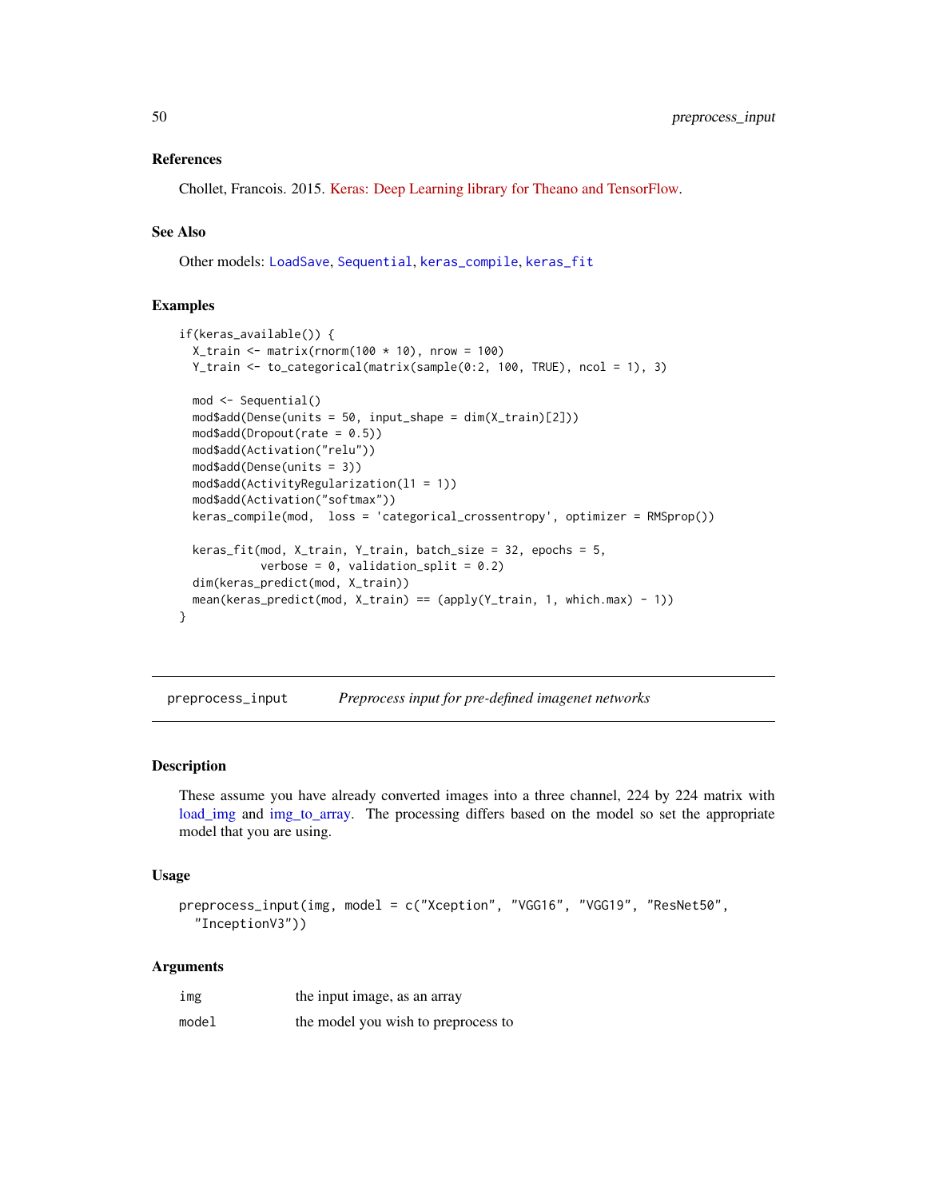### References

Chollet, Francois. 2015. Keras: Deep Learning library for Theano and TensorFlow.

### See Also

Other models: LoadSave, Sequential, keras_compile, keras_fit

### Examples

```
if(keras_available()) {
  X_train <- matrix(rnorm(100 * 10), nrow = 100)
  Y_train <- to_categorical(matrix(sample(0:2, 100, TRUE), ncol = 1), 3)

  mod <- Sequential()
  mod$add(Dense(units = 50, input_shape = dim(X_train)[2]))
  mod$add(Dropout(rate = 0.5))
  mod$add(Activation("relu"))
  mod$add(Dense(units = 3))
  mod$add(ActivityRegularization(l1 = 1))
  mod$add(Activation("softmax"))
  keras_compile(mod,  loss = 'categorical_crossentropy', optimizer = RMSprop())

  keras_fit(mod, X_train, Y_train, batch_size = 32, epochs = 5,
            verbose = 0, validation_split = 0.2)
  dim(keras_predict(mod, X_train))
  mean(keras_predict(mod, X_train) == (apply(Y_train, 1, which.max) - 1))
}
```

---

## preprocess_input — *Preprocess input for pre-defined imagenet networks*

### Description

These assume you have already converted images into a three channel, 224 by 224 matrix with load_img and img_to_array. The processing differs based on the model so set the appropriate model that you are using.

### Usage

```
preprocess_input(img, model = c("Xception", "VGG16", "VGG19", "ResNet50",
  "InceptionV3"))
```

### Arguments

| | |
|---|---|
| img | the input image, as an array |
| model | the model you wish to preprocess to |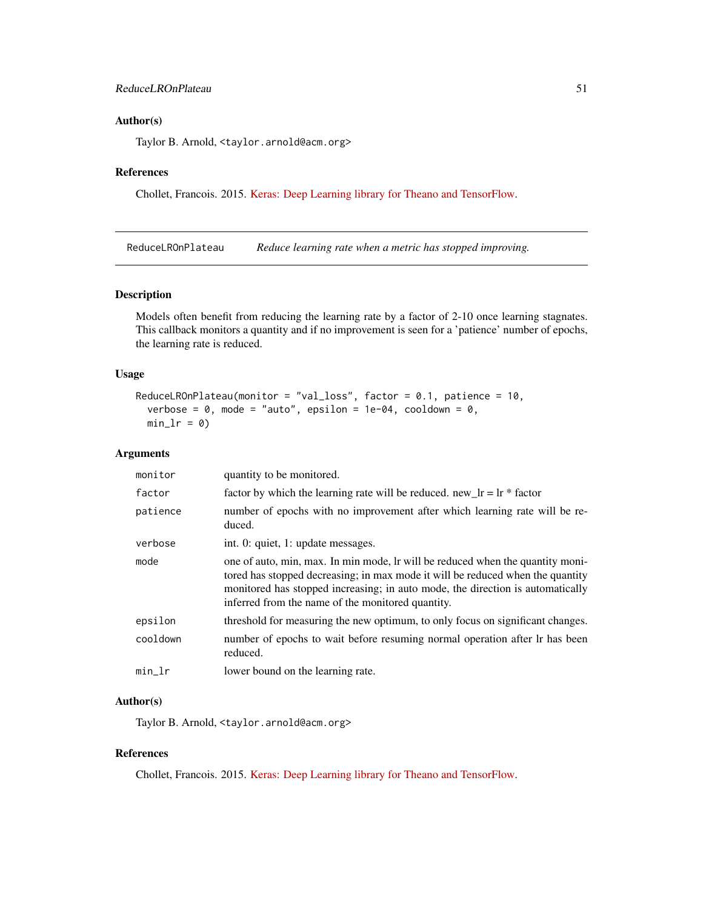### Author(s)

Taylor B. Arnold, <taylor.arnold@acm.org>

### References

Chollet, Francois. 2015. Keras: Deep Learning library for Theano and TensorFlow.

---

## ReduceLROnPlateau — *Reduce learning rate when a metric has stopped improving.*

### Description

Models often benefit from reducing the learning rate by a factor of 2-10 once learning stagnates. This callback monitors a quantity and if no improvement is seen for a 'patience' number of epochs, the learning rate is reduced.

### Usage

```
ReduceLROnPlateau(monitor = "val_loss", factor = 0.1, patience = 10,
  verbose = 0, mode = "auto", epsilon = 1e-04, cooldown = 0,
  min_lr = 0)
```

### Arguments

| | |
|---|---|
| monitor | quantity to be monitored. |
| factor | factor by which the learning rate will be reduced. new_lr = lr * factor |
| patience | number of epochs with no improvement after which learning rate will be reduced. |
| verbose | int. 0: quiet, 1: update messages. |
| mode | one of auto, min, max. In min mode, lr will be reduced when the quantity monitored has stopped decreasing; in max mode it will be reduced when the quantity monitored has stopped increasing; in auto mode, the direction is automatically inferred from the name of the monitored quantity. |
| epsilon | threshold for measuring the new optimum, to only focus on significant changes. |
| cooldown | number of epochs to wait before resuming normal operation after lr has been reduced. |
| min_lr | lower bound on the learning rate. |

### Author(s)

Taylor B. Arnold, <taylor.arnold@acm.org>

### References

Chollet, Francois. 2015. Keras: Deep Learning library for Theano and TensorFlow.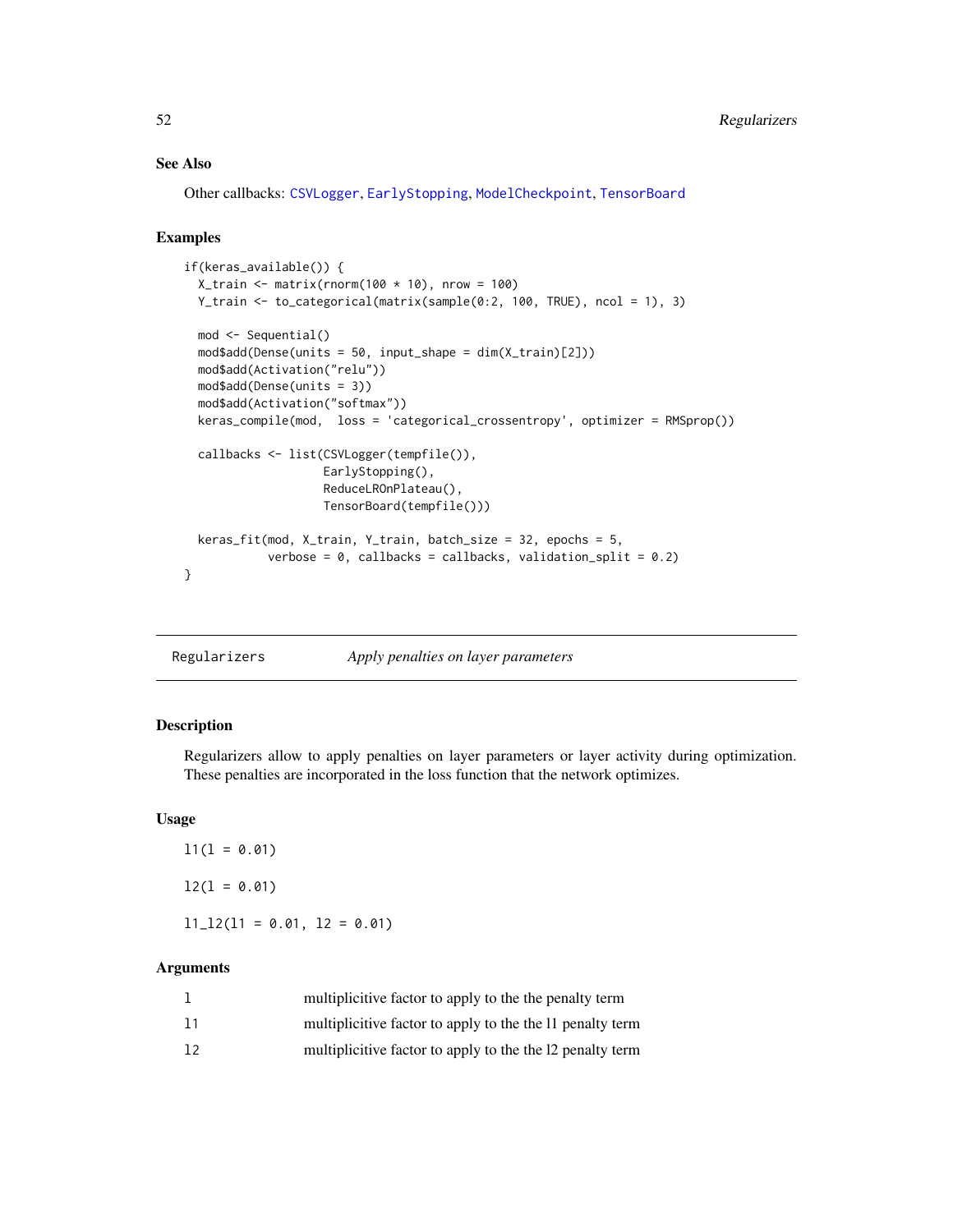### See Also

Other callbacks: CSVLogger, EarlyStopping, ModelCheckpoint, TensorBoard

### Examples

```
if(keras_available()) {
  X_train <- matrix(rnorm(100 * 10), nrow = 100)
  Y_train <- to_categorical(matrix(sample(0:2, 100, TRUE), ncol = 1), 3)

  mod <- Sequential()
  mod$add(Dense(units = 50, input_shape = dim(X_train)[2]))
  mod$add(Activation("relu"))
  mod$add(Dense(units = 3))
  mod$add(Activation("softmax"))
  keras_compile(mod,  loss = 'categorical_crossentropy', optimizer = RMSprop())

  callbacks <- list(CSVLogger(tempfile()),
                    EarlyStopping(),
                    ReduceLROnPlateau(),
                    TensorBoard(tempfile()))

  keras_fit(mod, X_train, Y_train, batch_size = 32, epochs = 5,
            verbose = 0, callbacks = callbacks, validation_split = 0.2)
}
```

---

## Regularizers — *Apply penalties on layer parameters*

---

### Description

Regularizers allow to apply penalties on layer parameters or layer activity during optimization. These penalties are incorporated in the loss function that the network optimizes.

### Usage

```
l1(l = 0.01)

l2(l = 0.01)

l1_l2(l1 = 0.01, l2 = 0.01)
```

### Arguments

| | |
|---|---|
| l | multiplicitive factor to apply to the the penalty term |
| l1 | multiplicitive factor to apply to the the l1 penalty term |
| l2 | multiplicitive factor to apply to the the l2 penalty term |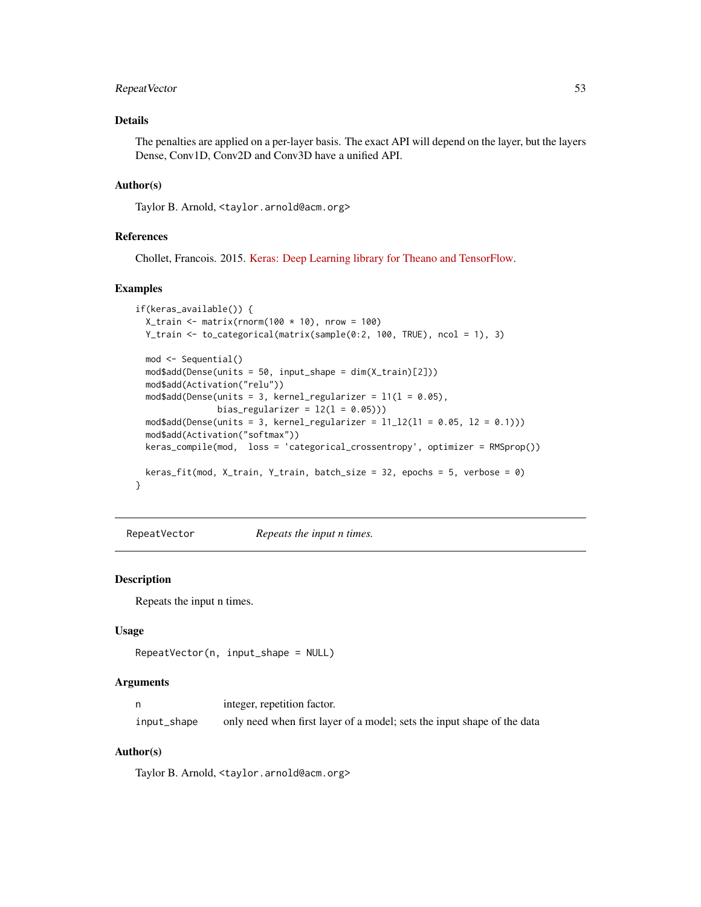## Details

The penalties are applied on a per-layer basis. The exact API will depend on the layer, but the layers Dense, Conv1D, Conv2D and Conv3D have a unified API.

## Author(s)

Taylor B. Arnold, <taylor.arnold@acm.org>

## References

Chollet, Francois. 2015. Keras: Deep Learning library for Theano and TensorFlow.

## Examples

```
if(keras_available()) {
  X_train <- matrix(rnorm(100 * 10), nrow = 100)
  Y_train <- to_categorical(matrix(sample(0:2, 100, TRUE), ncol = 1), 3)

  mod <- Sequential()
  mod$add(Dense(units = 50, input_shape = dim(X_train)[2]))
  mod$add(Activation("relu"))
  mod$add(Dense(units = 3, kernel_regularizer = l1(l = 0.05),
                bias_regularizer = l2(l = 0.05)))
  mod$add(Dense(units = 3, kernel_regularizer = l1_l2(l1 = 0.05, l2 = 0.1)))
  mod$add(Activation("softmax"))
  keras_compile(mod,  loss = 'categorical_crossentropy', optimizer = RMSprop())

  keras_fit(mod, X_train, Y_train, batch_size = 32, epochs = 5, verbose = 0)
}
```

---

# RepeatVector — *Repeats the input n times.*

---

## Description

Repeats the input n times.

## Usage

```
RepeatVector(n, input_shape = NULL)
```

## Arguments

| | |
|---|---|
| `n` | integer, repetition factor. |
| `input_shape` | only need when first layer of a model; sets the input shape of the data |

## Author(s)

Taylor B. Arnold, <taylor.arnold@acm.org>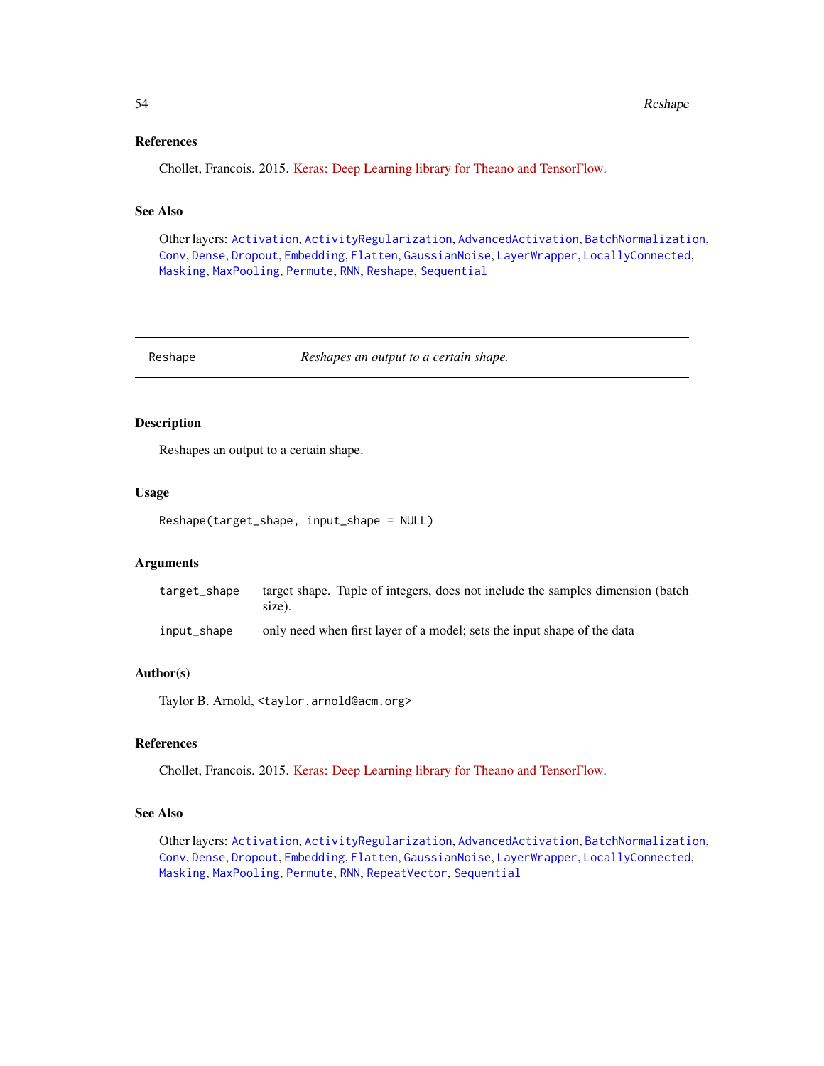### References

Chollet, Francois. 2015. Keras: Deep Learning library for Theano and TensorFlow.

### See Also

Other layers: `Activation`, `ActivityRegularization`, `AdvancedActivation`, `BatchNormalization`, `Conv`, `Dense`, `Dropout`, `Embedding`, `Flatten`, `GaussianNoise`, `LayerWrapper`, `LocallyConnected`, `Masking`, `MaxPooling`, `Permute`, `RNN`, `Reshape`, `Sequential`

---

## Reshape — *Reshapes an output to a certain shape.*

---

### Description

Reshapes an output to a certain shape.

### Usage

```
Reshape(target_shape, input_shape = NULL)
```

### Arguments

| | |
|---|---|
| `target_shape` | target shape. Tuple of integers, does not include the samples dimension (batch size). |
| `input_shape` | only need when first layer of a model; sets the input shape of the data |

### Author(s)

Taylor B. Arnold, <taylor.arnold@acm.org>

### References

Chollet, Francois. 2015. Keras: Deep Learning library for Theano and TensorFlow.

### See Also

Other layers: `Activation`, `ActivityRegularization`, `AdvancedActivation`, `BatchNormalization`, `Conv`, `Dense`, `Dropout`, `Embedding`, `Flatten`, `GaussianNoise`, `LayerWrapper`, `LocallyConnected`, `Masking`, `MaxPooling`, `Permute`, `RNN`, `RepeatVector`, `Sequential`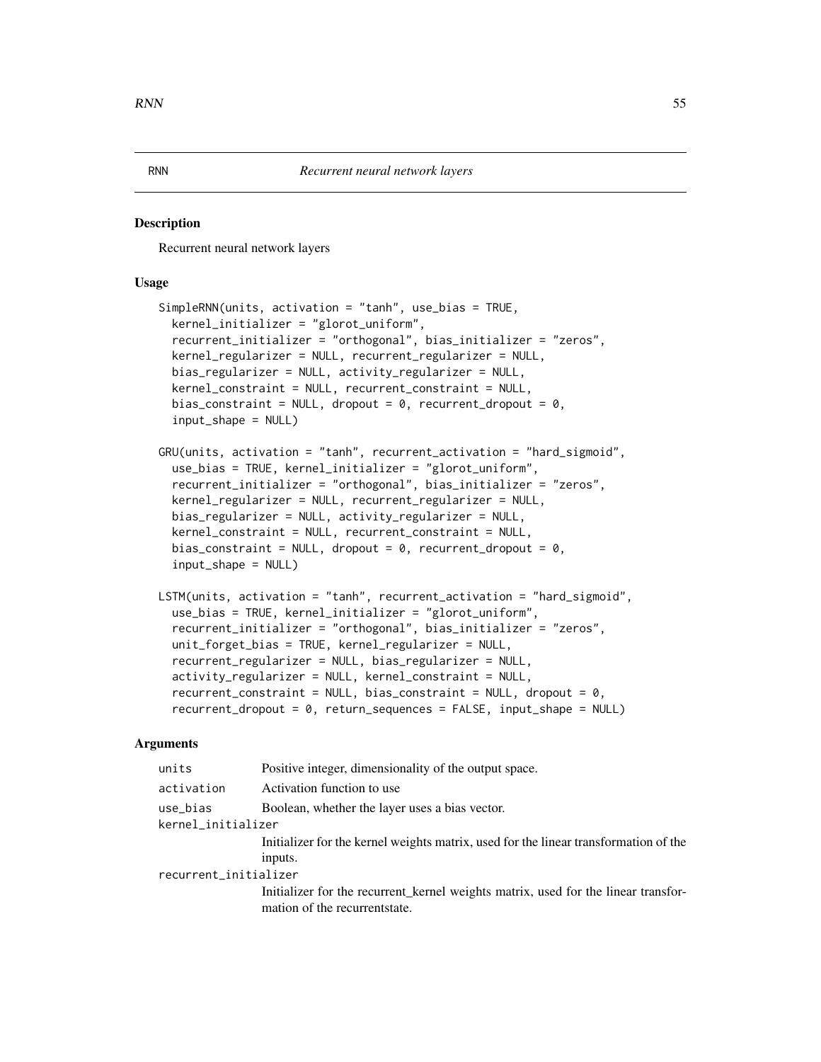RNN *Recurrent neural network layers*

## Description

Recurrent neural network layers

## Usage

```
SimpleRNN(units, activation = "tanh", use_bias = TRUE,
  kernel_initializer = "glorot_uniform",
  recurrent_initializer = "orthogonal", bias_initializer = "zeros",
  kernel_regularizer = NULL, recurrent_regularizer = NULL,
  bias_regularizer = NULL, activity_regularizer = NULL,
  kernel_constraint = NULL, recurrent_constraint = NULL,
  bias_constraint = NULL, dropout = 0, recurrent_dropout = 0,
  input_shape = NULL)

GRU(units, activation = "tanh", recurrent_activation = "hard_sigmoid",
  use_bias = TRUE, kernel_initializer = "glorot_uniform",
  recurrent_initializer = "orthogonal", bias_initializer = "zeros",
  kernel_regularizer = NULL, recurrent_regularizer = NULL,
  bias_regularizer = NULL, activity_regularizer = NULL,
  kernel_constraint = NULL, recurrent_constraint = NULL,
  bias_constraint = NULL, dropout = 0, recurrent_dropout = 0,
  input_shape = NULL)

LSTM(units, activation = "tanh", recurrent_activation = "hard_sigmoid",
  use_bias = TRUE, kernel_initializer = "glorot_uniform",
  recurrent_initializer = "orthogonal", bias_initializer = "zeros",
  unit_forget_bias = TRUE, kernel_regularizer = NULL,
  recurrent_regularizer = NULL, bias_regularizer = NULL,
  activity_regularizer = NULL, kernel_constraint = NULL,
  recurrent_constraint = NULL, bias_constraint = NULL, dropout = 0,
  recurrent_dropout = 0, return_sequences = FALSE, input_shape = NULL)
```

## Arguments

| | |
|---|---|
| `units` | Positive integer, dimensionality of the output space. |
| `activation` | Activation function to use |
| `use_bias` | Boolean, whether the layer uses a bias vector. |
| `kernel_initializer` | Initializer for the kernel weights matrix, used for the linear transformation of the inputs. |
| `recurrent_initializer` | Initializer for the recurrent_kernel weights matrix, used for the linear transformation of the recurrentstate. |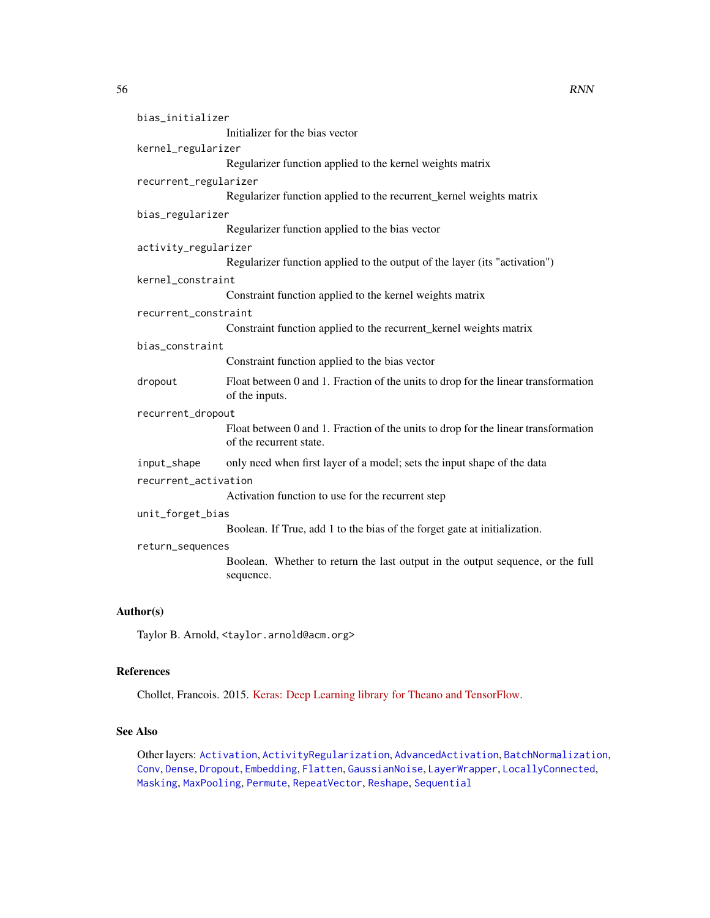| | |
|---|---|
| `bias_initializer` | Initializer for the bias vector |
| `kernel_regularizer` | Regularizer function applied to the kernel weights matrix |
| `recurrent_regularizer` | Regularizer function applied to the recurrent_kernel weights matrix |
| `bias_regularizer` | Regularizer function applied to the bias vector |
| `activity_regularizer` | Regularizer function applied to the output of the layer (its "activation") |
| `kernel_constraint` | Constraint function applied to the kernel weights matrix |
| `recurrent_constraint` | Constraint function applied to the recurrent_kernel weights matrix |
| `bias_constraint` | Constraint function applied to the bias vector |
| `dropout` | Float between 0 and 1. Fraction of the units to drop for the linear transformation of the inputs. |
| `recurrent_dropout` | Float between 0 and 1. Fraction of the units to drop for the linear transformation of the recurrent state. |
| `input_shape` | only need when first layer of a model; sets the input shape of the data |
| `recurrent_activation` | Activation function to use for the recurrent step |
| `unit_forget_bias` | Boolean. If True, add 1 to the bias of the forget gate at initialization. |
| `return_sequences` | Boolean. Whether to return the last output in the output sequence, or the full sequence. |

## Author(s)

Taylor B. Arnold, <taylor.arnold@acm.org>

## References

Chollet, Francois. 2015. Keras: Deep Learning library for Theano and TensorFlow.

## See Also

Other layers: `Activation`, `ActivityRegularization`, `AdvancedActivation`, `BatchNormalization`, `Conv`, `Dense`, `Dropout`, `Embedding`, `Flatten`, `GaussianNoise`, `LayerWrapper`, `LocallyConnected`, `Masking`, `MaxPooling`, `Permute`, `RepeatVector`, `Reshape`, `Sequential`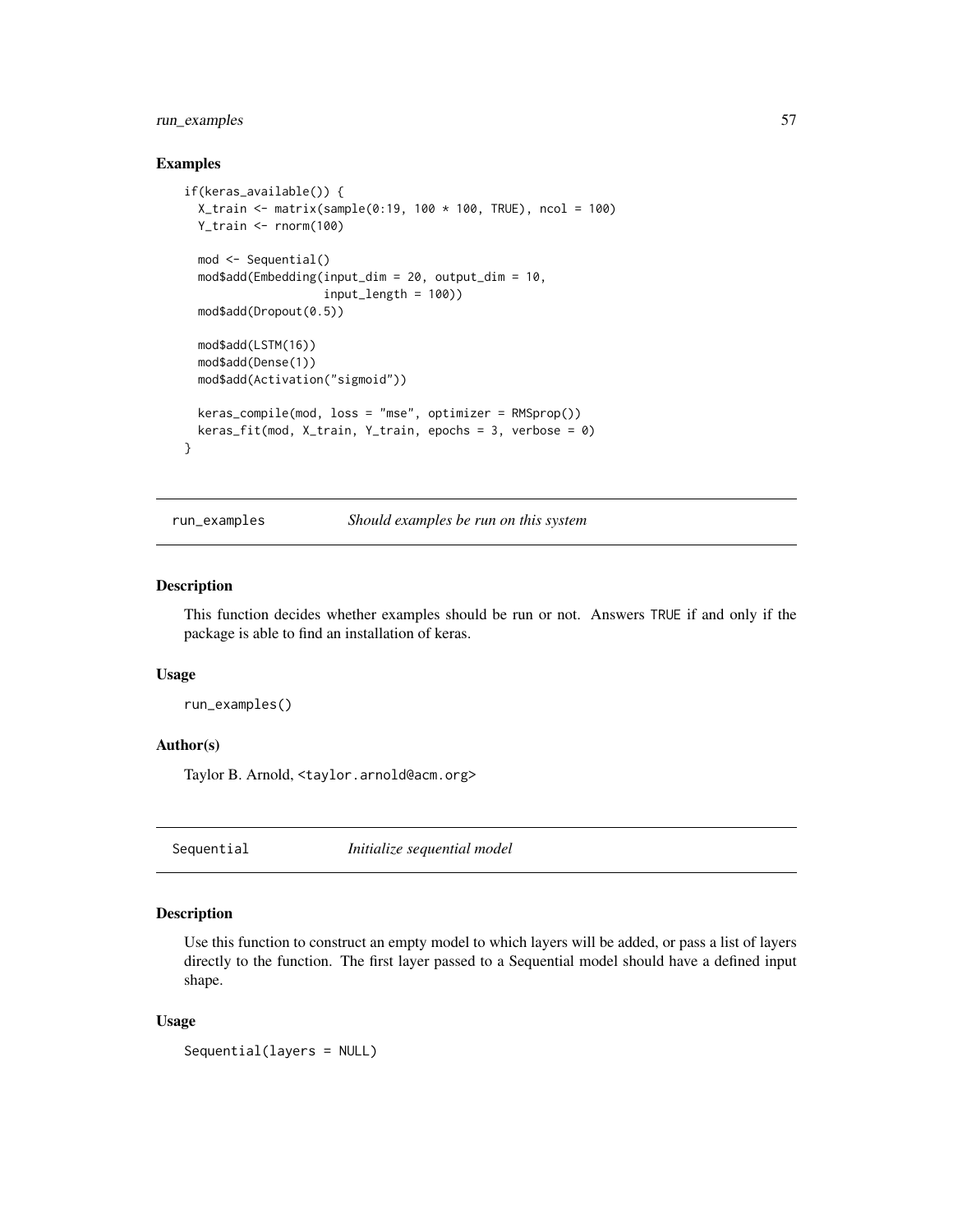## Examples

```
if(keras_available()) {
  X_train <- matrix(sample(0:19, 100 * 100, TRUE), ncol = 100)
  Y_train <- rnorm(100)

  mod <- Sequential()
  mod$add(Embedding(input_dim = 20, output_dim = 10,
                    input_length = 100))
  mod$add(Dropout(0.5))

  mod$add(LSTM(16))
  mod$add(Dense(1))
  mod$add(Activation("sigmoid"))

  keras_compile(mod, loss = "mse", optimizer = RMSprop())
  keras_fit(mod, X_train, Y_train, epochs = 3, verbose = 0)
}
```

---

# run_examples — *Should examples be run on this system*

## Description

This function decides whether examples should be run or not. Answers TRUE if and only if the package is able to find an installation of keras.

## Usage

```
run_examples()
```

## Author(s)

Taylor B. Arnold, <taylor.arnold@acm.org>

---

# Sequential — *Initialize sequential model*

## Description

Use this function to construct an empty model to which layers will be added, or pass a list of layers directly to the function. The first layer passed to a Sequential model should have a defined input shape.

## Usage

```
Sequential(layers = NULL)
```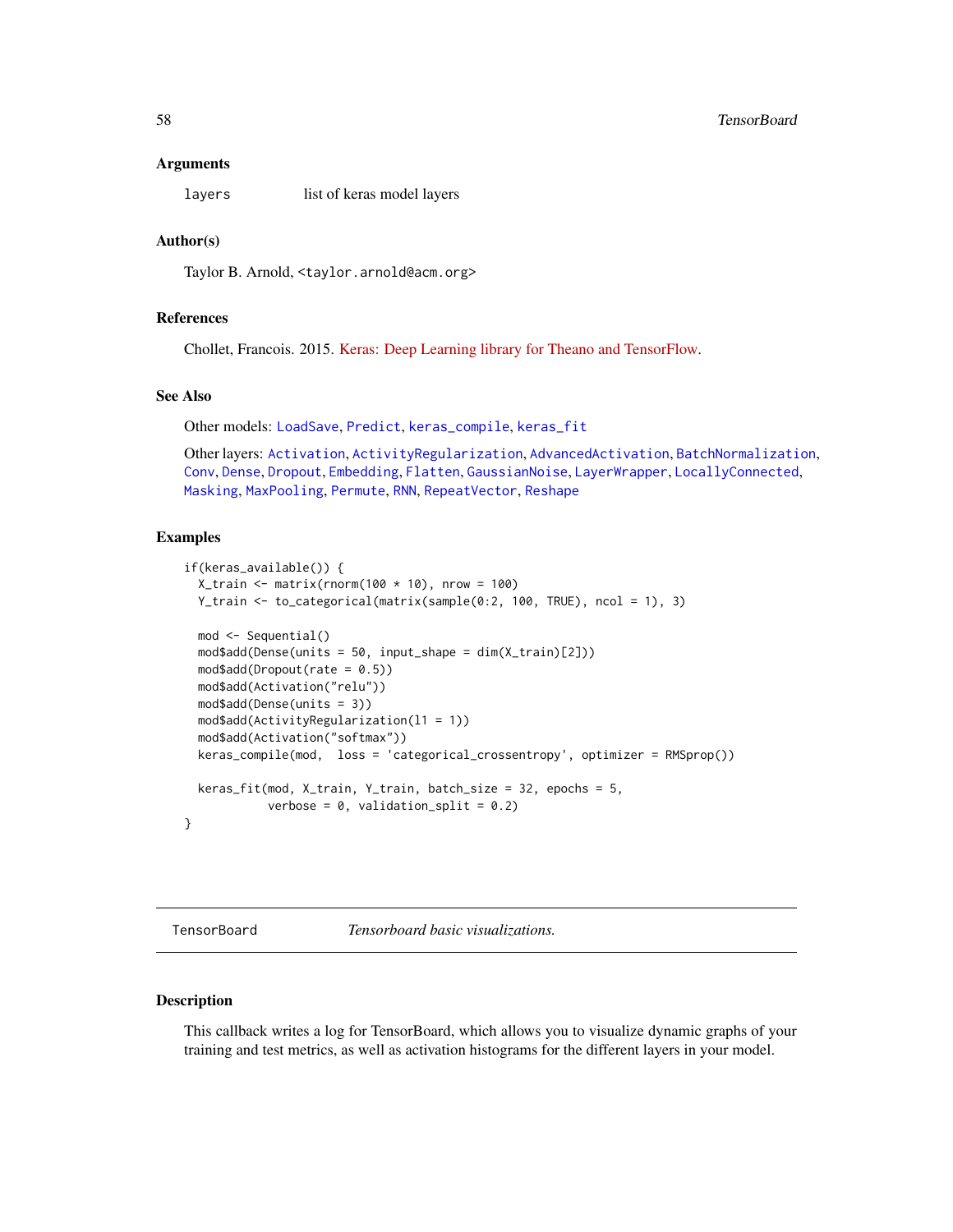### Arguments

`layers` list of keras model layers

### Author(s)

Taylor B. Arnold, <taylor.arnold@acm.org>

### References

Chollet, Francois. 2015. Keras: Deep Learning library for Theano and TensorFlow.

### See Also

Other models: LoadSave, Predict, keras_compile, keras_fit

Other layers: Activation, ActivityRegularization, AdvancedActivation, BatchNormalization, Conv, Dense, Dropout, Embedding, Flatten, GaussianNoise, LayerWrapper, LocallyConnected, Masking, MaxPooling, Permute, RNN, RepeatVector, Reshape

### Examples

```
if(keras_available()) {
  X_train <- matrix(rnorm(100 * 10), nrow = 100)
  Y_train <- to_categorical(matrix(sample(0:2, 100, TRUE), ncol = 1), 3)

  mod <- Sequential()
  mod$add(Dense(units = 50, input_shape = dim(X_train)[2]))
  mod$add(Dropout(rate = 0.5))
  mod$add(Activation("relu"))
  mod$add(Dense(units = 3))
  mod$add(ActivityRegularization(l1 = 1))
  mod$add(Activation("softmax"))
  keras_compile(mod,  loss = 'categorical_crossentropy', optimizer = RMSprop())

  keras_fit(mod, X_train, Y_train, batch_size = 32, epochs = 5,
            verbose = 0, validation_split = 0.2)
}
```

---

## TensorBoard *Tensorboard basic visualizations.*

---

### Description

This callback writes a log for TensorBoard, which allows you to visualize dynamic graphs of your training and test metrics, as well as activation histograms for the different layers in your model.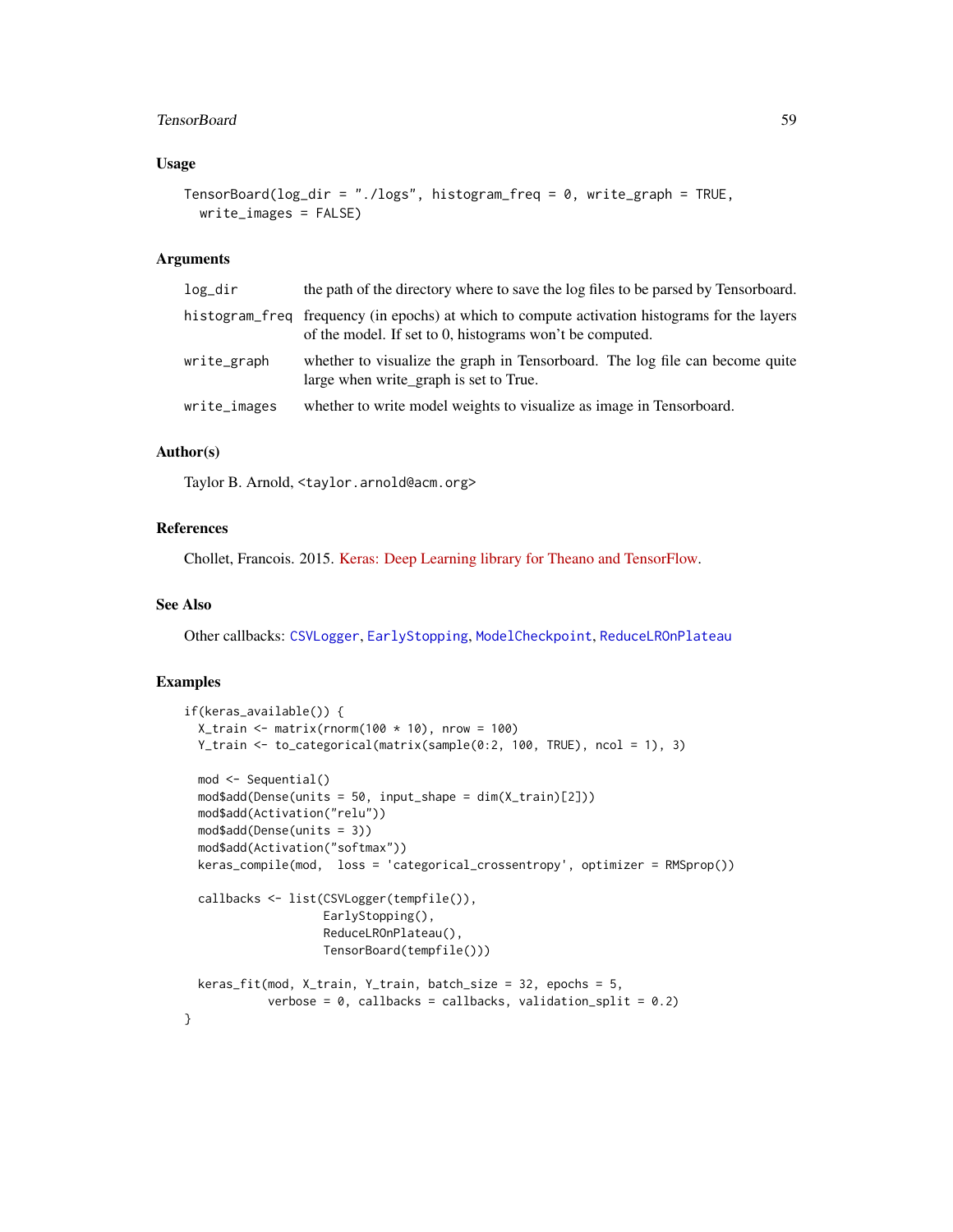### Usage

```
TensorBoard(log_dir = "./logs", histogram_freq = 0, write_graph = TRUE,
  write_images = FALSE)
```

### Arguments

| | |
|---|---|
| log_dir | the path of the directory where to save the log files to be parsed by Tensorboard. |
| histogram_freq | frequency (in epochs) at which to compute activation histograms for the layers of the model. If set to 0, histograms won't be computed. |
| write_graph | whether to visualize the graph in Tensorboard. The log file can become quite large when write_graph is set to True. |
| write_images | whether to write model weights to visualize as image in Tensorboard. |

### Author(s)

Taylor B. Arnold, <taylor.arnold@acm.org>

### References

Chollet, Francois. 2015. Keras: Deep Learning library for Theano and TensorFlow.

### See Also

Other callbacks: CSVLogger, EarlyStopping, ModelCheckpoint, ReduceLROnPlateau

### Examples

```
if(keras_available()) {
  X_train <- matrix(rnorm(100 * 10), nrow = 100)
  Y_train <- to_categorical(matrix(sample(0:2, 100, TRUE), ncol = 1), 3)

  mod <- Sequential()
  mod$add(Dense(units = 50, input_shape = dim(X_train)[2]))
  mod$add(Activation("relu"))
  mod$add(Dense(units = 3))
  mod$add(Activation("softmax"))
  keras_compile(mod,  loss = 'categorical_crossentropy', optimizer = RMSprop())

  callbacks <- list(CSVLogger(tempfile()),
                    EarlyStopping(),
                    ReduceLROnPlateau(),
                    TensorBoard(tempfile()))

  keras_fit(mod, X_train, Y_train, batch_size = 32, epochs = 5,
            verbose = 0, callbacks = callbacks, validation_split = 0.2)
}
```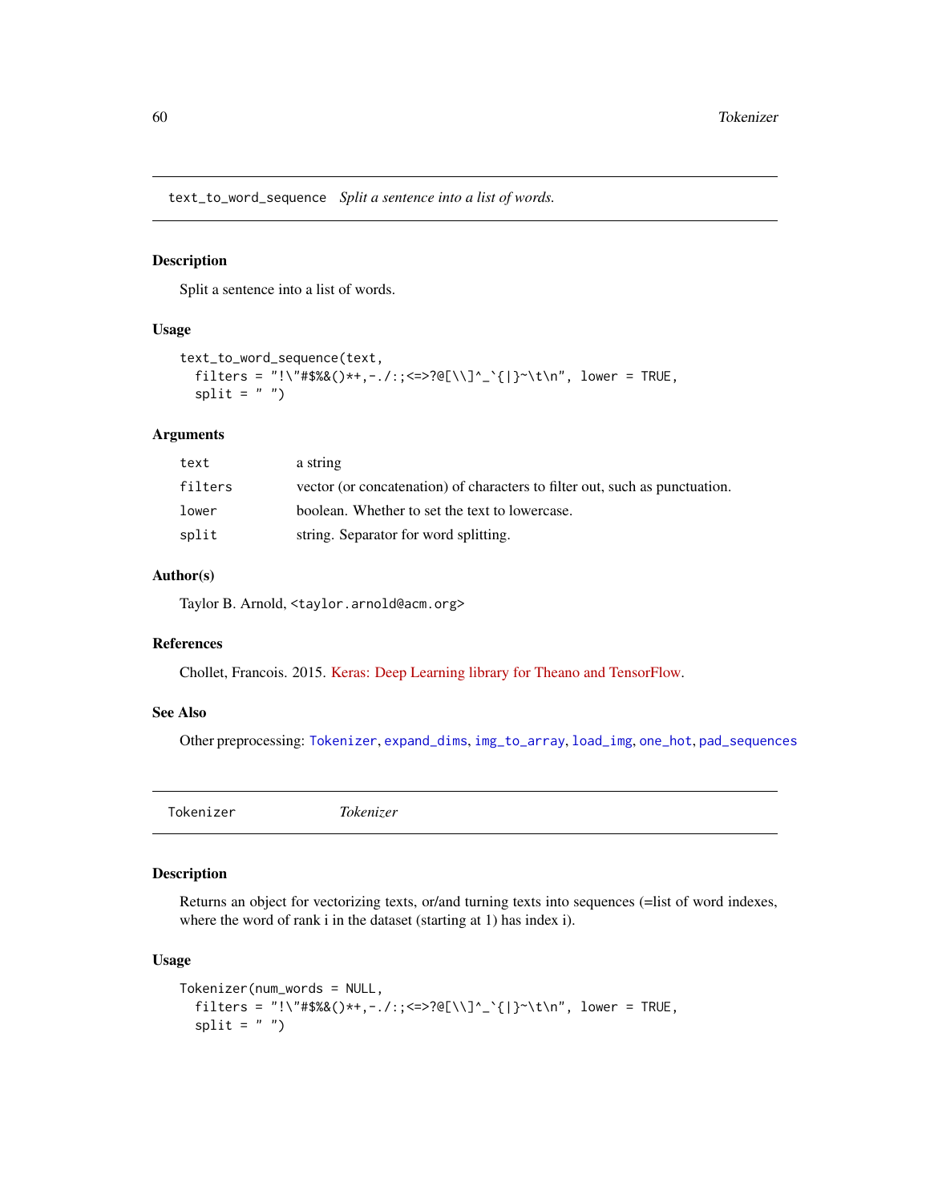## text_to_word_sequence *Split a sentence into a list of words.*

### Description

Split a sentence into a list of words.

### Usage

```
text_to_word_sequence(text,
  filters = "!\"#$%&()*+,-./:;<=>?@[\\]^_`{|}~\t\n", lower = TRUE,
  split = " ")
```

### Arguments

| | |
|---|---|
| `text` | a string |
| `filters` | vector (or concatenation) of characters to filter out, such as punctuation. |
| `lower` | boolean. Whether to set the text to lowercase. |
| `split` | string. Separator for word splitting. |

### Author(s)

Taylor B. Arnold, <taylor.arnold@acm.org>

### References

Chollet, Francois. 2015. Keras: Deep Learning library for Theano and TensorFlow.

### See Also

Other preprocessing: `Tokenizer`, `expand_dims`, `img_to_array`, `load_img`, `one_hot`, `pad_sequences`

---

## Tokenizer *Tokenizer*

### Description

Returns an object for vectorizing texts, or/and turning texts into sequences (=list of word indexes, where the word of rank i in the dataset (starting at 1) has index i).

### Usage

```
Tokenizer(num_words = NULL,
  filters = "!\"#$%&()*+,-./:;<=>?@[\\]^_`{|}~\t\n", lower = TRUE,
  split = " ")
```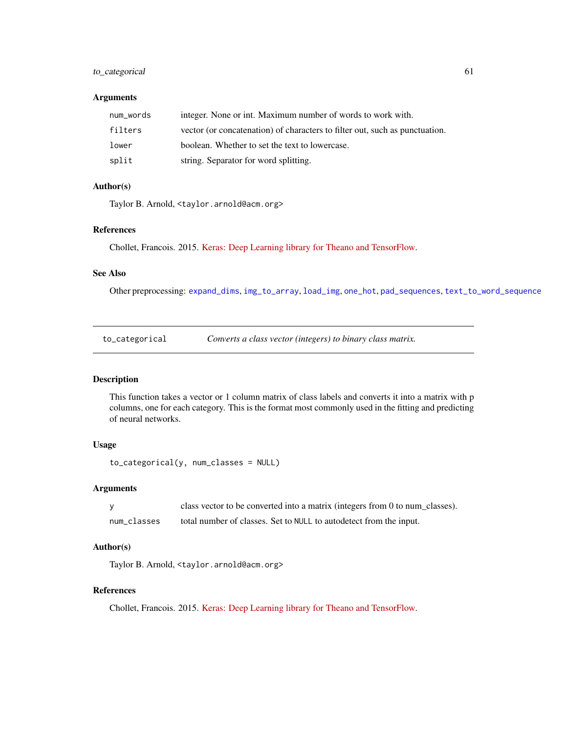### Arguments

| | |
|---|---|
| `num_words` | integer. None or int. Maximum number of words to work with. |
| `filters` | vector (or concatenation) of characters to filter out, such as punctuation. |
| `lower` | boolean. Whether to set the text to lowercase. |
| `split` | string. Separator for word splitting. |

### Author(s)

Taylor B. Arnold, <taylor.arnold@acm.org>

### References

Chollet, Francois. 2015. Keras: Deep Learning library for Theano and TensorFlow.

### See Also

Other preprocessing: `expand_dims`, `img_to_array`, `load_img`, `one_hot`, `pad_sequences`, `text_to_word_sequence`

---

## `to_categorical` *Converts a class vector (integers) to binary class matrix.*

---

### Description

This function takes a vector or 1 column matrix of class labels and converts it into a matrix with p columns, one for each category. This is the format most commonly used in the fitting and predicting of neural networks.

### Usage

```
to_categorical(y, num_classes = NULL)
```

### Arguments

| | |
|---|---|
| `y` | class vector to be converted into a matrix (integers from 0 to num_classes). |
| `num_classes` | total number of classes. Set to `NULL` to autodetect from the input. |

### Author(s)

Taylor B. Arnold, <taylor.arnold@acm.org>

### References

Chollet, Francois. 2015. Keras: Deep Learning library for Theano and TensorFlow.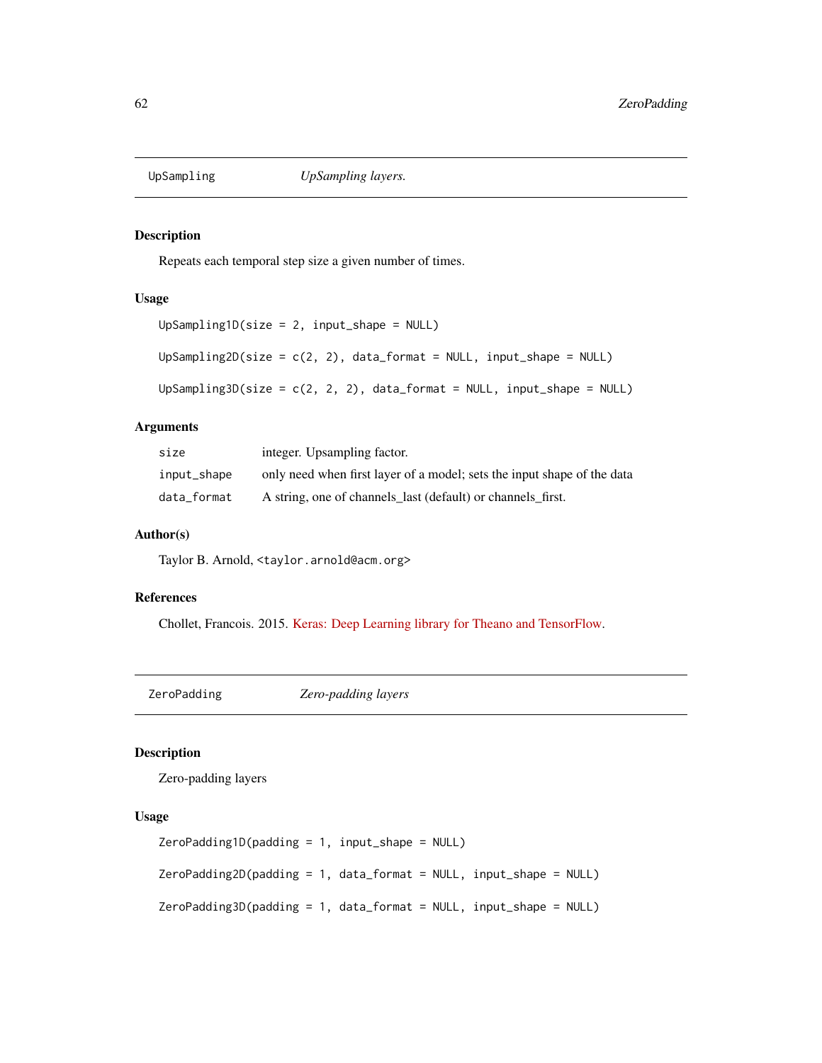## UpSampling — *UpSampling layers.*

### Description

Repeats each temporal step size a given number of times.

### Usage

```
UpSampling1D(size = 2, input_shape = NULL)

UpSampling2D(size = c(2, 2), data_format = NULL, input_shape = NULL)

UpSampling3D(size = c(2, 2, 2), data_format = NULL, input_shape = NULL)
```

### Arguments

| | |
|---|---|
| `size` | integer. Upsampling factor. |
| `input_shape` | only need when first layer of a model; sets the input shape of the data |
| `data_format` | A string, one of channels_last (default) or channels_first. |

### Author(s)

Taylor B. Arnold, <taylor.arnold@acm.org>

### References

Chollet, Francois. 2015. Keras: Deep Learning library for Theano and TensorFlow.

## ZeroPadding — *Zero-padding layers*

### Description

Zero-padding layers

### Usage

```
ZeroPadding1D(padding = 1, input_shape = NULL)

ZeroPadding2D(padding = 1, data_format = NULL, input_shape = NULL)

ZeroPadding3D(padding = 1, data_format = NULL, input_shape = NULL)
```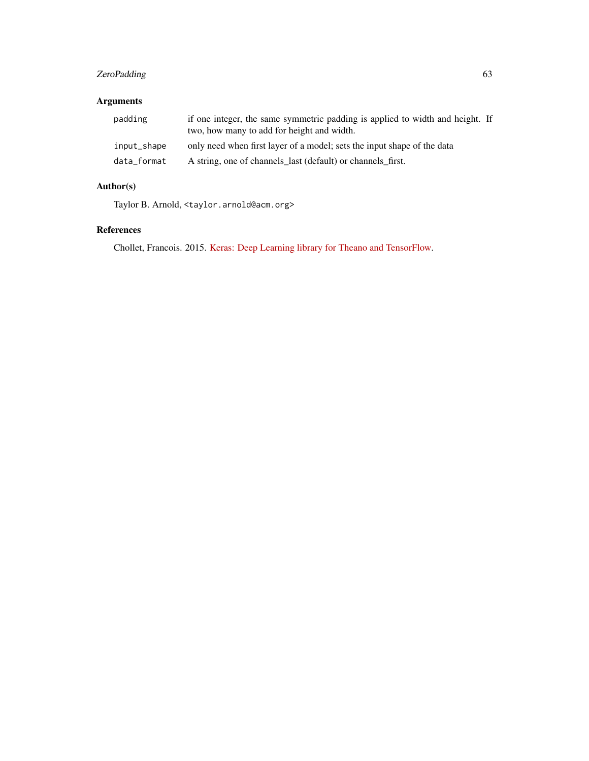## Arguments

| | |
|---|---|
| `padding` | if one integer, the same symmetric padding is applied to width and height. If two, how many to add for height and width. |
| `input_shape` | only need when first layer of a model; sets the input shape of the data |
| `data_format` | A string, one of channels_last (default) or channels_first. |

## Author(s)

Taylor B. Arnold, `<taylor.arnold@acm.org>`

## References

Chollet, Francois. 2015. Keras: Deep Learning library for Theano and TensorFlow.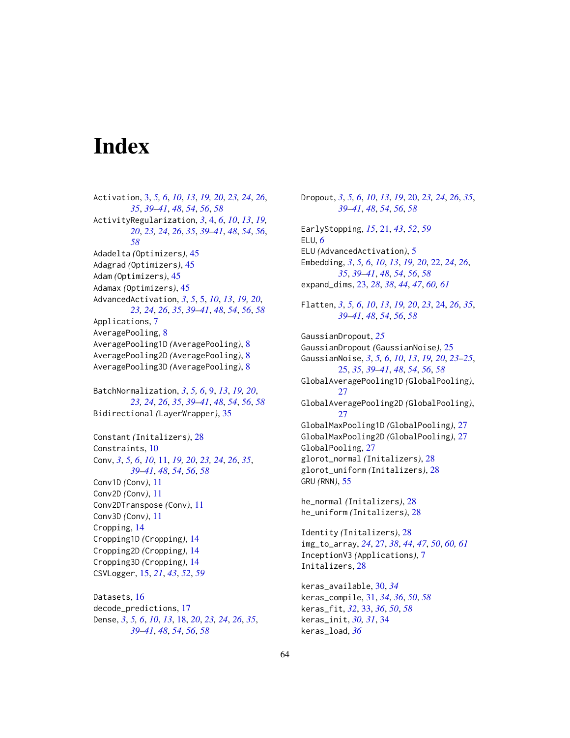# Index

Activation, 3, *5, 6*, *10*, *13*, *19, 20*, *23, 24*, *26*, *35*, *39–41*, *48*, *54*, *56*, *58*
ActivityRegularization, *3*, 4, *6*, *10*, *13*, *19, 20*, *23, 24*, *26*, *35*, *39–41*, *48*, *54*, *56*, *58*
Adadelta *(Optimizers)*, 45
Adagrad *(Optimizers)*, 45
Adam *(Optimizers)*, 45
Adamax *(Optimizers)*, 45
AdvancedActivation, *3*, *5*, 5, *10*, *13*, *19, 20*, *23, 24*, *26*, *35*, *39–41*, *48*, *54*, *56*, *58*
Applications, 7
AveragePooling, 8
AveragePooling1D *(AveragePooling)*, 8
AveragePooling2D *(AveragePooling)*, 8
AveragePooling3D *(AveragePooling)*, 8

BatchNormalization, *3*, *5, 6*, 9, *13*, *19, 20*, *23, 24*, *26*, *35*, *39–41*, *48*, *54*, *56*, *58*
Bidirectional *(LayerWrapper)*, 35

Constant *(Initalizers)*, 28
Constraints, 10
Conv, *3*, *5, 6*, *10*, 11, *19, 20*, *23, 24*, *26*, *35*, *39–41*, *48*, *54*, *56*, *58*
Conv1D *(Conv)*, 11
Conv2D *(Conv)*, 11
Conv2DTranspose *(Conv)*, 11
Conv3D *(Conv)*, 11
Cropping, 14
Cropping1D *(Cropping)*, 14
Cropping2D *(Cropping)*, 14
Cropping3D *(Cropping)*, 14
CSVLogger, 15, *21*, *43*, *52*, *59*

Datasets, 16
decode_predictions, 17
Dense, *3*, *5, 6*, *10*, *13*, 18, *20*, *23, 24*, *26*, *35*, *39–41*, *48*, *54*, *56*, *58*

Dropout, *3*, *5, 6*, *10*, *13*, *19*, 20, *23, 24*, *26*, *35*, *39–41*, *48*, *54*, *56*, *58*

EarlyStopping, *15*, 21, *43*, *52*, *59*
ELU, *6*
ELU *(AdvancedActivation)*, 5
Embedding, *3*, *5, 6*, *10*, *13*, *19, 20*, 22, *24*, *26*, *35*, *39–41*, *48*, *54*, *56*, *58*
expand_dims, 23, *28*, *38*, *44*, *47*, *60, 61*

Flatten, *3*, *5, 6*, *10*, *13*, *19, 20*, *23*, 24, *26*, *35*, *39–41*, *48*, *54*, *56*, *58*

GaussianDropout, *25*
GaussianDropout *(GaussianNoise)*, 25
GaussianNoise, *3*, *5, 6*, *10*, *13*, *19, 20*, *23–25*, 25, *35*, *39–41*, *48*, *54*, *56*, *58*
GlobalAveragePooling1D *(GlobalPooling)*, 27
GlobalAveragePooling2D *(GlobalPooling)*, 27
GlobalMaxPooling1D *(GlobalPooling)*, 27
GlobalMaxPooling2D *(GlobalPooling)*, 27
GlobalPooling, 27
glorot_normal *(Initalizers)*, 28
glorot_uniform *(Initalizers)*, 28
GRU *(RNN)*, 55

he_normal *(Initalizers)*, 28
he_uniform *(Initalizers)*, 28

Identity *(Initalizers)*, 28
img_to_array, *24*, 27, *38*, *44*, *47*, *50*, *60, 61*
InceptionV3 *(Applications)*, 7
Initalizers, 28

keras_available, 30, *34*
keras_compile, 31, *34*, *36*, *50*, *58*
keras_fit, *32*, 33, *36*, *50*, *58*
keras_init, *30, 31*, 34
keras_load, *36*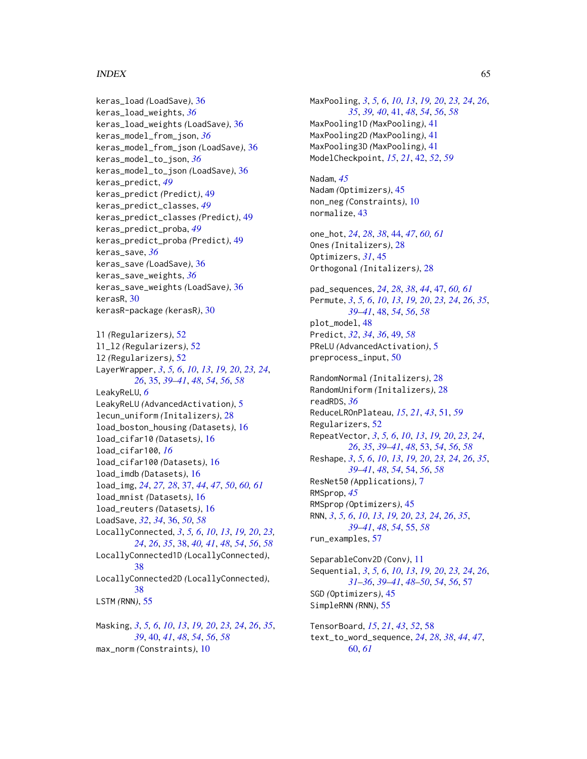keras_load *(LoadSave)*, 36
keras_load_weights, *36*
keras_load_weights *(LoadSave)*, 36
keras_model_from_json, *36*
keras_model_from_json *(LoadSave)*, 36
keras_model_to_json, *36*
keras_model_to_json *(LoadSave)*, 36
keras_predict, *49*
keras_predict *(Predict)*, 49
keras_predict_classes, *49*
keras_predict_classes *(Predict)*, 49
keras_predict_proba, *49*
keras_predict_proba *(Predict)*, 49
keras_save, *36*
keras_save *(LoadSave)*, 36
keras_save_weights, *36*
keras_save_weights *(LoadSave)*, 36
kerasR, 30
kerasR-package *(kerasR)*, 30

l1 *(Regularizers)*, 52
l1_l2 *(Regularizers)*, 52
l2 *(Regularizers)*, 52
LayerWrapper, *3*, *5, 6*, *10*, *13*, *19, 20*, *23, 24*, *26*, 35, *39–41*, *48*, *54*, *56*, *58*
LeakyReLU, *6*
LeakyReLU *(AdvancedActivation)*, 5
lecun_uniform *(Initalizers)*, 28
load_boston_housing *(Datasets)*, 16
load_cifar10 *(Datasets)*, 16
load_cifar100, *16*
load_cifar100 *(Datasets)*, 16
load_imdb *(Datasets)*, 16
load_img, *24*, *27, 28*, 37, *44*, *47*, *50*, *60, 61*
load_mnist *(Datasets)*, 16
load_reuters *(Datasets)*, 16
LoadSave, *32*, *34*, 36, *50*, *58*
LocallyConnected, *3*, *5, 6*, *10*, *13*, *19, 20*, *23, 24*, *26*, *35*, 38, *40, 41*, *48*, *54*, *56*, *58*
LocallyConnected1D *(LocallyConnected)*, 38
LocallyConnected2D *(LocallyConnected)*, 38
LSTM *(RNN)*, 55

Masking, *3*, *5, 6*, *10*, *13*, *19, 20*, *23, 24*, *26*, *35*, *39*, 40, *41*, *48*, *54*, *56*, *58*
max_norm *(Constraints)*, 10

MaxPooling, *3*, *5, 6*, *10*, *13*, *19, 20*, *23, 24*, *26*, *35*, *39, 40*, 41, *48*, *54*, *56*, *58*
MaxPooling1D *(MaxPooling)*, 41
MaxPooling2D *(MaxPooling)*, 41
MaxPooling3D *(MaxPooling)*, 41
ModelCheckpoint, *15*, *21*, 42, *52*, *59*

Nadam, *45*
Nadam *(Optimizers)*, 45
non_neg *(Constraints)*, 10
normalize, 43

one_hot, *24*, *28*, *38*, 44, *47*, *60, 61*
Ones *(Initalizers)*, 28
Optimizers, *31*, 45
Orthogonal *(Initalizers)*, 28

pad_sequences, *24*, *28*, *38*, *44*, 47, *60, 61*
Permute, *3*, *5, 6*, *10*, *13*, *19, 20*, *23, 24*, *26*, *35*, *39–41*, 48, *54*, *56*, *58*
plot_model, 48
Predict, *32*, *34*, *36*, 49, *58*
PReLU *(AdvancedActivation)*, 5
preprocess_input, 50

RandomNormal *(Initalizers)*, 28
RandomUniform *(Initalizers)*, 28
readRDS, *36*
ReduceLROnPlateau, *15*, *21*, *43*, 51, *59*
Regularizers, 52
RepeatVector, *3*, *5, 6*, *10*, *13*, *19, 20*, *23, 24*, *26*, *35*, *39–41*, *48*, 53, *54*, *56*, *58*
Reshape, *3*, *5, 6*, *10*, *13*, *19, 20*, *23, 24*, *26*, *35*, *39–41*, *48*, *54*, 54, *56*, *58*
ResNet50 *(Applications)*, 7
RMSprop, *45*
RMSprop *(Optimizers)*, 45
RNN, *3*, *5, 6*, *10*, *13*, *19, 20*, *23, 24*, *26*, *35*, *39–41*, *48*, *54*, 55, *58*
run_examples, 57

SeparableConv2D *(Conv)*, 11
Sequential, *3*, *5, 6*, *10*, *13*, *19, 20*, *23, 24*, *26*, *31–36*, *39–41*, *48–50*, *54*, *56*, 57
SGD *(Optimizers)*, 45
SimpleRNN *(RNN)*, 55

TensorBoard, *15*, *21*, *43*, *52*, 58
text_to_word_sequence, *24*, *28*, *38*, *44*, *47*, 60, *61*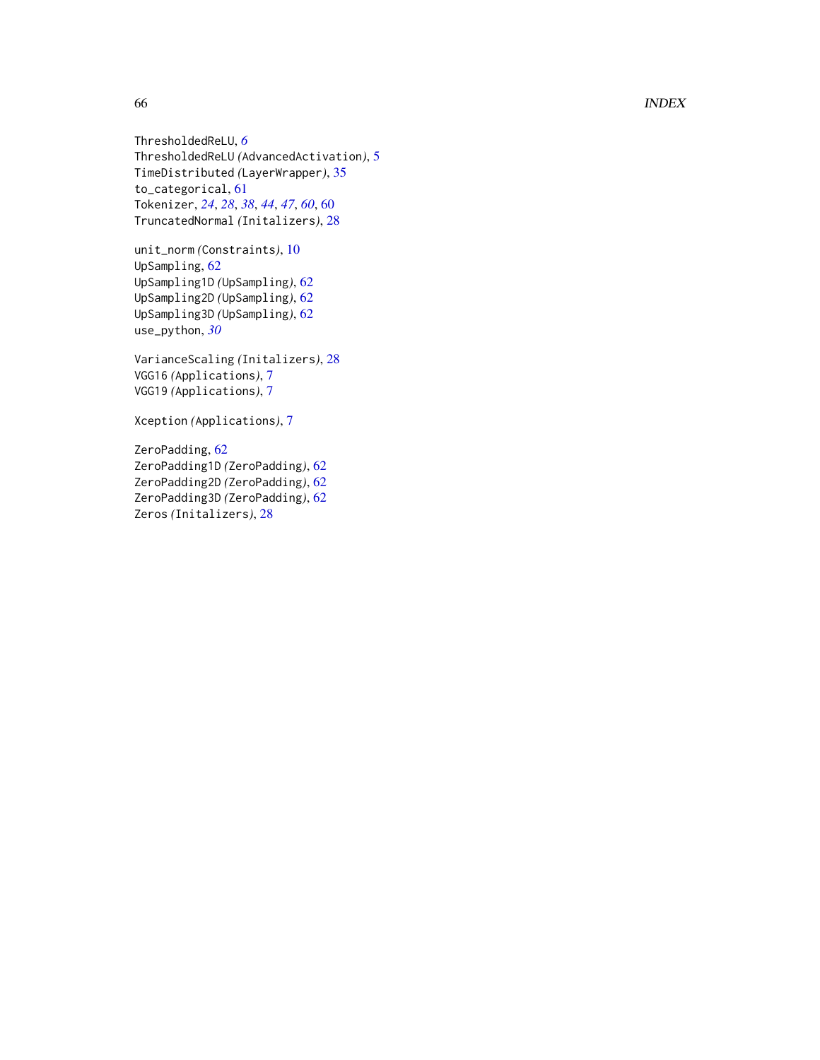ThresholdedReLU, *6*
ThresholdedReLU *(*AdvancedActivation*)*, 5
TimeDistributed *(*LayerWrapper*)*, 35
to_categorical, 61
Tokenizer, *24*, *28*, *38*, *44*, *47*, *60*, 60
TruncatedNormal *(*Initalizers*)*, 28

unit_norm *(*Constraints*)*, 10
UpSampling, 62
UpSampling1D *(*UpSampling*)*, 62
UpSampling2D *(*UpSampling*)*, 62
UpSampling3D *(*UpSampling*)*, 62
use_python, *30*

VarianceScaling *(*Initalizers*)*, 28
VGG16 *(*Applications*)*, 7
VGG19 *(*Applications*)*, 7

Xception *(*Applications*)*, 7

ZeroPadding, 62
ZeroPadding1D *(*ZeroPadding*)*, 62
ZeroPadding2D *(*ZeroPadding*)*, 62
ZeroPadding3D *(*ZeroPadding*)*, 62
Zeros *(*Initalizers*)*, 28